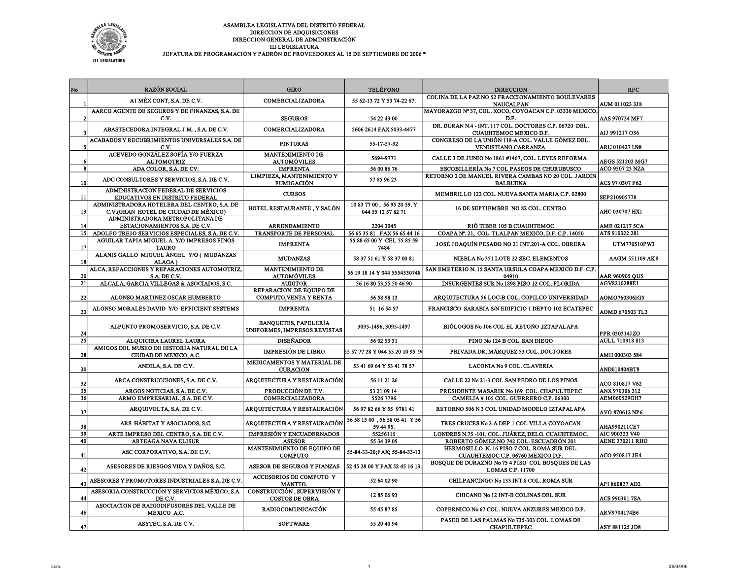ASAMBLEA LEGISLATIVA DEL DISTRITO FEDERAL
DIRECCION DE ADQUISICIONES
DIRECCION GENERAL DE ADMINISTRACIÓN
III LEGISLATURA
JEFATURA DE PROGRAMACIÓN Y PADRÓN DE PROVEEDORES AL 15 DE SEPTIEMBRE DE 2006 *

| No | RAZÓN SOCIAL | GIRO | TELÉFONO | DIRECCION | RFC |
|---|---|---|---|---|---|
| 1 | A1 MÉX CONT, S.A. DE C.V. | COMERCIALIZADORA | 55 62-13 72 Y 53 74-22 67. | COLINA DE LA PAZ NO 52 FRACCIONAMIENTO BOULEVARES NAUCALPAN | AUM 011023 3J8 |
| 2 | AARCO AGENTE DE SEGUROS Y DE FINANZAS, S.A. DE C.V. | SEGUROS | 54 22 43 00 | MAYORAZGO Nº 37, COL. XOCO, COYOACAN C.P. 03330 MEXICO, D.F. | AAS 970724 MF7 |
| 3 | ABASTECEDORA INTEGRAL J.M. , S.A. DE C.V. | COMERCIALIZADORA | 5606 2614 FAX 5033-4477 | DR. DURAN N.4 - INT. 117 COL. DOCTORES C.P. 06720 DEL. CUAUHTEMOC MEXICO D.F. | AIJ 991217 O36 |
| 5 | ACABADOS Y RECUBRIMIENTOS UNIVERSALES S.A. DE C.V. | PINTURAS | 55-17-57-32 | CONGRESO DE LA UNIÓN 118-A COL. VALLE GÓMEZ DEL. VENUSTIANO CARRANZA. | ARU 010427 U98 |
| 6 | ACEVEDO GONZÁLEZ SOFÍA Y/O FUERZA AUTOMOTRIZ | MANTENIMIENTO DE AUTOMÓVILES | 5694-9771 | CALLE 3 DE JUNIO No 1861 #1467, COL. LEYES REFORMA | AEGS 521202 MG7 |
| 8 | ADA COLOR, S.A. DE CV. | IMPRENTA | 56 00 86 76 | ESCOBILLERÍA No 7 COL PASEOS DE CHURUBUSCO | ACO 9507 23 NZA |
| 10 | ADC CONSULTORES Y SERVICIOS, S.A. DE C.V. | LIMPIEZA, MANTENIMIENTO Y FUMIGACIÓN | 57 85 96 23 | RETORNO 2 DE MANUEL RIVERA CAMBAS NO 20 COL. JARDÍN BALBUENA | ACS 97 0307 F62 |
| 11 | ADMINISTRACION FEDERAL DE SERVICIOS EDUCATIVOS EN DISTRITO FEDERAL | CURSOS | | MEMBRILLO 122 COL. NUEVA SANTA MARIA C.P. 02800 | SEP210905778 |
| 13 | ADMINISTRADORA HOTELERA DEL CENTRO, S.A. DE C.V.(GRAN HOTEL DE CIUDAD DE MÉXICO) | HOTEL RESTAURANTE , Y SALÓN | 10 83 77 00 , 56 95 20 59. Y 044 55 12 57 82 71 | 16 DE SEPTIEMBRE NO 82 COL. CENTRO | AHC 030707 HX1 |
| 14 | ADMINISTRADORA METROPOLITANA DE ESTACIONAMIENTOS S.A. DE C.V. | ARRENDAMIENTO | 2204 3045 | RIÓ TIBER 105 B CUAUHTEMOC | AME 021217 5CA |
| 15 | ADOLFO TREJO SERVICIOS ESPECIALES, S.A. DE C.V. | TRANSPORTE DE PERSONAL | 56 65 35 81 FAX 56 65 44 16 | COAPA Nº. 21, COL. TLALPAN MEXICO, D.F. C.P. 14050 | ATS 910322 281 |
| 17 | AGUILAR TAPIA MIGUEL A. Y/O IMPRESOS FINOS TAURO | IMPRENTA | 55 88 65 00 Y CEL 55 85 59 7484 | JOSÉ JOAQUÍN PESADO NO 21 INT.201-A COL. OBRERA | UTM770510PW3 |
| 18 | ALANIS GALLO MIGUEL ÁNGEL Y/O ( MUDANZAS ALAGA ) | MUDANZAS | 58 37 51 61 Y 58 37 00 81 | NIEBLA No 351 LOTE 22 SEC. ELEMENTOS | AAGM 551109 AK8 |
| 20 | ALCA, REFACCIONES Y REPARACIONES AUTOMOTRIZ, S.A. DE C.V. | MANTENIMIENTO DE AUTOMÓVILES | 56 19 18 14 Y 044 5554530748 | SAN EMETERIO N. 15 SANTA URSULA COAPA MEXICO D.F. C.P. 04910 | AAR 960905 QU5 |
| 21 | ALCALA, GARCIA VILLEGAS & ASOCIADOS, S.C. | AUDITOR | 56 16 80 53,55 50 46 90 | INSURGENTES SUR No 1898 PISO 12 COL. FLORIDA | AGV8210288E1 |
| 22 | ALONSO MARTINEZ OSCAR HUMBERTO | REPARACION DE EQUIPO DE COMPUTO,VENTA Y RENTA | 56 58 98 13 | ARQUITECTURA 56 LOC-B COL. COPILCO UNIVERSIDAD | AOMO760306IG5 |
| 23 | ALONSO MORALES DAVID Y/O EFFICIENT SYSTEMS | IMPRENTA | 51 16 54 57 | FRANCISCO SARABIA S/N EDIFICIO 1 DEPTO 102 ECATEPEC | AOMD 670503 TL3 |
| 24 | ALPUNTO PROMOSERVICIO, S.A. DE C.V. | BANQUETES, PAPELERÍA UNIFORMES, IMPRESOS REVISTAS | 3095-1496, 3095-1497 | BIÓLOGOS No 106 COL EL RETOÑO ,IZTAPALAPA | PPR 030314JZO |
| 25 | ALQUICIRA LAUREL LAURA | DISEÑADOR | 56 02 53 31 | PINO No 124 B COL. SAN DIEGO | AULL 710918 813 |
| 28 | AMIGOS DEL MUSEO DE HISTORIA NATURAL DE LA CIUDAD DE MEXICO, A.C. | IMPRESIÓN DE LIBRO | 55 57 77 28 Y 044 55 20 10 95 9 | PRIVADA DR. MÁRQUEZ 53 COL. DOCTORES | AMH 000303 584 |
| 30 | ANDILA, S.A. DE C.V. | MEDICAMENTOS Y MATERIAL DE CURACION | 53 41 69 64 Y 53 41 78 57 | LACONIA No 9 COL. CLAVERIA | AND010404BT8 |
| 32 | ARCA CONSTRUCCIONES, S.A. DE C.V. | ARQUITECTURA Y RESTAURACIÓN | 56 11 21 26 | CALLE 22 No 21-3 COL SAN PEDRO DE LOS PINOS | ACO 810817 V62 |
| 35 | ARGOS NOTICIAS, S.A. DE C.V. | PRODUCCIÓN DE T.V. | 53 21 09 14 | PRESIDENTE MASARIK No 169 COL. CHAPULTEPEC | ANX 970306 312 |
| 36 | ARMO EMPRESARIAL, S.A. DE C.V. | COMERCIALIZADORA | 5526 7796 | CAMELIA # 105 COL. GUERRERO C.P. 06300 | AEM060529GH7 |
| 37 | ARQUIVOLTA, S.A. DE C.V. | ARQUITECTURA Y RESTAURACIÓN | 56 97 82 66 Y 55 9781 41 | RETORNO 506 N 3 COL UNIDAD MODELO IZTAPALAPA | AVO 870612 NP6 |
| 38 | ARS HÁBITAT Y ASOCIADOS, S.C. | ARQUITECTURA Y RESTAURACIÓN | 56 58 15 00 , 56 58 05 41 Y 56 59 44 95. | TRES CRUCES No 2-A DEP.1 COL VILLA COYOACAN | AHA990211CE7 |
| 39 | ARTE IMPRESO DEL CENTRO, S.A. DE C.V. | IMPRESIÓN Y ENCUADERNADOS | 55256115 | LONDRES N.75 -101, COL. JUÁREZ, DELG. CUAUHTEMOC. | AIC 900323 V40 |
| 40 | ARTEAGA NAVA ELISUR | ASESOR | 55 34 39 05 | ROBERTO GÓMEZ No 742 COL. ESCUADRÓN 201 | AENE 370211 RHO |
| 41 | ASC CORPORATIVO, S.A. DE C.V. | MANTENIMIENTO DE EQUIPO DE COMPUTO | 55-84-33-20;FAX; 55-84-33-13 | HERMOSILLO N. 16 PISO 7 COL. ROMA SUR DEL. CUAUHTEMOC C.P. 06760 MEXICO D.F. | ACO 950817 JE4 |
| 42 | ASESORES DE RIESGOS VIDA Y DAÑOS, S.C. | ASESOR DE SEGUROS Y FIANZAS | 52 45 28 00 Y FAX 52 45 16 13. | BOSQUE DE DURAZNO No 75 4 PISO COL BOSQUES DE LAS LOMAS C.P. 11700 | |
| 43 | ASESORES Y PROMOTORES INDUSTRIALES S.A. DE C.V. | ACCESORIOS DE COMPUTO Y MANTTO. | 52 64 02 90 | CHILPANCINGO No 133 INT.8 COL. ROMA SUR | API 860827 AD2 |
| 44 | ASESORIA CONSTRUCCIÓN Y SERVICIOS MÉXICO, S.A. DE C.V. | CONSTRUCCIÓN , SUPERVISIÓN Y COSTOS DE OBRA | 12 85 06 93 | CHICANO No 12 INT-B COLINAS DEL SUR | ACS 990301 7SA |
| 46 | ASOCIACION DE RADIODIFUSORES DEL VALLE DE MEXICO A.C. | RADIOCOMUNICACIÓN | 55 45 87 85 | COPERNICO No 67 COL. NUEVA ANZURES MEXICO D.F. | ARV9704174B6 |
| 47 | ASYTEC, S.A. DE C.V. | SOFTWARE | 55 20 40 94 | PASEO DE LAS PALMAS No 735-303 COL. LOMAS DE CHAPULTEPEC | ASY 881125 JD8 |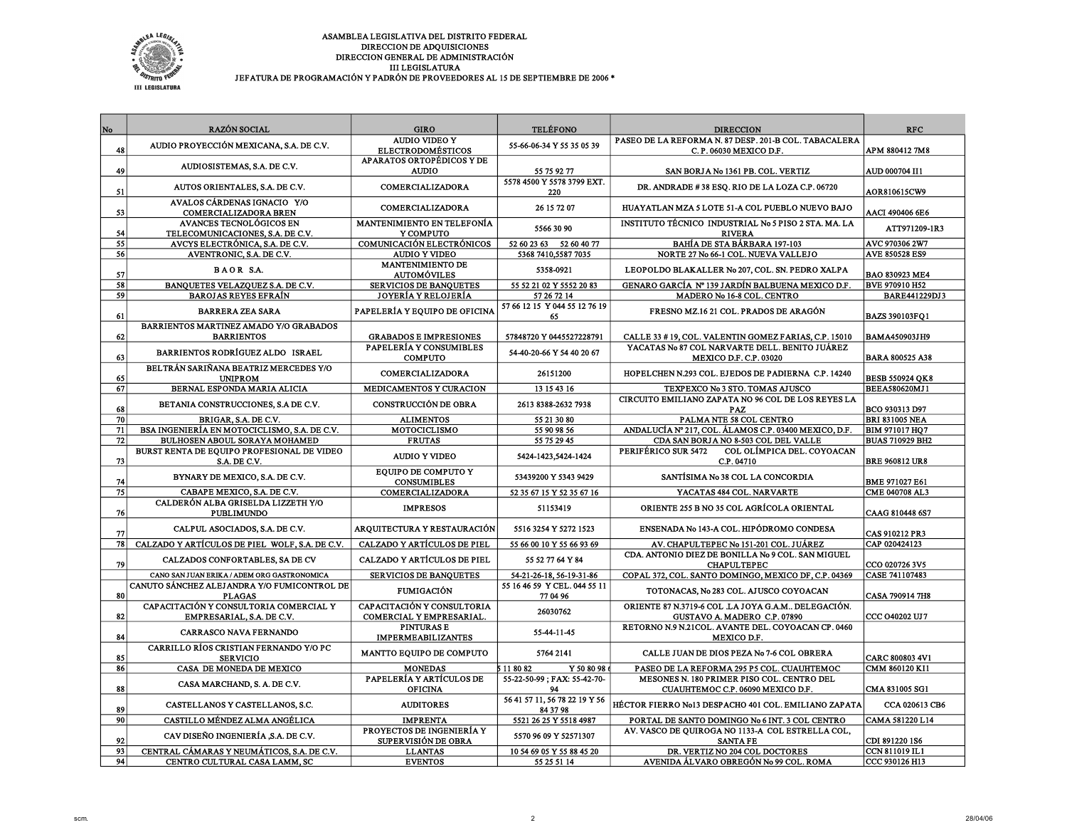ASAMBLEA LEGISLATIVA DEL DISTRITO FEDERAL
DIRECCION DE ADQUISICIONES
DIRECCION GENERAL DE ADMINISTRACIÓN
III LEGISLATURA
JEFATURA DE PROGRAMACIÓN Y PADRÓN DE PROVEEDORES AL 15 DE SEPTIEMBRE DE 2006 *

| No | RAZÓN SOCIAL | GIRO | TELÉFONO | DIRECCION | RFC |
|---|---|---|---|---|---|
| 48 | AUDIO PROYECCIÓN MEXICANA, S.A. DE C.V. | AUDIO VIDEO Y ELECTRODOMÉSTICOS | 55-66-06-34 Y 55 35 05 39 | PASEO DE LA REFORMA N. 87 DESP. 201-B COL. TABACALERA C. P. 06030 MEXICO D.F. | APM 880412 7M8 |
| 49 | AUDIOSISTEMAS, S.A. DE C.V. | APARATOS ORTOPÉDICOS Y DE AUDIO | 55 75 92 77 | SAN BORJA No 1361 PB. COL. VERTIZ | AUD 000704 II1 |
| 51 | AUTOS ORIENTALES, S.A. DE C.V. | COMERCIALIZADORA | 5578 4500 Y 5578 3799 EXT. 220 | DR. ANDRADE # 38 ESQ. RIO DE LA LOZA C.P. 06720 | AOR810615CW9 |
| 53 | AVALOS CÁRDENAS IGNACIO Y/O COMERCIALIZADORA BREN | COMERCIALIZADORA | 26 15 72 07 | HUAYATLAN MZA 5 LOTE 51-A COL PUEBLO NUEVO BAJO | AACI 490406 6E6 |
| 54 | AVANCES TECNOLÓGICOS EN TELECOMUNICACIONES, S.A. DE C.V. | MANTENIMIENTO EN TELEFONÍA Y COMPUTO | 5566 30 90 | INSTITUTO TÉCNICO INDUSTRIAL No 5 PISO 2 STA. MA. LA RIVERA | ATT971209-1R3 |
| 55 | AVCYS ELECTRÓNICA, S.A. DE C.V. | COMUNICACIÓN ELECTRÓNICOS | 52 60 23 63 52 60 40 77 | BAHÍA DE STA BÁRBARA 197-103 | AVC 970306 2W7 |
| 56 | AVENTRONIC, S.A. DE C.V. | AUDIO Y VIDEO | 5368 7410,5587 7035 | NORTE 27 No 66-1 COL. NUEVA VALLEJO | AVE 850528 ES9 |
| 57 | B A O R S.A. | MANTENIMIENTO DE AUTOMÓVILES | 5358-0921 | LEOPOLDO BLAKALLER No 207, COL. SN. PEDRO XALPA | BAO 830923 ME4 |
| 58 | BANQUETES VELAZQUEZ S.A. DE C.V. | SERVICIOS DE BANQUETES | 55 52 21 02 Y 5552 20 83 | GENARO GARCÍA Nº 139 JARDÍN BALBUENA MEXICO D.F. | BVE 970910 H52 |
| 59 | BAROJAS REYES EFRAÍN | JOYERÍA Y RELOJERÍA | 57 26 72 14 | MADERO No 16-8 COL. CENTRO | BARE441229DJ3 |
| 61 | BARRERA ZEA SARA | PAPELERÍA Y EQUIPO DE OFICINA | 57 66 12 15 Y 044 55 12 76 19 65 | FRESNO MZ.16 21 COL. PRADOS DE ARAGÓN | BAZS 390103FQ1 |
| 62 | BARRIENTOS MARTINEZ AMADO Y/O GRABADOS BARRIENTOS | GRABADOS E IMPRESIONES | 57848720 Y 0445522728791 | CALLE 33 # 19, COL. VALENTIN GOMEZ FARIAS, C.P. 15010 | BAMA450903JH9 |
| 63 | BARRIENTOS RODRÍGUEZ ALDO ISRAEL | PAPELERÍA Y CONSUMIBLES COMPUTO | 54-40-20-66 Y 54 40 20 67 | YACATAS No 87 COL NARVARTE DEL L. BENITO JUÁREZ MEXICO D.F. C.P. 03020 | BARA 800525 A38 |
| 65 | BELTRÁN SARIÑANA BEATRIZ MERCEDES Y/O UNIPROM | COMERCIALIZADORA | 26151200 | HOPELCHEN N.293 COL. EJEDOS DE PADIERNA C.P. 14240 | BESB 550924 QK8 |
| 67 | BERNAL ESPONDA MARIA ALICIA | MEDICAMENTOS Y CURACION | 13 15 43 16 | TEXPEXCO No 3 STO. TOMAS AJUSCO | BEEA580620MJ1 |
| 68 | BETANIA CONSTRUCCIONES, S.A. DE C.V. | CONSTRUCCIÓN DE OBRA | 2613 8388-2632 7938 | CIRCUITO EMILIANO ZAPATA NO 96 COL DE LOS REYES LA PAZ | BCO 930313 D97 |
| 70 | BRIGAR, S.A. DE C.V. | ALIMENTOS | 55 21 30 80 | PALMA NTE 58 COL CENTRO | BRI 831005 NEA |
| 71 | BSA INGENIERÍA EN MOTOCICLISMO, S.A. DE C.V. | MOTOCICLISMO | 55 90 98 56 | ANDALUCÍA Nº 217, COL. ÁLAMOS C.P. 03400 MEXICO, D.F. | BIM 971017 HQ7 |
| 72 | BULHOSEN ABOUL SORAYA MOHAMED | FRUTAS | 55 75 29 45 | CDA SAN BORJA NO 8-503 COL DEL VALLE | BUAS 710929 BH2 |
| 73 | BURST RENTA DE EQUIPO PROFESIONAL DE VIDEO S.A. DE C.V. | AUDIO Y VIDEO | 5424-1423,5424-1424 | PERIFÉRICO SUR 5472 COL OLÍMPICA DEL. COYOACAN C.P. 04710 | BRE 960812 UR8 |
| 74 | BYNARY DE MEXICO, S.A. DE C.V. | EQUIPO DE COMPUTO Y CONSUMIBLES | 53439200 Y 5343 9429 | SANTÍSIMA No 38 COL LA CONCORDIA | BME 971027 E61 |
| 75 | CABAPE MEXICO, S.A. DE C.V. | COMERCIALIZADORA | 52 35 67 15 Y 52 35 67 16 | YACATAS 484 COL. NARVARTE | CME 040708 AL3 |
| 76 | CALDERÓN ALBA GRISELDA LIZZETH Y/O PUBLIMUNDO | IMPRESOS | 51153419 | ORIENTE 255 B NO 35 COL AGRÍCOLA ORIENTAL | CAAG 810448 6S7 |
| 77 | CALPUL ASOCIADOS, S.A. DE C.V. | ARQUITECTURA Y RESTAURACIÓN | 5516 3254 Y 5272 1523 | ENSENADA No 143-A COL. HIPÓDROMO CONDESA | CAS 910212 PR3 |
| 78 | CALZADO Y ARTÍCULOS DE PIEL WOLF, S.A. DE C.V. | CALZADO Y ARTÍCULOS DE PIEL | 55 66 00 10 Y 55 66 93 69 | AV. CHAPULTEPEC No 151-201 COL. JUÁREZ | CAP 020424123 |
| 79 | CALZADOS CONFORTABLES, SA DE CV | CALZADO Y ARTÍCULOS DE PIEL | 55 52 77 64 Y 84 | CDA. ANTONIO DIEZ DE BONILLA No 9 COL. SAN MIGUEL CHAPULTEPEC | CCO 020726 3V5 |
|  | CANO SAN JUAN ERIKA / ADEM ORG GASTRONOMICA | SERVICIOS DE BANQUETES | 54-21-26-18, 56-19-31-86 | COPAL 372, COL. SANTO DOMINGO, MEXICO DF, C.P. 04369 | CASE 741107483 |
| 80 | CANUTO SÁNCHEZ ALEJANDRA Y/O FUMICONTROL DE PLAGAS | FUMIGACIÓN | 55 16 46 59 Y CEL. 044 55 11 77 04 96 | TOTONACAS, No 283 COL. AJUSCO COYOACAN | CASA 790914 7H8 |
| 82 | CAPACITACIÓN Y CONSULTORIA COMERCIAL Y EMPRESARIAL, S.A. DE C.V. | CAPACITACIÓN Y CONSULTORIA COMERCIAL Y EMPRESARIAL. | 26030762 | ORIENTE 87 N.3719-6 COL .LA JOYA G.A.M.. DELEGACIÓN. GUSTAVO A. MADERO C.P. 07890 | CCC O40202 UJ7 |
| 84 | CARRASCO NAVA FERNANDO | PINTURAS E IMPERMEABILIZANTES | 55-44-11-45 | RETORNO N.9 N.21COL. AVANTE DEL. COYOACAN CP. 0460 MEXICO D.F. | |
| 85 | CARRILLO RÍOS CRISTIAN FERNANDO Y/O PC SERVICIO | MANTTO EQUIPO DE COMPUTO | 5764 2141 | CALLE JUAN DE DIOS PEZA No 7-6 COL OBRERA | CARC 800803 4V1 |
| 86 | CASA DE MONEDA DE MEXICO | MONEDAS | 5 11 80 82 Y 50 80 98 6 | PASEO DE LA REFORMA 295 P5 COL. CUAUHTEMOC | CMM 860120 KI1 |
| 88 | CASA MARCHAND, S. A. DE C.V. | PAPELERÍA Y ARTÍCULOS DE OFICINA | 55-22-50-99 ; FAX: 55-42-70-94 | MESONES N. 180 PRIMER PISO COL. CENTRO DEL CUAUHTEMOC C.P. 06090 MEXICO D.F. | CMA 811005 SG1 |
| 89 | CASTELLANOS Y CASTELLANOS, S.C. | AUDITORES | 56 41 57 11, 56 78 22 19 Y 56 84 37 98 | HÉCTOR FIERRO No13 DESPACHO 401 COL. EMILIANO ZAPATA | CCA 020613 CB6 |
| 90 | CASTILLO MÉNDEZ ALMA ANGÉLICA | IMPRENTA | 5521 26 25 Y 5518 4987 | PORTAL DE SANTO DOMINGO No 6 INT. 3 COL CENTRO | CAMA 581220 L14 |
| 92 | CAV DISEÑO INGENIERÍA ,S.A. DE C.V. | PROYECTOS DE INGENIERÍA Y SUPERVISIÓN DE OBRA | 5570 96 09 Y 52571307 | AV. VASCO DE QUIROGA No 1133-A COL ESTRELLA COL, SANTA FE | CDI 891220 1S6 |
| 93 | CENTRAL CÁMARAS Y NEUMÁTICOS, S.A. DE C.V. | LLANTAS | 10 54 69 05 Y 55 88 45 20 | DR. VERTIZ NO 204 COL DOCTORES | CCN 811019 IL1 |
| 94 | CENTRO CULTURAL CASA LAMM, SC | EVENTOS | 55 25 51 14 | AVENIDA ÁLVARO OBREGÓN No 99 COL. ROMA | CCC 930126 H13 |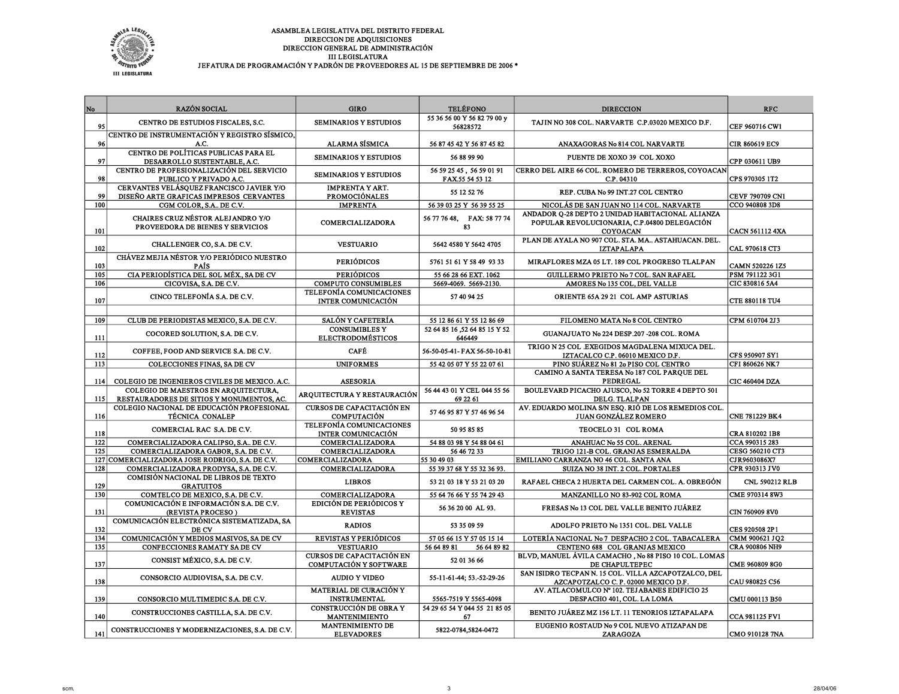ASAMBLEA LEGISLATIVA DEL DISTRITO FEDERAL
DIRECCION DE ADQUISICIONES
DIRECCION GENERAL DE ADMINISTRACIÓN
III LEGISLATURA
JEFATURA DE PROGRAMACIÓN Y PADRÓN DE PROVEEDORES AL 15 DE SEPTIEMBRE DE 2006 *

| No | RAZÓN SOCIAL | GIRO | TELÉFONO | DIRECCION | RFC |
|---|---|---|---|---|---|
| 95 | CENTRO DE ESTUDIOS FISCALES, S.C. | SEMINARIOS Y ESTUDIOS | 55 36 56 00 Y 56 82 79 00 y 56828572 | TAJIN NO 308 COL. NARVARTE C.P.03020 MEXICO D.F. | CEF 960716 CW1 |
| 96 | CENTRO DE INSTRUMENTACIÓN Y REGISTRO SÍSMICO, A.C. | ALARMA SÍSMICA | 56 87 45 42 Y 56 87 45 82 | ANAXAGORAS No 814 COL NARVARTE | CIR 860619 EC9 |
| 97 | CENTRO DE POLÍTICAS PUBLICAS PARA EL DESARROLLO SUSTENTABLE, A.C. | SEMINARIOS Y ESTUDIOS | 56 88 99 90 | PUENTE DE XOXO 39 COL XOXO | CPP 030611 UB9 |
| 98 | CENTRO DE PROFESIONALIZACIÓN DEL SERVICIO PUBLICO Y PRIVADO A.C. | SEMINARIOS Y ESTUDIOS | 56 59 25 45 , 56 59 01 91 FAX.55 54 53 12 | CERRO DEL AIRE 66 COL. ROMERO DE TERREROS, COYOACAN C.P. 04310 | CPS 970305 1T2 |
| 99 | CERVANTES VELÁSQUEZ FRANCISCO JAVIER Y/O DISEÑO ARTE GRAFICAS IMPRESOS CERVANTES | IMPRENTA Y ART. PROMOCIÓNALES | 55 12 52 76 | REP. CUBA No 99 INT.27 COL CENTRO | CEVF 790709 CN1 |
| 100 | CGM COLOR, S.A.. DE C.V. | IMPRENTA | 56 39 03 25 Y 56 39 55 25 | NICOLÁS DE SAN JUAN NO 114 COL. NARVARTE | CCO 940808 3D8 |
| 101 | CHAIRES CRUZ NÉSTOR ALEJANDRO Y/O PROVEEDORA DE BIENES Y SERVICIOS | COMERCIALIZADORA | 56 77 76 48, FAX: 58 77 74 83 | ANDADOR Q-28 DEPTO 2 UNIDAD HABITACIONAL ALIANZA POPULAR REVOLUCIONARIA, C.P.04800 DELEGACIÓN COYOACAN | CACN 561112 4XA |
| 102 | CHALLENGER CO, S.A. DE C.V. | VESTUARIO | 5642 4580 Y 5642 4705 | PLAN DE AYALA NO 907 COL. STA. MA.. ASTAHUACAN. DEL. IZTAPALAPA | CAL 970618 CT3 |
| 103 | CHÁVEZ MEJIA NÉSTOR Y/O PERIÓDICO NUESTRO PAÍS | PERIÓDICOS | 5761 51 61 Y 58 49 93 33 | MIRAFLORES MZA 05 LT. 189 COL PROGRESO TLALPAN | CAMN 520226 1Z5 |
| 105 | CIA PERIODÍSTICA DEL SOL MÉX., SA DE CV | PERIÓDICOS | 55 66 28 66 EXT. 1062 | GUILLERMO PRIETO No 7 COL. SAN RAFAEL | PSM 791122 3G1 |
| 106 | CICOVISA, S.A. DE C.V. | COMPUTO CONSUMIBLES | 5669-4069. 5669-2130. | AMORES No 135 COL, DEL VALLE | CIC 830816 5A4 |
| 107 | CINCO TELEFONÍA S.A. DE C.V. | TELEFONÍA COMUNICACIONES INTER COMUNICACIÓN | 57 40 94 25 | ORIENTE 65A 29 21 COL AMP ASTURIAS | CTE 880118 TU4 |
| | | | | | |
| 109 | CLUB DE PERIODISTAS MEXICO, S.A. DE C.V. | SALÓN Y CAFETERÍA | 55 12 86 61 Y 55 12 86 69 | FILOMENO MATA No 8 COL CENTRO | CPM 610704 2J3 |
| 111 | COCORED SOLUTION, S.A. DE C.V. | CONSUMIBLES Y ELECTRODOMÉSTICOS | 52 64 85 16 ,52 64 85 15 Y 52 646449 | GUANAJUATO No 224 DESP.207 -208 COL. ROMA | |
| 112 | COFFEE, FOOD AND SERVICE S.A. DE C.V. | CAFÉ | 56-50-05-41- FAX 56-50-10-81 | TRIGO N 25 COL .EXEGIDOS MAGDALENA MIXUCA DEL. IZTACALCO C.P. 06010 MEXICO D.F. | CFS 950907 SY1 |
| 113 | COLECCIONES FINAS, SA DE CV | UNIFORMES | 55 42 05 07 Y 55 22 07 61 | PINO SUÁREZ No 81 2o PISO COL CENTRO | CFI 860626 NK7 |
| 114 | COLEGIO DE INGENIEROS CIVILES DE MEXICO. A.C. | ASESORIA | | CAMINO A SANTA TERESA No 187 COL PARQUE DEL PEDREGAL | CIC 460404 DZA |
| 115 | COLEGIO DE MAESTROS EN ARQUITECTURA, RESTAURADORES DE SITIOS Y MONUMENTOS, AC. | ARQUITECTURA Y RESTAURACIÓN | 56 44 43 01 Y CEL 044 55 56 69 22 61 | BOULEVARD PICACHO AJUSCO, No 52 TORRE 4 DEPTO 501 DELG. TLALPAN | |
| 116 | COLEGIO NACIONAL DE EDUCACIÓN PROFESIONAL TÉCNICA CONALEP | CURSOS DE CAPACITACIÓN EN COMPUTACIÓN | 57 46 95 87 Y 57 46 96 54 | AV. EDUARDO MOLINA S/N ESQ. RIÓ DE LOS REMEDIOS COL. JUAN GONZÁLEZ ROMERO | CNE 781229 BK4 |
| 118 | COMERCIAL RAC S.A. DE C.V. | TELEFONÍA COMUNICACIONES INTER COMUNICACIÓN | 50 95 85 85 | TEOCELO 31 COL ROMA | CRA 810202 1B8 |
| 122 | COMERCIALIZADORA CALIPSO, S.A.. DE C.V. | COMERCIALIZADORA | 54 88 03 98 Y 54 88 04 61 | ANAHUAC No 55 COL. ARENAL | CCA 990315 283 |
| 125 | COMERCIALIZADORA GABOR, S.A. DE C.V. | COMERCIALIZADORA | 56 46 72 33 | TRIGO 121-B COL. GRANJAS ESMERALDA | CESG 560210 CT3 |
| 127 | COMERCIALIZADORA JOSE RODRIGO, S.A. DE C.V. | COMERCIALIZADORA | 55 30 49 03 | EMILIANO CARRANZA No 46 COL. SANTA ANA | CJR9603086X7 |
| 128 | COMERCIALIZADORA PRODYSA, S.A. DE C.V. | COMERCIALIZADORA | 55 39 37 68 Y 55 32 36 93. | SUIZA No 38 INT. 2 COL. PORTALES | CPR 930313 JV0 |
| 129 | COMISIÓN NACIONAL DE LIBROS DE TEXTO GRATUITOS | LIBROS | 53 21 03 18 Y 53 21 03 20 | RAFAEL CHECA 2 HUERTA DEL CARMEN COL. A. OBREGÓN | CNL 590212 RLB |
| 130 | COMTELCO DE MEXICO, S.A. DE C.V. | COMERCIALIZADORA | 55 64 76 66 Y 55 74 29 43 | MANZANILLO NO 83-902 COL ROMA | CME 970314 8W3 |
| 131 | COMUNICACIÓN E INFORMACIÓN S.A. DE C.V. (REVISTA PROCESO ) | EDICIÓN DE PERIÓDICOS Y REVISTAS | 56 36 20 00 AL 93. | FRESAS No 13 COL DEL VALLE BENITO JUÁREZ | CIN 760909 8V0 |
| 132 | COMUNICACIÓN ELECTRÓNICA SISTEMATIZADA, SA DE CV | RADIOS | 53 35 09 59 | ADOLFO PRIETO No 1351 COL. DEL VALLE | CES 920508 2P1 |
| 134 | COMUNICACIÓN Y MEDIOS MASIVOS, SA DE CV | REVISTAS Y PERIÓDICOS | 57 05 66 15 Y 57 05 15 14 | LOTERÍA NACIONAL No 7 DESPACHO 2 COL. TABACALERA | CMM 900621 JQ2 |
| 135 | CONFECCIONES RAMATY SA DE CV | VESTUARIO | 56 64 89 81 56 64 89 82 | CENTENO 688 COL GRANJAS MEXICO | CRA 900806 NH9 |
| 137 | CONSIST MÉXICO, S.A. DE C.V. | CURSOS DE CAPACITACIÓN EN COMPUTACIÓN Y SOFTWARE | 52 01 36 66 | BLVD, MANUEL ÁVILA CAMACHO , No 88 PISO 10 COL. LOMAS DE CHAPULTEPEC | CME 960809 8G0 |
| 138 | CONSORCIO AUDIOVISA, S.A. DE C.V. | AUDIO Y VIDEO | 55-11-61-44; 53.-52-29-26 | SAN ISIDRO TECPAN N. 15 COL. VILLA AZCAPOTZALCO, DEL AZCAPOTZALCO C. P. 02000 MEXICO D.F. | CAU 980825 C56 |
| 139 | CONSORCIO MULTIMEDIC S.A. DE C.V. | MATERIAL DE CURACIÓN Y INSTRUMENTAL | 5565-7519 Y 5565-4098 | AV. ATLACOMULCO Nº 102. TEJABANES EDIFICIO 25 DESPACHO 401, COL. LA LOMA | CMU 000113 B50 |
| 140 | CONSTRUCCIONES CASTILLA, S.A. DE C.V. | CONSTRUCCIÓN DE OBRA Y MANTENIMIENTO | 54 29 65 54 Y 044 55 21 85 05 67 | BENITO JUÁREZ MZ 156 LT. 11 TENORIOS IZTAPALAPA | CCA 981125 FV1 |
| 141 | CONSTRUCCIONES Y MODERNIZACIONES, S.A. DE C.V. | MANTENIMIENTO DE ELEVADORES | 5822-0784,5824-0472 | EUGENIO ROSTAUD No 9 COL NUEVO ATIZAPAN DE ZARAGOZA | CMO 910128 7NA |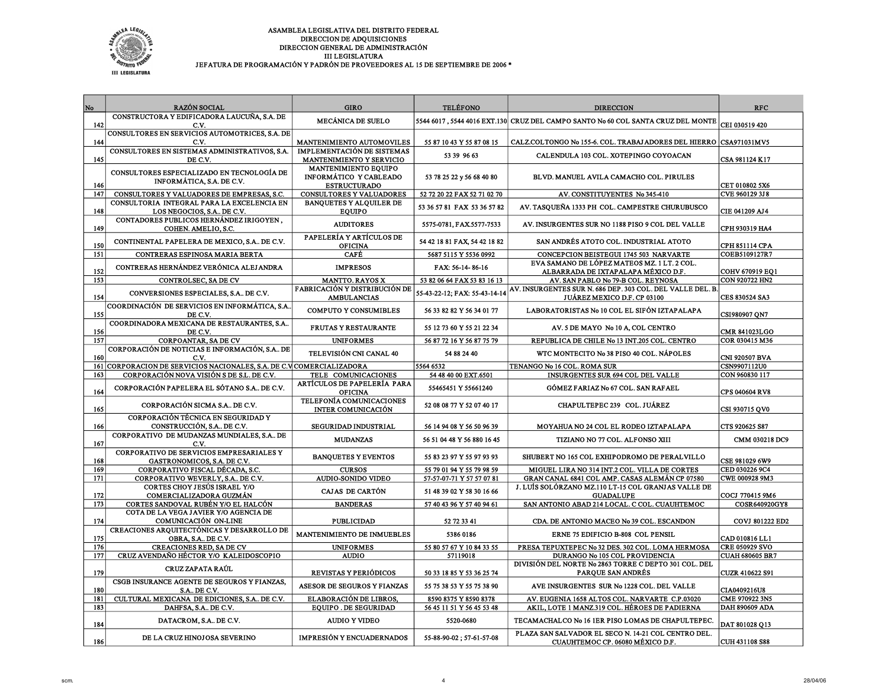ASAMBLEA LEGISLATIVA DEL DISTRITO FEDERAL
DIRECCION DE ADQUISICIONES
DIRECCION GENERAL DE ADMINISTRACIÓN
III LEGISLATURA
JEFATURA DE PROGRAMACIÓN Y PADRÓN DE PROVEEDORES AL 15 DE SEPTIEMBRE DE 2006 *

| No | RAZÓN SOCIAL | GIRO | TELÉFONO | DIRECCION | RFC |
|---|---|---|---|---|---|
| 142 | CONSTRUCTORA Y EDIFICADORA LAUCUÑA, S.A. DE C.V. | MECÁNICA DE SUELO | 5544 6017 , 5544 4016 EXT.130 | CRUZ DEL CAMPO SANTO No 60 COL SANTA CRUZ DEL MONTE | CEI 030519 420 |
| 144 | CONSULTORES EN SERVICIOS AUTOMOTRICES, S.A. DE C.V. | MANTENIMIENTO AUTOMOVILES | 55 87 10 43 Y 55 87 08 15 | CALZ.COLTONGO No 155-6. COL. TRABAJADORES DEL HIERRO | CSA971031MV5 |
| 145 | CONSULTORES EN SISTEMAS ADMINISTRATIVOS, S.A. DE C.V. | IMPLEMENTACIÓN DE SISTEMAS MANTENIMIENTO Y SERVICIO | 53 39 96 63 | CALENDULA 103 COL. XOTEPINGO COYOACAN | CSA 981124 K17 |
| 146 | CONSULTORES ESPECIALIZADO EN TECNOLOGÍA DE INFORMÁTICA, S.A. DE C.V. | MANTENIMIENTO EQUIPO INFORMÁTICO Y CABLEADO ESTRUCTURADO | 53 78 25 22 y 56 68 40 80 | BLVD. MANUEL AVILA CAMACHO COL. PIRULES | CET 010802 5X6 |
| 147 | CONSULTORES Y VALUADORES DE EMPRESAS, S.C. | CONSULTORES Y VALUADORES | 52 72 20 22 FAX 52 71 02 70 | AV. CONSTITUYENTES No 345-410 | CVE 960129 3J8 |
| 148 | CONSULTORIA INTEGRAL PARA LA EXCELENCIA EN LOS NEGOCIOS, S.A.. DE C.V. | BANQUETES Y ALQUILER DE EQUIPO | 53 36 57 81 FAX 53 36 57 82 | AV. TASQUEÑA 1333 PH COL. CAMPESTRE CHURUBUSCO | CIE 041209 AJ4 |
| 149 | CONTADORES PUBLICOS HERNÁNDEZ IRIGOYEN , COHEN. AMELIO, S.C. | AUDITORES | 5575-0781, FAX.5577-7533 | AV. INSURGENTES SUR NO 1188 PISO 9 COL DEL VALLE | CPH 930319 HA4 |
| 150 | CONTINENTAL PAPELERA DE MEXICO, S.A.. DE C.V. | PAPELERÍA Y ARTÍCULOS DE OFICINA | 54 42 18 81 FAX, 54 42 18 82 | SAN ANDRÉS ATOTO COL. INDUSTRIAL ATOTO | CPH 851114 CPA |
| 151 | CONTRERAS ESPINOSA MARIA BERTA | CAFÉ | 5687 5115 Y 5536 0992 | CONCEPCION BEISTEGUI 1745 503 NARVARTE | COEB5109127R7 |
| 152 | CONTRERAS HERNÁNDEZ VERÓNICA ALEJANDRA | IMPRESOS | FAX: 56-14- 86-16 | EVA SAMANO DE LÓPEZ MATEOS MZ. 1 LT. 2 COL. ALBARRADA DE IXTAPALAPA MÉXICO D.F. | COHV 670919 EQ1 |
| 153 | CONTROLSEC, SA DE CV | MANTTO. RAYOS X | 53 82 06 64 FAX 53 83 16 13 | AV. SAN PABLO No 79-B COL. REYNOSA | CON 920722 HN2 |
| 154 | CONVERSIONES ESPECIALES, S.A.. DE C.V. | FABRICACIÓN Y DISTRIBUCIÓN DE AMBULANCIAS | 55-43-22-12; FAX: 55-43-14-14 | AV. INSURGENTES SUR N. 686 DEP. 303 COL. DEL VALLE DEL. B. JUÁREZ MEXICO D.F. CP 03100 | CES 830524 SA3 |
| 155 | COORDINACIÓN DE SERVICIOS EN INFORMÁTICA, S.A.. DE C.V. | COMPUTO Y CONSUMIBLES | 56 33 82 82 Y 56 34 01 77 | LABORATORISTAS No 10 COL EL SIFÓN IZTAPALAPA | CSI980907 QN7 |
| 156 | COORDINADORA MEXICANA DE RESTAURANTES, S.A.. DE C.V. | FRUTAS Y RESTAURANTE | 55 12 73 60 Y 55 21 22 34 | AV. 5 DE MAYO No 10 A, COL CENTRO | CMR 841023LGO |
| 157 | CORPOANTAR, SA DE CV | UNIFORMES | 56 87 72 16 Y 56 87 75 79 | REPUBLICA DE CHILE No 13 INT.205 COL. CENTRO | COR 030415 M36 |
| 160 | CORPORACIÓN DE NOTICIAS E INFORMACIÓN, S.A.. DE C.V. | TELEVISIÓN CNI CANAL 40 | 54 88 24 40 | WTC MONTECITO No 38 PISO 40 COL. NÁPOLES | CNI 920507 BVA |
| 161 | CORPORACION DE SERVICIOS NACIONALES, S.A. DE C.V | COMERCIALIZADORA | 5564 6532 | TENANGO No 16 COL. ROMA SUR | CSN9907112U0 |
| 163 | CORPORACIÓN NOVA VISIÓN S DE S.L. DE C.V. | TELE COMUNICACIONES | 54 48 40 00 EXT.6501 | INSURGENTES SUR 694 COL DEL VALLE | CON 960830 117 |
| 164 | CORPORACIÓN PAPELERA EL SÓTANO S.A.. DE C.V. | ARTÍCULOS DE PAPELERÍA PARA OFICINA | 55465451 Y 55661240 | GÓMEZ FARIAZ No 67 COL. SAN RAFAEL | CPS 040604 RV8 |
| 165 | CORPORACIÓN SICMA S.A.. DE C.V. | TELEFONÍA COMUNICACIONES INTER COMUNICACIÓN | 52 08 08 77 Y 52 07 40 17 | CHAPULTEPEC 239 COL. JUÁREZ | CSI 930715 QV0 |
| 166 | CORPORACIÓN TÉCNICA EN SEGURIDAD Y CONSTRUCCIÓN, S.A.. DE C.V. | SEGURIDAD INDUSTRIAL | 56 14 94 08 Y 56 50 96 39 | MOYAHUA NO 24 COL EL RODEO IZTAPALAPA | CTS 920625 S87 |
| 167 | CORPORATIVO DE MUDANZAS MUNDIALES, S.A.. DE C.V. | MUDANZAS | 56 51 04 48 Y 56 880 16 45 | TIZIANO NO 77 COL. ALFONSO XIII | CMM 030218 DC9 |
| 168 | CORPORATIVO DE SERVICIOS EMPRESARIALES Y GASTRONOMICOS, S.A. DE C.V. | BANQUETES Y EVENTOS | 55 83 23 97 Y 55 97 93 93 | SHUBERT NO 165 COL EXHIPODROMO DE PERALVILLO | CSE 981029 6W9 |
| 169 | CORPORATIVO FISCAL DÉCADA, S.C. | CURSOS | 55 79 01 94 Y 55 79 98 59 | MIGUEL LIRA NO 314 INT.2 COL. VILLA DE CORTES | CED 030226 9C4 |
| 171 | CORPORATIVO WEVERLY, S.A.. DE C.V. | AUDIO-SONIDO VIDEO | 57-57-07-71 Y 57 57 07 81 | GRAN CANAL 6841 COL AMP. CASAS ALEMÁN CP 07580 | CWE 000928 9M3 |
| 172 | CORTES CHOY JESÚS ISRAEL Y/O COMERCIALIZADORA GUZMÁN | CAJAS DE CARTÓN | 51 48 39 02 Y 58 30 16 66 | J. LUÍS SOLÓRZANO MZ.110 LT-15 COL GRANJAS VALLE DE GUADALUPE | COCJ 770415 9M6 |
| 173 | CORTES SANDOVAL RUBÉN Y/O EL HALCÓN | BANDERAS | 57 40 43 96 Y 57 40 94 61 | SAN ANTONIO ABAD 214 LOCAL. C COL. CUAUHTEMOC | COSR640920GY8 |
| 174 | COTA DE LA VEGA JAVIER Y/O AGENCIA DE COMUNICACIÓN ON-LINE | PUBLICIDAD | 52 72 33 41 | CDA. DE ANTONIO MACEO No 39 COL. ESCANDON | COVJ 801222 ED2 |
| 175 | CREACIONES ARQUITECTÓNICAS Y DESARROLLO DE OBRA, S.A.. DE C.V. | MANTENIMIENTO DE INMUEBLES | 5386 0186 | ERNE 75 EDIFICIO B-808 COL PENSIL | CAD 010816 LL1 |
| 176 | CREACIONES RED, SA DE CV | UNIFORMES | 55 80 57 67 Y 10 84 33 55 | PRESA TEPUXTEPEC No 32 DES. 302 COL. LOMA HERMOSA | CRE 050929 SVO |
| 177 | CRUZ AVENDAÑO HÉCTOR Y/O KALEIDOSCOPIO | AUDIO | 57119018 | DURANGO No 105 COL PROVIDENCIA | CUAH 680605 BR7 |
| 179 | CRUZ ZAPATA RAÚL | REVISTAS Y PERIÓDICOS | 50 33 18 85 Y 53 36 25 74 | DIVISIÓN DEL NORTE No 2863 TORRE C DEPTO 301 COL. DEL PARQUE SAN ANDRÉS | CUZR 410622 S91 |
| 180 | CSGB INSURANCE AGENTE DE SEGUROS Y FIANZAS, S.A.. DE C.V. | ASESOR DE SEGUROS Y FIANZAS | 55 75 38 53 Y 55 75 38 90 | AVE INSURGENTES SUR No 1228 COL. DEL VALLE | CIA0409216U8 |
| 181 | CULTURAL MEXICANA DE EDICIONES, S.A.. DE C.V. | ELABORACIÓN DE LIBROS, | 8590 8375 Y 8590 8378 | AV. EUGENIA 1658 ALTOS COL. NARVARTE C.P.03020 | CME 970922 3N5 |
| 183 | DAHFSA, S.A.. DE C.V. | EQUIPO . DE SEGURIDAD | 56 45 11 51 Y 56 45 53 48 | AKIL, LOTE 1 MANZ.319 COL. HÉROES DE PADIERNA | DAH 890609 ADA |
| 184 | DATACROM, S.A.. DE C.V. | AUDIO Y VIDEO | 5520-0680 | TECAMACHALCO No 16 1ER PISO LOMAS DE CHAPULTEPEC. | DAT 801028 Q13 |
| 186 | DE LA CRUZ HINOJOSA SEVERINO | IMPRESIÓN Y ENCUADERNADOS | 55-88-90-02 ; 57-61-57-08 | PLAZA SAN SALVADOR EL SECO N. 14-21 COL CENTRO DEL. CUAUHTEMOC CP. 06080 MÉXICO D.F. | CUH 431108 S88 |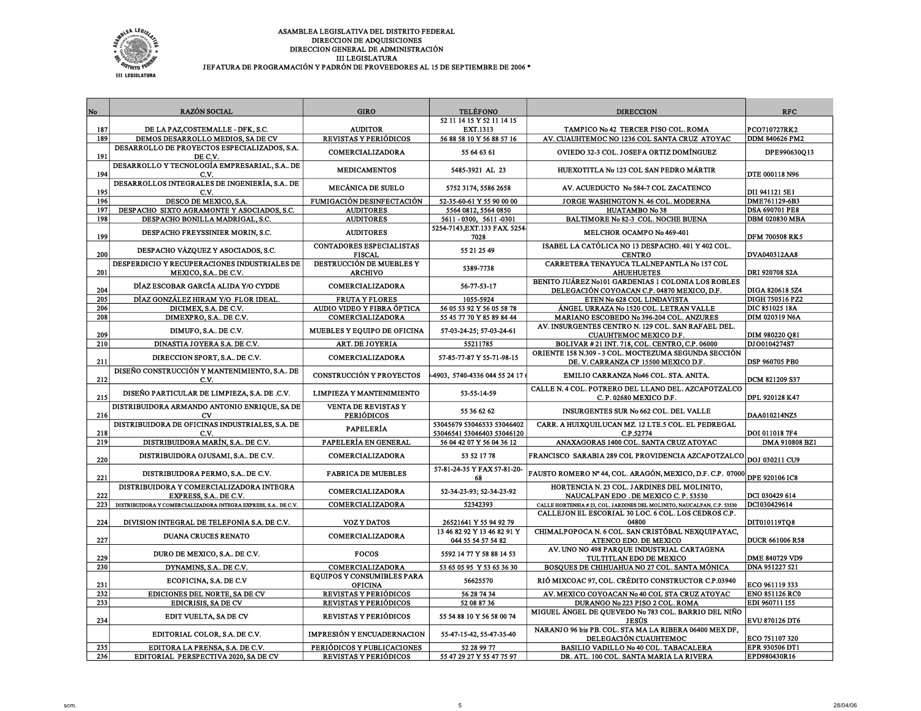ASAMBLEA LEGISLATIVA DEL DISTRITO FEDERAL
DIRECCION DE ADQUISICIONES
DIRECCION GENERAL DE ADMINISTRACIÓN
III LEGISLATURA
JEFATURA DE PROGRAMACIÓN Y PADRÓN DE PROVEEDORES AL 15 DE SEPTIEMBRE DE 2006 *

| No | RAZÓN SOCIAL | GIRO | TELÉFONO | DIRECCION | RFC |
|---|---|---|---|---|---|
| 187 | DE LA PAZ,COSTEMALLE - DFK, S.C. | AUDITOR | 52 11 14 15 Y 52 11 14 15 EXT.1313 | TAMPICO No 42 TERCER PISO COL. ROMA | PCO710727RK2 |
| 189 | DEMOS DESARROLLO MEDIOS, SA DE CV | REVISTAS Y PERIÓDICOS | 56 88 58 10 Y 56 88 57 16 | AV. CUAUHTEMOC NO 1236 COL SANTA CRUZ ATOYAC | DDM 840626 PM2 |
| 191 | DESARROLLO DE PROYECTOS ESPECIALIZADOS, S.A. DE C.V. | COMERCIALIZADORA | 55 64 63 61 | OVIEDO 32-3 COL. JOSEFA ORTIZ DOMÍNGUEZ | DPE990630Q13 |
| 194 | DESARROLLO Y TECNOLOGÍA EMPRESARIAL, S.A.. DE C.V. | MEDICAMENTOS | 5485-3921 AL 23 | HUEXOTITLA No 123 COL SAN PEDRO MÁRTIR | DTE 000118 N96 |
| 195 | DESARROLLOS INTEGRALES DE INGENIERÍA, S.A.. DE C.V. | MECÁNICA DE SUELO | 5752 3174, 5586 2658 | AV. ACUEDUCTO No 584-7 COL ZACATENCO | DII 941121 5E1 |
| 196 | DESCO DE MEXICO, S.A. | FUMIGACIÓN DESINFECTACIÓN | 52-35-60-61 Y 55 90 00 00 | JORGE WASHINGTON N. 46 COL. MODERNA | DME761129-6B3 |
| 197 | DESPACHO SIXTO AGRAMONTE Y ASOCIADOS, S.C. | AUDITORES | 5564 0812, 5564 0850 | HUATAMBO No 38 | DSA 690701 PE8 |
| 198 | DESPACHO BONILLA MADRIGAL, S.C. | AUDITORES | 5611 - 0300, 5611 -0301 | BALTIMORE No 82-3 COL. NOCHE BUENA | DBM 020830 MBA |
| 199 | DESPACHO FREYSSINIER MORIN, S.C. | AUDITORES | 5254-7143,EXT.133 FAX. 5254-7028 | MELCHOR OCAMPO No 469-401 | DFM 700508 RK5 |
| 200 | DESPACHO VÁZQUEZ Y ASOCIADOS, S.C. | CONTADORES ESPECIALISTAS FISCAL | 55 21 25 49 | ISABEL LA CATÓLICA NO 13 DESPACHO. 401 Y 402 COL. CENTRO | DVA040312AA8 |
| 201 | DESPERDICIO Y RECUPERACIONES INDUSTRIALES DE MEXICO, S.A.. DE C.V. | DESTRUCCIÓN DE MUEBLES Y ARCHIVO | 5389-7738 | CARRETERA TENAYUCA TLALNEPANTLA No 157 COL AHUEHUETES | DRI 920708 S2A |
| 204 | DÍAZ ESCOBAR GARCÍA ALIDA Y/O CYDDE | COMERCIALIZADORA | 56-77-53-17 | BENITO JUÁREZ No101 GARDENIAS 1 COLONIA LOS ROBLES DELEGACIÓN COYOACAN C.P. 04870 MEXICO, D.F. | DIGA 820618 5Z4 |
| 205 | DÍAZ GONZÁLEZ HIRAM Y/O FLOR IDEAL. | FRUTA Y FLORES | 1055-5924 | ETEN No 628 COL LINDAVISTA | DIGH 750516 PZ2 |
| 206 | DICIMEX, S.A. DE C.V. | AUDIO VIDEO Y FIBRA ÓPTICA | 56 05 53 92 Y 56 05 58 78 | ÁNGEL URRAZA No 1520 COL. LETRAN VALLE | DIC 851025 18A |
| 208 | DIMEXPRO, S.A.. DE C.V. | COMERCIALIZADORA | 55 45 77 70 Y 85 89 84 44 | MARIANO ESCOBEDO No 396-204 COL. ANZURES | DIM 020319 N6A |
| 209 | DIMUFO, S.A.. DE C.V. | MUEBLES Y EQUIPO DE OFICINA | 57-03-24-25; 57-03-24-61 | AV. INSURGENTES CENTRO N. 129 COL. SAN RAFAEL DEL. CUAUHTEMOC MEXICO D.F. | DIM 980220 Q81 |
| 210 | DINASTIA JOYERA S.A. DE C.V. | ART. DE JOYERIA | 55211785 | BOLIVAR # 21 INT. 718, COL. CENTRO, C.P. 06000 | DJO0104274S7 |
| 211 | DIRECCION SPORT, S.A.. DE C.V. | COMERCIALIZADORA | 57-85-77-87 Y 55-71-98-15 | ORIENTE 158 N.309 - 3 COL. MOCTEZUMA SEGUNDA SECCIÓN DE. V. CARRANZA CP 15500 MEXICO D.F. | DSP 960705 PB0 |
| 212 | DISEÑO CONSTRUCCIÓN Y MANTENIMIENTO, S.A.. DE C.V. | CONSTRUCCIÓN Y PROYECTOS | )-4903, 5740-4336 044 55 24 17 ( | EMILIO CARRANZA No46 COL. STA. ANITA. | DCM 821209 S37 |
| 215 | DISEÑO PARTICULAR DE LIMPIEZA, S.A. DE .C.V. | LIMPIEZA Y MANTENIMIENTO | 53-55-14-59 | CALLE N. 4 COL. POTRERO DEL LLANO DEL. AZCAPOTZALCO C. P. 02680 MEXICO D.F. | DPL 920128 K47 |
| 216 | DISTRIBUIDORA ARMANDO ANTONIO ENRIQUE, SA DE CV | VENTA DE REVISTAS Y PERIÓDICOS | 55 36 62 62 | INSURGENTES SUR No 662 COL. DEL VALLE | DAA010214NZ5 |
| 218 | DISTRIBUIDORA DE OFICINAS INDUSTRIALES, S.A. DE C.V. | PAPELERÍA | 53045679 53046533 53046402 53046541 53046403 53046120 | CARR. A HUIXQUILUCAN MZ. 12 LTE.5 COL. EL PEDREGAL C.P.52774 | DOI 011018 7F4 |
| 219 | DISTRIBUIDORA MARÍN, S.A.. DE C.V. | PAPELERÍA EN GENERAL | 56 04 42 07 Y 56 04 36 12 | ANAXAGORAS 1400 COL. SANTA CRUZ ATOYAC | DMA 910808 BZ1 |
| 220 | DISTRIBUIDORA OJUSAMI, S.A.. DE C.V. | COMERCIALIZADORA | 53 52 17 78 | FRANCISCO SARABIA 289 COL PROVIDENCIA AZCAPOTZALCO | DOJ 030211 CU9 |
| 221 | DISTRIBUIDORA PERMO, S.A.. DE C.V. | FABRICA DE MUEBLES | 57-81-24-35 Y FAX 57-81-20-68 | FAUSTO ROMERO Nº 44, COL. ARAGÓN, MEXICO, D.F. C.P. 07000 | DPE 920106 IC8 |
| 222 | DISTRIBUIDORA Y COMERCIALIZADORA INTEGRA EXPRESS, S.A.. DE C.V. | COMERCIALIZADORA | 52-34-23-93; 52-34-23-92 | HORTENCIA N. 23 COL. JARDINES DEL MOLINITO, NAUCALPAN EDO . DE MEXICO C. P. 53530 | DCI 030429 614 |
| 223 | DISTRIBUIDORA Y COMERCIALIZADORA INTEGRA EXPRESS, S.A.. DE C.V. | COMERCIALIZADORA | 52342393 | CALLE HORTENSIA # 23, COL. JARDINES DEL MOLINITO, NAUCALPAN, C.P. 53530 | DCI030429614 |
| 224 | DIVISION INTEGRAL DE TELEFONIA S.A. DE C.V. | VOZ Y DATOS | 26521641 Y 55 94 92 79 | CALLEJON EL ESCORIAL 30 LOC. 6 COL. LOS CEDROS C.P. 04800 | DIT010119TQ8 |
| 227 | DUANA CRUCES RENATO | COMERCIALIZADORA | 13 46 82 92 Y 13 46 82 91 Y 044 55 54 57 54 82 | CHIMALPOPOCA N. 6 COL. SAN CRISTÓBAL NEXQUIPAYAC, ATENCO EDO. DE MEXICO | DUCR 661006 R58 |
| 229 | DURO DE MEXICO, S.A.. DE C.V. | FOCOS | 5592 14 77 Y 58 88 14 53 | AV. UNO NO 498 PARQUE INDUSTRIAL CARTAGENA TULTITLAN EDO DE MEXICO | DME 840729 VD9 |
| 230 | DYNAMINS, S.A.. DE C.V. | COMERCIALIZADORA | 53 65 05 95 Y 53 65 36 30 | BOSQUES DE CHIHUAHUA No 27 COL. SANTA MÓNICA | DNA 951227 521 |
| 231 | ECOFICINA, S.A. DE C.V | EQUIPOS Y CONSUMIBLES PARA OFICINA | 56625570 | RIÓ MIXCOAC 97, COL. CRÉDITO CONSTRUCTOR C.P.03940 | ECO 961119 333 |
| 232 | EDICIONES DEL NORTE, SA DE CV | REVISTAS Y PERIÓDICOS | 56 28 74 34 | AV. MEXICO COYOACAN No 40 COL STA CRUZ ATOYAC | ENO 851126 RC0 |
| 233 | EDICRISIS, SA DE CV | REVISTAS Y PERIÓDICOS | 52 08 87 36 | DURANGO No 223 PISO 2 COL. ROMA | EDI 960711 I55 |
| 234 | EDIT VUELTA, SA DE CV | REVISTAS Y PERIÓDICOS | 55 54 88 10 Y 56 58 00 74 | MIGUEL ÁNGEL DE QUEVEDO No 783 COL. BARRIO DEL NIÑO JESÚS | EVU 870126 DT6 |
| | EDITORIAL COLOR, S.A. DE C.V. | IMPRESIÓN Y ENCUADERNACION | 55-47-15-42, 55-47-35-40 | NARANJO 96 bis PB. COL. STA MA LA RIBERA 06400 MEX DF, DELEGACIÓN CUAUHTEMOC | ECO 751107 320 |
| 235 | EDITORA LA PRENSA, S.A. DE C.V. | PERIÓDICOS Y PUBLICACIONES | 52 28 99 77 | BASILIO VADILLO No 40 COL. TABACALERA | EPR 930506 DT1 |
| 236 | EDITORIAL PERSPECTIVA 2020, SA DE CV | REVISTAS Y PERIÓDICOS | 55 47 29 27 Y 55 47 75 97 | DR. ATL. 100 COL. SANTA MARIA LA RIVERA | EPD980430R16 |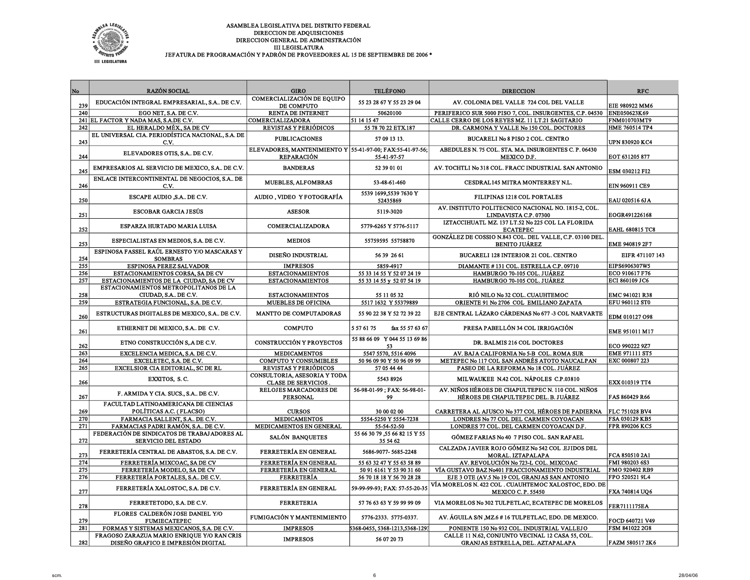ASAMBLEA LEGISLATIVA DEL DISTRITO FEDERAL
DIRECCION DE ADQUISICIONES
DIRECCION GENERAL DE ADMINISTRACIÓN
III LEGISLATURA
JEFATURA DE PROGRAMACIÓN Y PADRÓN DE PROVEEDORES AL 15 DE SEPTIEMBRE DE 2006 *

| No | RAZÓN SOCIAL | GIRO | TELÉFONO | DIRECCION | RFC |
|---|---|---|---|---|---|
| 239 | EDUCACIÓN INTEGRAL EMPRESARIAL, S.A.. DE C.V. | COMERCIALIZACIÓN DE EQUIPO DE COMPUTO | 55 23 28 67 Y 55 23 29 04 | AV. COLONIA DEL VALLE 724 COL DEL VALLE | EIE 980922 MM6 |
| 240 | EGO NET, S.A. DE C.V. | RENTA DE INTERNET | 50620100 | PERIFERICO SUR 5000 PISO 7, COL. INSURGENTES, C.P. 04530 | ENE050623K69 |
| 241 | EL FACTOR Y NADA MAS, S.A.DE C.V. | COMERCIALIZADORA | 51 14 15 47 | CALLE CERRO DE LOS REYES MZ. 11 LT.21 SAGITARIO | FNM010703MT9 |
| 242 | EL HERALDO MÉX., SA DE CV | REVISTAS Y PERIÓDICOS | 55 78 70 22 ETX.187 | DR. CARMONA Y VALLE No 150 COL. DOCTORES | HME 760514 TP4 |
| 243 | EL UNIVERSAL CIA. PERIODÍSTICA NACIONAL, S.A. DE C.V. | PUBLICACIONES | 57 09 13 13. | BUCARELI No 8 PISO 2 COL. CENTRO | UPN 830920 KC4 |
| 244 | ELEVADORES OTIS, S.A.. DE C.V. | ELEVADORES, MANTENIMIENTO Y REPARACIÓN | 55-41-97-00; FAX:55-41-97-56; 55-41-97-57 | ABEDULES N. 75 COL. STA. MA. INSURGENTES C. P. 06430 MEXICO D.F. | EOT 631205 877 |
| 245 | EMPRESARIOS AL SERVICIO DE MEXICO, S.A.. DE C.V. | BANDERAS | 52 39 01 01 | AV. TOCHTLI No 318 COL. FRACC INDUSTRIAL SAN ANTONIO | ESM 030212 FI2 |
| 246 | ENLACE INTERCONTINENTAL DE NEGOCIOS, S.A.. DE C.V. | MUEBLES, ALFOMBRAS | 53-48-61-460 | CESDRAL145 MITRA MONTERREY N.L. | EIN 960911 CE9 |
| 250 | ESCAPE AUDIO ,S.A.. DE C.V. | AUDIO , VIDEO Y FOTOGRAFÍA | 5539 1699,5539 7630 Y 52435869 | FILIPINAS 1218 COL PORTALES | EAU 020516 6JA |
| 251 | ESCOBAR GARCIA JESÚS | ASESOR | 5119-3020 | AV. INSTITUTO POLITECNICO NACIONAL NO. 1815-2, COL. LINDAVISTA C.P. 07300 | EOGR491226168 |
| 252 | ESPARZA HURTADO MARIA LUISA | COMERCIALIZADORA | 5779-6265 Y 5776-5117 | IZTACCIHUATL MZ. 137 LT.52 No 225 COL LA FLORIDA ECATEPEC | EAHL 680815 TC8 |
| 253 | ESPECIALISTAS EN MEDIOS, S.A. DE C.V. | MEDIOS | 55759595 55758870 | GONZÁLEZ DE COSSIO N.843 COL. DEL VALLE, C.P. 03100 DEL. BENITO JUÁREZ | EME 940819 2F7 |
| 254 | ESPINOSA FASSEL RAÚL ERNESTO Y/O MASCARAS Y SOMBRAS | DISEÑO INDUSTRIAL | 56 39 26 61 | BUCARELI 128 INTERIOR 21 COL. CENTRO | EIFR 471107 143 |
| 255 | ESPINOSA PEREZ SALVADOR | IMPRESOS | 5859-4917 | DIAMANTE # 131 COL. ESTRELLA C.P. 09710 | EIPS6906307W5 |
| 256 | ESTACIONAMIENTOS CORSA, SA DE CV | ESTACIONAMIENTOS | 55 33 14 55 Y 52 07 24 19 | HAMBURGO 70-105 COL. JUÁREZ | ECO 910617 F76 |
| 257 | ESTACIONAMIENTOS DE LA CIUDAD, SA DE CV | ESTACIONAMIENTOS | 55 33 14 55 y 52 07 54 19 | HAMBURGO 70-105 COL. JUÁREZ | ECI 860109 JC6 |
| 258 | ESTACIONAMIENTOS METROPOLITANOS DE LA CIUDAD, S.A.. DE C.V. | ESTACIONAMIENTOS | 55 11 05 32 | RIÓ NILO No 32 COL. CUAUHTEMOC | EMC 941021 R38 |
| 259 | ESTRATEGIA FUNCIONAL, S.A. DE C.V. | MUEBLES DE OFICINA | 5517 1632 Y 55379889 | ORIENTE 91 No 2706 COL EMILIANO ZAPATA | EFU 960112 ST0 |
| 260 | ESTRUCTURAS DIGITALES DE MEXICO, S.A.. DE C.V. | MANTTO DE COMPUTADORAS | 55 90 22 38 Y 52 72 39 22 | EJE CENTRAL LÁZARO CÁRDENAS No 677 -3 COL NARVARTE | EDM 010127 O98 |
| 261 | ETHERNET DE MEXICO, S.A.. DE C.V. | COMPUTO | 5 57 61 75 fax 55 57 63 67 | PRESA PABELLÓN 34 COL IRRIGACIÓN | EME 951011 M17 |
| 262 | ETNO CONSTRUCCIÓN S,.A DE C.V. | CONSTRUCCIÓN Y PROYECTOS | 55 88 66 09 Y 044 55 13 69 86 53 | DR. BALMIS 216 COL DOCTORES | ECO 990222 9Z7 |
| 263 | EXCELENCIA MEDICA, S.A. DE C.V. | MEDICAMENTOS | 5547 5570, 5516 4096 | AV. BAJA CALIFORNIA No 5-B COL. ROMA SUR | EME 971111 ST5 |
| 264 | EXCELETEC, S.A. DE C.V. | COMPUTO Y CONSUMIBLES | 50 96 09 90 Y 50 96 09 99 | METEPEC No 117 COL SAN ANDRÉS ATOTO NAUCALPAN | EXC 000807 223 |
| 265 | EXCELSIOR CIA EDITORIAL, SC DE RL | REVISTAS Y PERIÓDICOS | 57 05 44 44 | PASEO DE LA REFORMA No 18 COL. JUÁREZ | |
| 266 | EXXITOS, S. C. | CONSULTORIA, ASESORIA Y TODA CLASE DE SERVICIOS . | 5543 8926 | MILWAUKEE N.42 COL. NÁPOLES C.P.03810 | EXX 010319 TT4 |
| 267 | F. ARMIDA Y CIA. SUCS., S.A.. DE C.V. | RELOJES MARCADORES DE PERSONAL | 56-98-01-99 ; FAX: 56-98-01-99 | AV. NIÑOS HÉROES DE CHAPULTEPEC N. 110 COL. NIÑOS HÉROES DE CHAPULTEPEC DEL. B. JUÁREZ | FAS 860429 R66 |
| 269 | FACULTAD LATINOAMERICANA DE CIENCIAS POLÍTICAS A.C. ( FLACSO) | CURSOS | 30 00 02 00 | CARRETERA AL AJUSCO No 377 COL HÉROES DE PADIERNA | FLC 751028 BV4 |
| 270 | FARMACIA SALLENT, S.A.. DE C.V. | MEDICAMENTOS | 5554-5250 Y 5554-7238 | LONDRES No 77 COL DEL CARMEN COYOACAN | FSA 030129 KB5 |
| 271 | FARMACIAS PADRI RAMÓN, S.A.. DE C.V. | MEDICAMENTOS EN GENERAL | 55-54-52-50 | LONDRES 77 COL. DEL CARMEN COYOACAN D.F. | FPR 890206 KC5 |
| 272 | FEDERACIÓN DE SINDICATOS DE TRABAJADORES AL SERVICIO DEL ESTADO | SALÓN BANQUETES | 55 66 30 79 ,55 66 82 15 Y 55 35 54 62 | GÓMEZ FARIAS No 40 7 PISO COL. SAN RAFAEL | |
| 273 | FERRETERÍA CENTRAL DE ABASTOS, S.A. DE C.V. | FERRETERÍA EN GENERAL | 5686-9077- 5685-2248 | CALZADA JAVIER ROJO GÓMEZ No 542 COL .EJIDOS DEL MORAL. IZTAPALAPA | FCA 850510 2A1 |
| 274 | FERRETERÍA MIXCOAC, SA DE CV | FERRETERÍA EN GENERAL | 55 63 32 47 Y 55 63 58 89 | AV. REVOLUCIÓN No 723-L COL. MIXCOAC | FMI 980203 6S3 |
| 275 | FERRETERÍA MODELO, SA DE CV | FERRETERÍA EN GENERAL | 50 91 6161 Y 53 90 31 60 | VÍA GUSTAVO BAZ No401 FRACCIONAMIENTO INDUSTRIAL | FMO 920402 RB9 |
| 276 | FERRETERÍA PORTALES, S.A.. DE C.V. | FERRETERÍA | 56 70 18 18 Y 56 70 28 28 | EJE 3 OTE (AV.5 No 19 COL GRANJAS SAN ANTONIO | FPO 520521 9L4 |
| 277 | FERRETERÍA XALOSTOC, S.A. DE C.V. | FERRETERÍA EN GENERAL | 59-99-99-93; FAX: 57-55-20-35 | VÍA MORELOS N. 422 COL . CUAUHTEMOC XALOSTOC, EDO. DE MEXICO C. P. 55450 | FXA 740814 UQ6 |
| 278 | FERRETETODO, S.A. DE C.V. | FERRETERIA | 57 76 63 63 Y 59 99 99 09 | VIA MORELOS No 302 TULPETLAC, ECATEPEC DE MORELOS | FER7111175EA |
| 279 | FLORES CALDERÓN JOSE DANIEL Y/O FUMIECATEPEC | FUMIGACIÓN Y MANTENIMIENTO | 5776-2333. 5775-0337. | AV. ÁGUILA S/N ,MZ.6 # 16 TULPETLAC, EDO. DE MEXICO. | FOCD 640721 V49 |
| 281 | FORMAS Y SISTEMAS MEXICANOS, S.A. DE C.V. | IMPRESOS | 5368-0455, 5368-1213,5368-1293 | PONIENTE 150 No 932 COL. INDUSTRIAL VALLEJO | FSM 841022 2G8 |
| 282 | FRAGOSO ZARAZUA MARIO ENRIQUE Y/O RAN CRIS DISEÑO GRAFICO E IMPRESIÓN DIGITAL | IMPRESOS | 56 07 20 73 | CALLE 11 N.62, CONJUNTO VECINAL 12 CASA 55, COL. GRANJAS ESTRELLA, DEL. AZTAPALAPA | FAZM 580517 2K6 |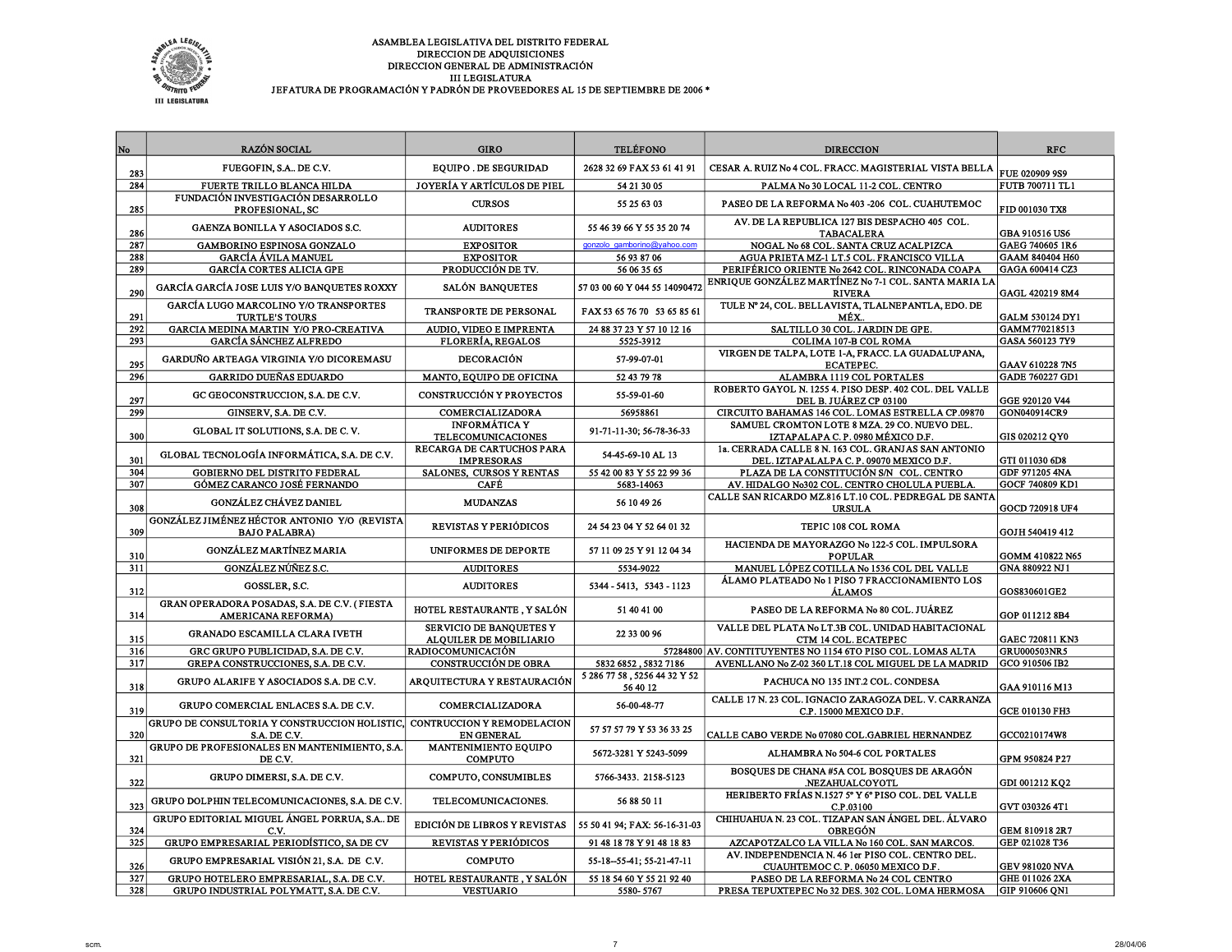ASAMBLEA LEGISLATIVA DEL DISTRITO FEDERAL
DIRECCION DE ADQUISICIONES
DIRECCION GENERAL DE ADMINISTRACIÓN
III LEGISLATURA
JEFATURA DE PROGRAMACIÓN Y PADRÓN DE PROVEEDORES AL 15 DE SEPTIEMBRE DE 2006 *

| No | RAZÓN SOCIAL | GIRO | TELÉFONO | DIRECCION | RFC |
|---|---|---|---|---|---|
| 283 | FUEGOFIN, S.A.. DE C.V. | EQUIPO . DE SEGURIDAD | 2628 32 69 FAX 53 61 41 91 | CESAR A. RUIZ No 4 COL. FRACC. MAGISTERIAL VISTA BELLA | FUE 020909 9S9 |
| 284 | FUERTE TRILLO BLANCA HILDA | JOYERÍA Y ARTÍCULOS DE PIEL | 54 21 30 05 | PALMA No 30 LOCAL 11-2 COL. CENTRO | FUTB 700711 TL1 |
| 285 | FUNDACIÓN INVESTIGACIÓN DESARROLLO PROFESIONAL, SC | CURSOS | 55 25 63 03 | PASEO DE LA REFORMA No 403 -206 COL. CUAHUTEMOC | FID 001030 TX8 |
| 286 | GAENZA BONILLA Y ASOCIADOS S.C. | AUDITORES | 55 46 39 66 Y 55 35 20 74 | AV. DE LA REPUBLICA 127 BIS DESPACHO 405 COL. TABACALERA | GBA 910516 US6 |
| 287 | GAMBORINO ESPINOSA GONZALO | EXPOSITOR | gonzolo_gamborino@yahoo.com | NOGAL No 68 COL. SANTA CRUZ ACALPIZCA | GAEG 740605 1R6 |
| 288 | GARCÍA ÁVILA MANUEL | EXPOSITOR | 56 93 87 06 | AGUA PRIETA MZ-1 LT.5 COL. FRANCISCO VILLA | GAAM 840404 H60 |
| 289 | GARCÍA CORTES ALICIA GPE | PRODUCCIÓN DE TV. | 56 06 35 65 | PERIFÉRICO ORIENTE No 2642 COL. RINCONADA COAPA | GAGA 600414 CZ3 |
| 290 | GARCÍA GARCÍA JOSE LUIS Y/O BANQUETES ROXXY | SALÓN BANQUETES | 57 03 00 60 Y 044 55 14090472 | ENRIQUE GONZÁLEZ MARTÍNEZ No 7-1 COL. SANTA MARIA LA RIVERA | GAGL 420219 8M4 |
| 291 | GARCÍA LUGO MARCOLINO Y/O TRANSPORTES TURTLE'S TOURS | TRANSPORTE DE PERSONAL | FAX 53 65 76 70 53 65 85 61 | TULE Nº 24, COL. BELLAVISTA, TLALNEPANTLA, EDO. DE MÉX.. | GALM 530124 DY1 |
| 292 | GARCIA MEDINA MARTIN Y/O PRO-CREATIVA | AUDIO, VIDEO E IMPRENTA | 24 88 37 23 Y 57 10 12 16 | SALTILLO 30 COL. JARDIN DE GPE. | GAMM770218513 |
| 293 | GARCÍA SÁNCHEZ ALFREDO | FLORERÍA, REGALOS | 5525-3912 | COLIMA 107-B COL ROMA | GASA 560123 7Y9 |
| 295 | GARDUÑO ARTEAGA VIRGINIA Y/O DICOREMASU | DECORACIÓN | 57-99-07-01 | VIRGEN DE TALPA, LOTE 1-A, FRACC. LA GUADALUPANA, ECATEPEC. | GAAV 610228 7N5 |
| 296 | GARRIDO DUEÑAS EDUARDO | MANTO, EQUIPO DE OFICINA | 52 43 79 78 | ALAMBRA 1119 COL PORTALES | GADE 760227 GD1 |
| 297 | GC GEOCONSTRUCCION, S.A. DE C.V. | CONSTRUCCIÓN Y PROYECTOS | 55-59-01-60 | ROBERTO GAYOL N. 1255 4. PISO DESP. 402 COL. DEL VALLE DEL B. JUÁREZ CP 03100 | GGE 920120 V44 |
| 299 | GINSERV, S.A. DE C.V. | COMERCIALIZADORA | 56958861 | CIRCUITO BAHAMAS 146 COL. LOMAS ESTRELLA CP.09870 | GON040914CR9 |
| 300 | GLOBAL IT SOLUTIONS, S.A. DE C. V. | INFORMÁTICA Y TELECOMUNICACIONES | 91-71-11-30; 56-78-36-33 | SAMUEL CROMTON LOTE 8 MZA. 29 CO. NUEVO DEL. IZTAPALAPA C. P. 0980 MÉXICO D.F. | GIS 020212 QY0 |
| 301 | GLOBAL TECNOLOGÍA INFORMÁTICA, S.A. DE C.V. | RECARGA DE CARTUCHOS PARA IMPRESORAS | 54-45-69-10 AL 13 | 1a. CERRADA CALLE 8 N. 163 COL. GRANJAS SAN ANTONIO DEL. IZTAPALAPA C.P. 09070 MEXICO D.F. | GTI 011030 6D8 |
| 304 | GOBIERNO DEL DISTRITO FEDERAL | SALONES, CURSOS Y RENTAS | 55 42 00 83 Y 55 22 99 36 | PLAZA DE LA CONSTITUCIÓN S/N COL. CENTRO | GDF 971205 4NA |
| 307 | GÓMEZ CARANCO JOSÉ FERNANDO | CAFÉ | 5683-14063 | AV. HIDALGO No302 COL. CENTRO CHOLULA PUEBLA. | GOCF 740809 KD1 |
| 308 | GONZÁLEZ CHÁVEZ DANIEL | MUDANZAS | 56 10 49 26 | CALLE SAN RICARDO MZ.816 LT.10 COL. PEDREGAL DE SANTA URSULA | GOCD 720918 UF4 |
| 309 | GONZÁLEZ JIMÉNEZ HÉCTOR ANTONIO Y/O (REVISTA BAJO PALABRA) | REVISTAS Y PERIÓDICOS | 24 54 23 04 Y 52 64 01 32 | TEPIC 108 COL ROMA | GOJH 540419 412 |
| 310 | GONZÁLEZ MARTÍNEZ MARIA | UNIFORMES DE DEPORTE | 57 11 09 25 Y 91 12 04 34 | HACIENDA DE MAYORAZGO No 122-5 COL. IMPULSORA POPULAR | GOMM 410822 N65 |
| 311 | GONZÁLEZ NÚÑEZ S.C. | AUDITORES | 5534-9022 | MANUEL LÓPEZ COTILLA No 1536 COL DEL VALLE | GNA 880922 NJ1 |
| 312 | GOSSLER, S.C. | AUDITORES | 5344 - 5413, 5343 - 1123 | ÁLAMO PLATEADO No 1 PISO 7 FRACCIONAMIENTO LOS ÁLAMOS | GOS830601GE2 |
| 314 | GRAN OPERADORA POSADAS, S.A. DE C.V. ( FIESTA AMERICANA REFORMA) | HOTEL RESTAURANTE , Y SALÓN | 51 40 41 00 | PASEO DE LA REFORMA No 80 COL. JUÁREZ | GOP 011212 8B4 |
| 315 | GRANADO ESCAMILLA CLARA IVETH | SERVICIO DE BANQUETES Y ALQUILER DE MOBILIARIO | 22 33 00 96 | VALLE DEL PLATA No LT.3B COL. UNIDAD HABITACIONAL CTM 14 COL. ECATEPEC | GAEC 720811 KN3 |
| 316 | GRC GRUPO PUBLICIDAD, S.A. DE C.V. | RADIOCOMUNICACIÓN | 57284800 | AV. CONTITUYENTES No 1154 6TO PISO COL. LOMAS ALTA | GRU000503NR5 |
| 317 | GREPA CONSTRUCCIONES, S.A. DE C.V. | CONSTRUCCIÓN DE OBRA | 5832 6852 , 5832 7186 | AVENLLANO No Z-02 360 LT.18 COL MIGUEL DE LA MADRID | GCO 910506 IB2 |
| 318 | GRUPO ALARIFE Y ASOCIADOS S.A. DE C.V. | ARQUITECTURA Y RESTAURACIÓN | 5 286 77 58 , 5256 44 32 Y 52 56 40 12 | PACHUCA NO 135 INT.2 COL. CONDESA | GAA 910116 M13 |
| 319 | GRUPO COMERCIAL ENLACES S.A. DE C.V. | COMERCIALIZADORA | 56-00-48-77 | CALLE 17 N. 23 COL. IGNACIO ZARAGOZA DEL. V. CARRANZA C.P. 15000 MEXICO D.F. | GCE 010130 FH3 |
| 320 | GRUPO DE CONSULTORIA Y CONSTRUCCION HOLISTIC, S.A. DE C.V. | CONTRUCCION Y REMODELACION EN GENERAL | 57 57 57 79 Y 53 36 33 25 | CALLE CABO VERDE No 07080 COL.GABRIEL HERNANDEZ | GCC0210174W8 |
| 321 | GRUPO DE PROFESIONALES EN MANTENIMIENTO, S.A. DE C.V. | MANTENIMIENTO EQUIPO COMPUTO | 5672-3281 Y 5243-5099 | ALHAMBRA No 504-6 COL PORTALES | GPM 950824 P27 |
| 322 | GRUPO DIMERSI, S.A. DE C.V. | COMPUTO, CONSUMIBLES | 5766-3433. 2158-5123 | BOSQUES DE CHANA #5A COL BOSQUES DE ARAGÓN .NEZAHUALCOYOTL | GDI 001212 KQ2 |
| 323 | GRUPO DOLPHIN TELECOMUNICACIONES, S.A. DE C.V. | TELECOMUNICACIONES. | 56 88 50 11 | HERIBERTO FRÍAS N.1527 5º Y 6º PISO COL. DEL VALLE C.P.03100 | GVT 030326 4T1 |
| 324 | GRUPO EDITORIAL MIGUEL ÁNGEL PORRUA, S.A.. DE C.V. | EDICIÓN DE LIBROS Y REVISTAS | 55 50 41 94; FAX: 56-16-31-03 | CHIHUAHUA N. 23 COL. TIZAPAN SAN ÁNGEL DEL. ÁLVARO OBREGÓN | GEM 810918 2R7 |
| 325 | GRUPO EMPRESARIAL PERIODÍSTICO, SA DE CV | REVISTAS Y PERIÓDICOS | 91 48 18 78 Y 91 48 18 83 | AZCAPOTZALCO LA VILLA No 160 COL. SAN MARCOS. | GEP 021028 T36 |
| 326 | GRUPO EMPRESARIAL VISIÓN 21, S.A. DE C.V. | COMPUTO | 55-18--55-41; 55-21-47-11 | AV. INDEPENDENCIA N. 46 1er PISO COL. CENTRO DEL. CUAUHTEMOC C. P. 06050 MEXICO D.F. | GEV 981020 NVA |
| 327 | GRUPO HOTELERO EMPRESARIAL, S.A. DE C.V. | HOTEL RESTAURANTE , Y SALÓN | 55 18 54 60 Y 55 21 92 40 | PASEO DE LA REFORMA No 24 COL CENTRO | GHE 011026 2XA |
| 328 | GRUPO INDUSTRIAL POLYMATT, S.A. DE C.V. | VESTUARIO | 5580- 5767 | PRESA TEPUXTEPEC No 32 DES. 302 COL. LOMA HERMOSA | GIP 910606 QN1 |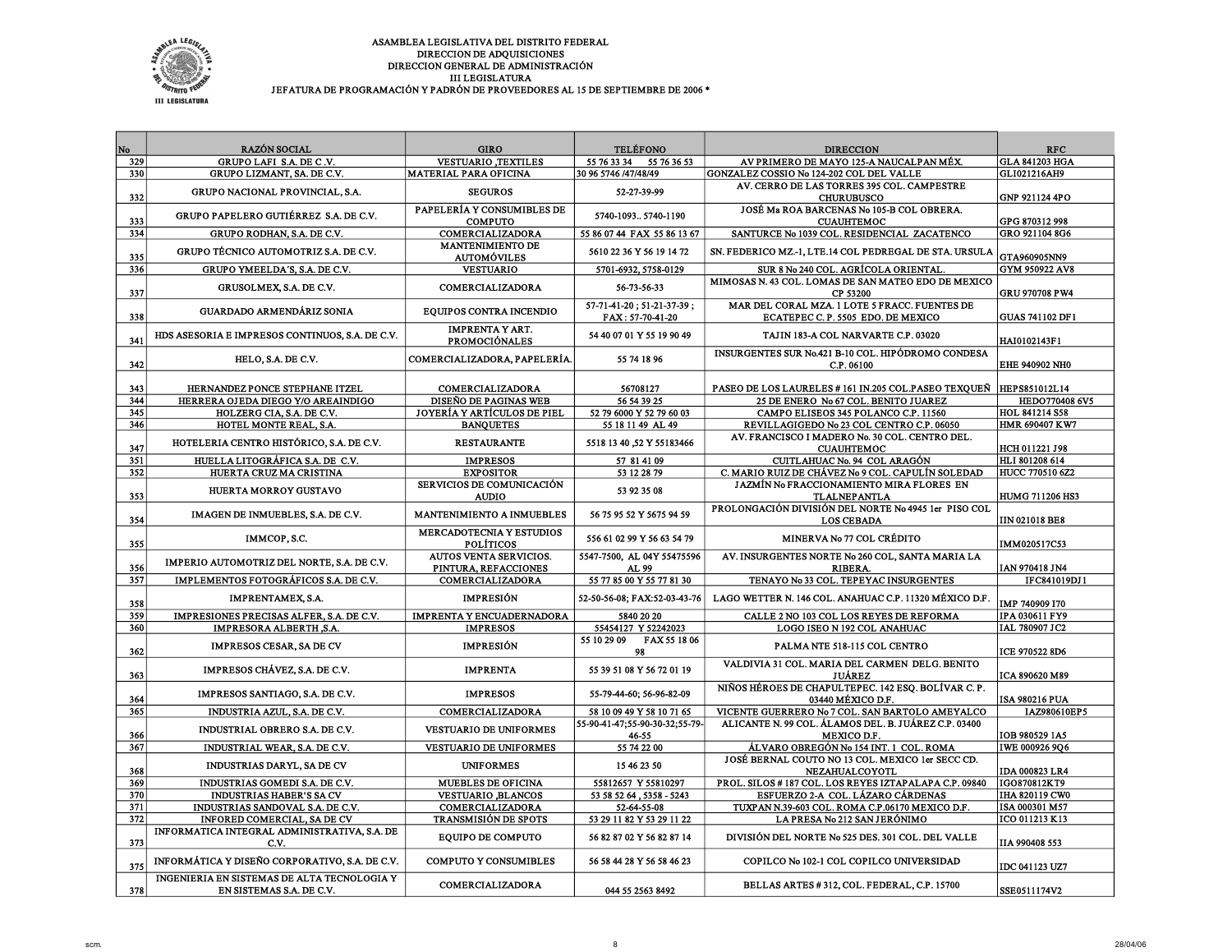ASAMBLEA LEGISLATIVA DEL DISTRITO FEDERAL
DIRECCION DE ADQUISICIONES
DIRECCION GENERAL DE ADMINISTRACIÓN
III LEGISLATURA
JEFATURA DE PROGRAMACIÓN Y PADRÓN DE PROVEEDORES AL 15 DE SEPTIEMBRE DE 2006 *

| No | RAZÓN SOCIAL | GIRO | TELÉFONO | DIRECCION | RFC |
|---|---|---|---|---|---|
| 329 | GRUPO LAFI S.A. DE C.V. | VESTUARIO ,TEXTILES | 55 76 33 34 55 76 36 53 | AV PRIMERO DE MAYO 125-A NAUCALPAN MÉX. | GLA 841203 HGA |
| 330 | GRUPO LIZMANT, SA. DE C.V. | MATERIAL PARA OFICINA | 30 96 5746 /47/48/49 | GONZALEZ COSSIO No 124-202 COL DEL VALLE | GLI021216AH9 |
| 332 | GRUPO NACIONAL PROVINCIAL, S.A. | SEGUROS | 52-27-39-99 | AV. CERRO DE LAS TORRES 395 COL. CAMPESTRE CHURUBUSCO | GNP 921124 4PO |
| 333 | GRUPO PAPELERO GUTIÉRREZ S.A. DE C.V. | PAPELERÍA Y CONSUMIBLES DE COMPUTO | 5740-1093.. 5740-1190 | JOSÉ Ma ROA BARCENAS No 105-B COL OBRERA. CUAUHTEMOC | GPG 870312 998 |
| 334 | GRUPO RODHAN, S.A. DE C.V. | COMERCIALIZADORA | 55 86 07 44 FAX 55 86 13 67 | SANTURCE No 1039 COL. RESIDENCIAL ZACATENCO | GRO 921104 8G6 |
| 335 | GRUPO TÉCNICO AUTOMOTRIZ S.A. DE C.V. | MANTENIMIENTO DE AUTOMÓVILES | 5610 22 36 Y 56 19 14 72 | SN. FEDERICO MZ.-1, LTE.14 COL PEDREGAL DE STA. URSULA | GTA960905NN9 |
| 336 | GRUPO YMEELDA'S, S.A. DE C.V. | VESTUARIO | 5701-6932, 5758-0129 | SUR 8 No 240 COL. AGRÍCOLA ORIENTAL. | GYM 950922 AV8 |
| 337 | GRUSOLMEX, S.A. DE C.V. | COMERCIALIZADORA | 56-73-56-33 | MIMOSAS N. 43 COL. LOMAS DE SAN MATEO EDO DE MEXICO CP 53200 | GRU 970708 PW4 |
| 338 | GUARDADO ARMENDÁRIZ SONIA | EQUIPOS CONTRA INCENDIO | 57-71-41-20 ; 51-21-37-39 ; FAX : 57-70-41-20 | MAR DEL CORAL MZA. 1 LOTE 5 FRACC. FUENTES DE ECATEPEC C. P. 5505 EDO. DE MEXICO | GUAS 741102 DF1 |
| 341 | HDS ASESORIA E IMPRESOS CONTINUOS, S.A. DE C.V. | IMPRENTA Y ART. PROMOCIÓNALES | 54 40 07 01 Y 55 19 90 49 | TAJIN 183-A COL NARVARTE C.P. 03020 | HAI0102143F1 |
| 342 | HELO, S.A. DE C.V. | COMERCIALIZADORA, PAPELERÍA. | 55 74 18 96 | INSURGENTES SUR No.421 B-10 COL. HIPÓDROMO CONDESA C.P. 06100 | EHE 940902 NH0 |
| 343 | HERNANDEZ PONCE STEPHANE ITZEL | COMERCIALIZADORA | 56708127 | PASEO DE LOS LAURELES # 161 IN.205 COL.PASEO TEXQUEÑ | HEPS851012L14 |
| 344 | HERRERA OJEDA DIEGO Y/O AREAINDIGO | DISEÑO DE PAGINAS WEB | 56 54 39 25 | 25 DE ENERO No 67 COL. BENITO JUAREZ | HEDO770408 6V5 |
| 345 | HOLZERG CIA, S.A. DE C.V. | JOYERÍA Y ARTÍCULOS DE PIEL | 52 79 6000 Y 52 79 60 03 | CAMPO ELISEOS 345 POLANCO C.P. 11560 | HOL 841214 S58 |
| 346 | HOTEL MONTE REAL, S.A. | BANQUETES | 55 18 11 49 AL 49 | REVILLAGIGEDO No 23 COL CENTRO C.P. 06050 | HMR 690407 KW7 |
| 347 | HOTELERIA CENTRO HISTÓRICO, S.A. DE C.V. | RESTAURANTE | 5518 13 40 ,52 Y 55183466 | AV. FRANCISCO I MADERO No. 30 COL. CENTRO DEL. CUAUHTEMOC | HCH 011221 J98 |
| 351 | HUELLA LITOGRÁFICA S.A. DE C.V. | IMPRESOS | 57 81 41 09 | CUITLAHUAC No. 94 COL ARAGÓN | HLI 801208 614 |
| 352 | HUERTA CRUZ MA CRISTINA | EXPOSITOR | 53 12 28 79 | C. MARIO RUIZ DE CHÁVEZ No 9 COL. CAPULÍN SOLEDAD | HUCC 770510 6Z2 |
| 353 | HUERTA MORROY GUSTAVO | SERVICIOS DE COMUNICACIÓN AUDIO | 53 92 35 08 | JAZMÍN No FRACCIONAMIENTO MIRA FLORES EN TLALNEPANTLA | HUMG 711206 HS3 |
| 354 | IMAGEN DE INMUEBLES, S.A. DE C.V. | MANTENIMIENTO A INMUEBLES | 56 75 95 52 Y 5675 94 59 | PROLONGACIÓN DIVISIÓN DEL NORTE No 4945 1er PISO COL LOS CEBADA | IIN 021018 BE8 |
| 355 | IMMCOP, S.C. | MERCADOTECNIA Y ESTUDIOS POLÍTICOS | 556 61 02 99 Y 56 63 54 79 | MINERVA No 77 COL CRÉDITO | IMM020517C53 |
| 356 | IMPERIO AUTOMOTRIZ DEL NORTE, S.A. DE C.V. | AUTOS VENTA SERVICIOS. PINTURA, REFACCIONES | 5547-7500, AL 04Y 55475596 AL 99 | AV. INSURGENTES NORTE No 260 COL, SANTA MARIA LA RIBERA. | IAN 970418 JN4 |
| 357 | IMPLEMENTOS FOTOGRÁFICOS S.A. DE C.V. | COMERCIALIZADORA | 55 77 85 00 Y 55 77 81 30 | TENAYO No 33 COL. TEPEYAC INSURGENTES | IFC841019DJ1 |
| 358 | IMPRENTAMEX, S.A. | IMPRESIÓN | 52-50-56-08; FAX:52-03-43-76 | LAGO WETTER N. 146 COL. ANAHUAC C.P. 11320 MÉXICO D.F. | IMP 740909 I70 |
| 359 | IMPRESIONES PRECISAS ALFER, S.A. DE C.V. | IMPRENTA Y ENCUADERNADORA | 5840 20 20 | CALLE 2 NO 103 COL LOS REYES DE REFORMA | IPA 030611 FY9 |
| 360 | IMPRESORA ALBERTH ,S.A. | IMPRESOS | 55454127 Y 52242023 | LOGO ISEO N 192 COL ANAHUAC | IAL 780907 JC2 |
| 362 | IMPRESOS CESAR, SA DE CV | IMPRESIÓN | 55 10 29 09 FAX 55 18 06 98 | PALMA NTE 518-115 COL CENTRO | ICE 970522 8D6 |
| 363 | IMPRESOS CHÁVEZ, S.A. DE C.V. | IMPRENTA | 55 39 51 08 Y 56 72 01 19 | VALDIVIA 31 COL. MARIA DEL CARMEN DELG. BENITO JUÁREZ | ICA 890620 M89 |
| 364 | IMPRESOS SANTIAGO, S.A. DE C.V. | IMPRESOS | 55-79-44-60; 56-96-82-09 | NIÑOS HÉROES DE CHAPULTEPEC. 142 ESQ. BOLÍVAR C. P. 03440 MÉXICO D.F. | ISA 980216 PUA |
| 365 | INDUSTRIA AZUL, S.A. DE C.V. | COMERCIALIZADORA | 58 10 09 49 Y 58 10 71 65 | VICENTE GUERRERO No 7 COL. SAN BARTOLO AMEYALCO | IAZ980610EP5 |
| 366 | INDUSTRIAL OBRERO S.A. DE C.V. | VESTUARIO DE UNIFORMES | 55-90-41-47;55-90-30-32;55-79-46-55 | ALICANTE N. 99 COL. ÁLAMOS DEL. B. JUÁREZ C.P. 03400 MEXICO D.F. | IOB 980529 1A5 |
| 367 | INDUSTRIAL WEAR, S.A. DE C.V. | VESTUARIO DE UNIFORMES | 55 74 22 00 | ÁLVARO OBREGÓN No 154 INT. 1 COL. ROMA | IWE 000926 9Q6 |
| 368 | INDUSTRIAS DARYL, SA DE CV | UNIFORMES | 15 46 23 50 | JOSÉ BERNAL COUTO NO 13 COL. MEXICO 1er SECC CD. NEZAHUALCOYOTL | IDA 000823 LR4 |
| 369 | INDUSTRIAS GOMEDI S.A. DE C.V. | MUEBLES DE OFICINA | 55812657 Y 55810297 | PROL. SILOS # 187 COL. LOS REYES IZTAPALAPA C.P. 09840 | IGO870812KT9 |
| 370 | INDUSTRIAS HABER'S SA CV | VESTUARIO ,BLANCOS | 53 58 52 64 , 5358 - 5243 | ESFUERZO 2-A COL. LÁZARO CÁRDENAS | IHA 820119 CW0 |
| 371 | INDUSTRIAS SANDOVAL S.A. DE C.V. | COMERCIALIZADORA | 52-64-55-08 | TUXPAN N.39-603 COL. ROMA C.P.06170 MEXICO D.F. | ISA 000301 M57 |
| 372 | INFORED COMERCIAL, SA DE CV | TRANSMISIÓN DE SPOTS | 53 29 11 82 Y 53 29 11 22 | LA PRESA No 212 SAN JERÓNIMO | ICO 011213 K13 |
| 373 | INFORMATICA INTEGRAL ADMINISTRATIVA, S.A. DE C.V. | EQUIPO DE COMPUTO | 56 82 87 02 Y 56 82 87 14 | DIVISIÓN DEL NORTE No 525 DES. 301 COL. DEL VALLE | IIA 990408 553 |
| 375 | INFORMÁTICA Y DISEÑO CORPORATIVO, S.A. DE C.V. | COMPUTO Y CONSUMIBLES | 56 58 44 28 Y 56 58 46 23 | COPILCO No 102-1 COL COPILCO UNIVERSIDAD | IDC 041123 UZ7 |
| 378 | INGENIERIA EN SISTEMAS DE ALTA TECNOLOGIA Y EN SISTEMAS S.A. DE C.V. | COMERCIALIZADORA | 044 55 2563 8492 | BELLAS ARTES # 312, COL. FEDERAL, C.P. 15700 | SSE0511174V2 |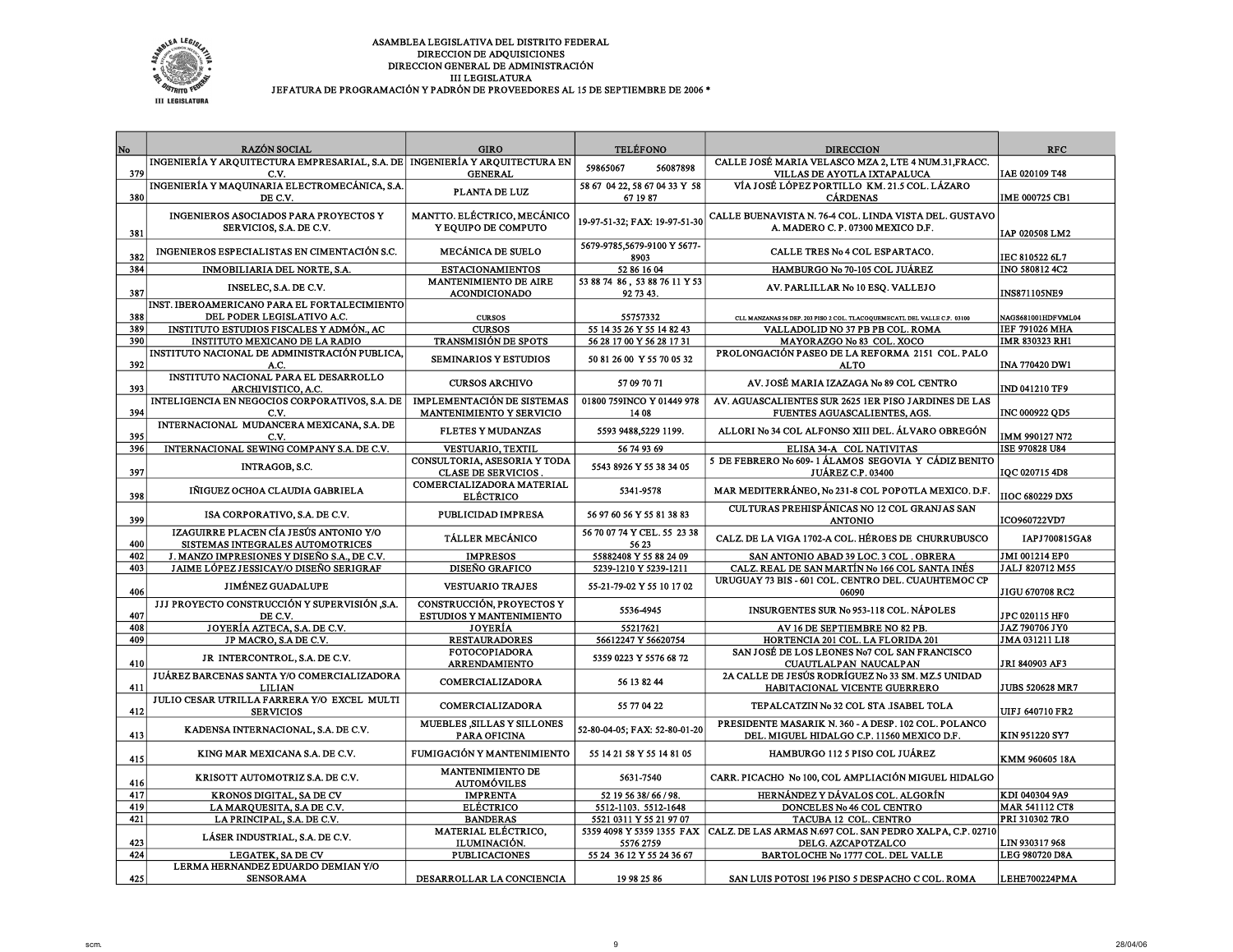# ASAMBLEA LEGISLATIVA DEL DISTRITO FEDERAL

DIRECCION DE ADQUISICIONES
DIRECCION GENERAL DE ADMINISTRACIÓN
III LEGISLATURA
JEFATURA DE PROGRAMACIÓN Y PADRÓN DE PROVEEDORES AL 15 DE SEPTIEMBRE DE 2006 *

| No | RAZÓN SOCIAL | GIRO | TELÉFONO | DIRECCION | RFC |
|---|---|---|---|---|---|
| 379 | INGENIERÍA Y ARQUITECTURA EMPRESARIAL, S.A. DE C.V. | INGENIERÍA Y ARQUITECTURA EN GENERAL | 59865067 56087898 | CALLE JOSÉ MARIA VELASCO MZA 2, LTE 4 NUM.31,FRACC. VILLAS DE AYOTLA IXTAPALUCA | IAE 020109 T48 |
| 380 | INGENIERÍA Y MAQUINARIA ELECTROMECÁNICA, S.A. DE C.V. | PLANTA DE LUZ | 58 67 04 22, 58 67 04 33 Y 58 67 19 87 | VÍA JOSÉ LÓPEZ PORTILLO KM. 21.5 COL. LÁZARO CÁRDENAS | IME 000725 CB1 |
| 381 | INGENIEROS ASOCIADOS PARA PROYECTOS Y SERVICIOS, S.A. DE C.V. | MANTTO. ELÉCTRICO, MECÁNICO Y EQUIPO DE COMPUTO | 19-97-51-32; FAX: 19-97-51-30 | CALLE BUENAVISTA N. 76-4 COL. LINDA VISTA DEL. GUSTAVO A. MADERO C. P. 07300 MEXICO D.F. | IAP 020508 LM2 |
| 382 | INGENIEROS ESPECIALISTAS EN CIMENTACIÓN S.C. | MECÁNICA DE SUELO | 5679-9785,5679-9100 Y 5677-8903 | CALLE TRES No 4 COL ESPARTACO. | IEC 810522 6L7 |
| 384 | INMOBILIARIA DEL NORTE, S.A. | ESTACIONAMIENTOS | 52 86 16 04 | HAMBURGO No 70-105 COL JUÁREZ | INO 580812 4C2 |
| 387 | INSELEC, S.A. DE C.V. | MANTENIMIENTO DE AIRE ACONDICIONADO | 53 88 74 86 , 53 88 76 11 Y 53 92 73 43. | AV. PARLILLAR No 10 ESQ. VALLEJO | INS871105NE9 |
| 388 | INST. IBEROAMERICANO PARA EL FORTALECIMIENTO DEL PODER LEGISLATIVO A.C. | CURSOS | 55757332 | CLL MANZANAS 56 DEP. 203 PISO 2 COL. TLACOQUEMECATL DEL VALLE C.P. 03100 | NAGS681001HDFVML04 |
| 389 | INSTITUTO ESTUDIOS FISCALES Y ADMÓN., AC | CURSOS | 55 14 35 26 Y 55 14 82 43 | VALLADOLID NO 37 PB PB COL. ROMA | IEF 791026 MHA |
| 390 | INSTITUTO MEXICANO DE LA RADIO | TRANSMISIÓN DE SPOTS | 56 28 17 00 Y 56 28 17 31 | MAYORAZGO No 83 COL. XOCO | IMR 830323 RH1 |
| 392 | INSTITUTO NACIONAL DE ADMINISTRACIÓN PUBLICA, A.C. | SEMINARIOS Y ESTUDIOS | 50 81 26 00 Y 55 70 05 32 | PROLONGACIÓN PASEO DE LA REFORMA 2151 COL. PALO ALTO | INA 770420 DW1 |
| 393 | INSTITUTO NACIONAL PARA EL DESARROLLO ARCHIVISTICO, A.C. | CURSOS ARCHIVO | 57 09 70 71 | AV. JOSÉ MARIA IZAZAGA No 89 COL CENTRO | IND 041210 TF9 |
| 394 | INTELIGENCIA EN NEGOCIOS CORPORATIVOS, S.A. DE C.V. | IMPLEMENTACIÓN DE SISTEMAS MANTENIMIENTO Y SERVICIO | 01800 759INCO Y 01449 978 14 08 | AV. AGUASCALIENTES SUR 2625 1ER PISO JARDINES DE LAS FUENTES AGUASCALIENTES, AGS. | INC 000922 QD5 |
| 395 | INTERNACIONAL MUDANCERA MEXICANA, S.A. DE C.V. | FLETES Y MUDANZAS | 5593 9488,5229 1199. | ALLORI No 34 COL ALFONSO XIII DEL. ÁLVARO OBREGÓN | IMM 990127 N72 |
| 396 | INTERNACIONAL SEWING COMPANY S.A. DE C.V. | VESTUARIO, TEXTIL | 56 74 93 69 | ELISA 34-A COL NATIVITAS | ISE 970828 U84 |
| 397 | INTRAGOB, S.C. | CONSULTORIA, ASESORIA Y TODA CLASE DE SERVICIOS . | 5543 8926 Y 55 38 34 05 | 5 DE FEBRERO No 609- 1 ÁLAMOS SEGOVIA Y CÁDIZ BENITO JUÁREZ C.P. 03400 | IQC 020715 4D8 |
| 398 | IÑIGUEZ OCHOA CLAUDIA GABRIELA | COMERCIALIZADORA MATERIAL ELÉCTRICO | 5341-9578 | MAR MEDITERRÁNEO, No 231-8 COL POPOTLA MEXICO. D.F. | IIOC 680229 DX5 |
| 399 | ISA CORPORATIVO, S.A. DE C.V. | PUBLICIDAD IMPRESA | 56 97 60 56 Y 55 81 38 83 | CULTURAS PREHISPÁNICAS NO 12 COL GRANJAS SAN ANTONIO | ICO960722VD7 |
| 400 | IZAGUIRRE PLACEN CÍA JESÚS ANTONIO Y/O SISTEMAS INTEGRALES AUTOMOTRICES | TÁLLER MECÁNICO | 56 70 07 74 Y CEL. 55 23 38 56 23 | CALZ. DE LA VIGA 1702-A COL. HÉROES DE CHURRUBUSCO | IAPJ700815GA8 |
| 402 | J. MANZO IMPRESIONES Y DISEÑO S.A., DE C.V. | IMPRESOS | 55882408 Y 55 88 24 09 | SAN ANTONIO ABAD 39 LOC. 3 COL . OBRERA | JMI 001214 EP0 |
| 403 | JAIME LÓPEZ JESSICAY/O DISEÑO SERIGRAF | DISEÑO GRAFICO | 5239-1210 Y 5239-1211 | CALZ. REAL DE SAN MARTÍN No 166 COL SANTA INÉS | JALJ 820712 M55 |
| 406 | JIMÉNEZ GUADALUPE | VESTUARIO TRAJES | 55-21-79-02 Y 55 10 17 02 | URUGUAY 73 BIS - 601 COL. CENTRO DEL. CUAUHTEMOC CP 06090 | JIGU 670708 RC2 |
| 407 | JJJ PROYECTO CONSTRUCCIÓN Y SUPERVISIÓN ,S.A. DE C.V. | CONSTRUCCIÓN, PROYECTOS Y ESTUDIOS Y MANTENIMIENTO | 5536-4945 | INSURGENTES SUR No 953-118 COL. NÁPOLES | JPC 020115 HF0 |
| 408 | JOYERÍA AZTECA, S.A. DE C.V. | JOYERÍA | 55217621 | AV 16 DE SEPTIEMBRE NO 82 PB. | JAZ 790706 JY0 |
| 409 | JP MACRO, S.A DE C.V. | RESTAURADORES | 56612247 Y 56620754 | HORTENCIA 201 COL. LA FLORIDA 201 | JMA 031211 LI8 |
| 410 | JR INTERCONTROL, S.A. DE C.V. | FOTOCOPIADORA ARRENDAMIENTO | 5359 0223 Y 5576 68 72 | SAN JOSÉ DE LOS LEONES No7 COL SAN FRANCISCO CUAUTLALPAN NAUCALPAN | JRI 840903 AF3 |
| 411 | JUÁREZ BARCENAS SANTA Y/O COMERCIALIZADORA LILIAN | COMERCIALIZADORA | 56 13 82 44 | 2A CALLE DE JESÚS RODRÍGUEZ No 33 SM. MZ.5 UNIDAD HABITACIONAL VICENTE GUERRERO | JUBS 520628 MR7 |
| 412 | JULIO CESAR UTRILLA FARRERA Y/O EXCEL MULTI SERVICIOS | COMERCIALIZADORA | 55 77 04 22 | TEPALCATZIN No 32 COL STA .ISABEL TOLA | UIFJ 640710 FR2 |
| 413 | KADENSA INTERNACIONAL, S.A. DE C.V. | MUEBLES ,SILLAS Y SILLONES PARA OFICINA | 52-80-04-05; FAX: 52-80-01-20 | PRESIDENTE MASARIK N. 360 - A DESP. 102 COL. POLANCO DEL. MIGUEL HIDALGO C.P. 11560 MEXICO D.F. | KIN 951220 SY7 |
| 415 | KING MAR MEXICANA S.A. DE C.V. | FUMIGACIÓN Y MANTENIMIENTO | 55 14 21 58 Y 55 14 81 05 | HAMBURGO 112 5 PISO COL JUÁREZ | KMM 960605 18A |
| 416 | KRISOTT AUTOMOTRIZ S.A. DE C.V. | MANTENIMIENTO DE AUTOMÓVILES | 5631-7540 | CARR. PICACHO No 100, COL AMPLIACIÓN MIGUEL HIDALGO | |
| 417 | KRONOS DIGITAL, SA DE CV | IMPRENTA | 52 19 56 38/ 66 / 98. | HERNÁNDEZ Y DÁVALOS COL. ALGORÍN | KDI 040304 9A9 |
| 419 | LA MARQUESITA, S.A DE C.V. | ELÉCTRICO | 5512-1103. 5512-1648 | DONCELES No 46 COL CENTRO | MAR 541112 CT8 |
| 421 | LA PRINCIPAL, S.A. DE C.V. | BANDERAS | 5521 0311 Y 55 21 97 07 | TACUBA 12 COL. CENTRO | PRI 310302 7RO |
| 423 | LÁSER INDUSTRIAL, S.A. DE C.V. | MATERIAL ELÉCTRICO, ILUMINACIÓN. | 5359 4098 Y 5359 1355 FAX 5576 2759 | CALZ. DE LAS ARMAS N.697 COL. SAN PEDRO XALPA, C.P. 02710 DELG. AZCAPOTZALCO | LIN 930317 968 |
| 424 | LEGATEK, SA DE CV | PUBLICACIONES | 55 24 36 12 Y 55 24 36 67 | BARTOLOCHE No 1777 COL. DEL VALLE | LEG 980720 D8A |
| 425 | LERMA HERNANDEZ EDUARDO DEMIAN Y/O SENSORAMA | DESARROLLAR LA CONCIENCIA | 19 98 25 86 | SAN LUIS POTOSI 196 PISO 5 DESPACHO C COL. ROMA | LEHE700224PMA |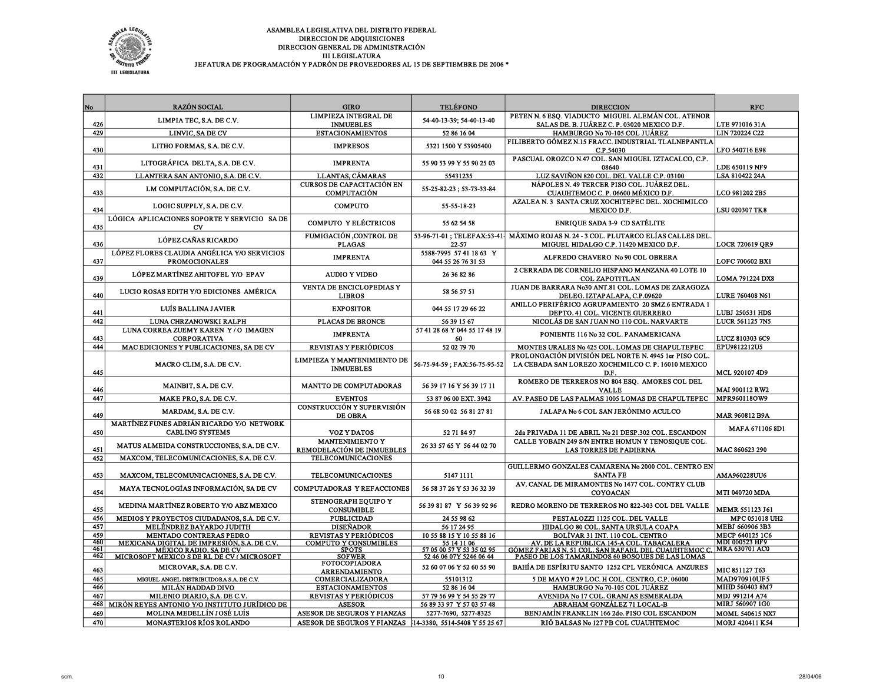ASAMBLEA LEGISLATIVA DEL DISTRITO FEDERAL
DIRECCION DE ADQUISICIONES
DIRECCION GENERAL DE ADMINISTRACIÓN
III LEGISLATURA
JEFATURA DE PROGRAMACIÓN Y PADRÓN DE PROVEEDORES AL 15 DE SEPTIEMBRE DE 2006 *

| No | RAZÓN SOCIAL | GIRO | TELÉFONO | DIRECCION | RFC |
|---|---|---|---|---|---|
| 426 | LIMPIA TEC, S.A. DE C.V. | LIMPIEZA INTEGRAL DE INMUEBLES | 54-40-13-39; 54-40-13-40 | PETEN N. 6 ESQ. VIADUCTO MIGUEL ALEMÁN COL. ATENOR SALAS DE. B. JUÁREZ C. P. 03020 MEXICO D.F. | LTE 971016 31A |
| 429 | LINVIC, SA DE CV | ESTACIONAMIENTOS | 52 86 16 04 | HAMBURGO No 70-105 COL JUÁREZ | LIN 720224 C22 |
| 430 | LITHO FORMAS, S.A. DE C.V. | IMPRESOS | 5321 1500 Y 53905400 | FILIBERTO GÓMEZ N.15 FRACC. INDUSTRIAL TLALNEPANTLA C.P.54030 | LFO 540716 E98 |
| 431 | LITOGRÁFICA DELTA, S.A. DE C.V. | IMPRENTA | 55 90 53 99 Y 55 90 25 03 | PASCUAL OROZCO N.47 COL. SAN MIGUEL IZTACALCO, C.P. 08640 | LDE 650119 NF9 |
| 432 | LLANTERA SAN ANTONIO, S.A. DE C.V. | LLANTAS, CÁMARAS | 55431235 | LUZ SAVIÑON 820 COL. DEL VALLE C.P. 03100 | LSA 810422 24A |
| 433 | LM COMPUTACIÓN, S.A. DE C.V. | CURSOS DE CAPACITACIÓN EN COMPUTACIÓN | 55-25-82-23 ; 53-73-33-84 | NÁPOLES N. 49 TERCER PISO COL. JUÁREZ DEL. CUAUHTEMOC C. P. 06600 MÉXICO D.F. | LCO 981202 2B5 |
| 434 | LOGIC SUPPLY, S.A. DE C.V. | COMPUTO | 55-55-18-23 | AZALEA N. 3 SANTA CRUZ XOCHITEPEC DEL. XOCHIMILCO MEXICO D.F. | LSU 020307 TK8 |
| 435 | LÓGICA APLICACIONES SOPORTE Y SERVICIO SA DE CV | COMPUTO Y ELÉCTRICOS | 55 62 54 58 | ENRIQUE SADA 3-9 CD SATÉLITE | |
| 436 | LÓPEZ CAÑAS RICARDO | FUMIGACIÓN ,CONTROL DE PLAGAS | 53-96-71-01 ; TELEFAX:53-41-22-57 | MÁXIMO ROJAS N. 24 - 3 COL. PLUTARCO ELÍAS CALLES DEL. MIGUEL HIDALGO C.P. 11420 MEXICO D.F. | LOCR 720619 QR9 |
| 437 | LÓPEZ FLORES CLAUDIA ANGÉLICA Y/O SERVICIOS PROMOCIONALES | IMPRENTA | 5588-7995 57 41 18 63 Y 044 55 26 76 31 53 | ALFREDO CHAVERO No 90 COL OBRERA | LOFC 700602 BX1 |
| 439 | LÓPEZ MARTÍNEZ AHITOFEL Y/O EPAV | AUDIO Y VIDEO | 26 36 82 86 | 2 CERRADA DE CORNELIO HISPANO MANZANA 40 LOTE 10 COL ZAPOTITLAN | LOMA 791224 DX8 |
| 440 | LUCIO ROSAS EDITH Y/O EDICIONES AMÉRICA | VENTA DE ENCICLOPEDIAS Y LIBROS | 58 56 57 51 | JUAN DE BARRARA No30 ANT.81 COL. LOMAS DE ZARAGOZA DELEG. IZTAPALAPA, C.P.09620 | LURE 760408 N61 |
| 441 | LUÍS BALLINA JAVIER | EXPOSITOR | 044 55 17 29 66 22 | ANILLO PERIFÉRICO AGRUPAMIENTO 20 SMZ.6 ENTRADA 1 DEPTO. 41 COL. VICENTE GUERRERO | LUBJ 250531 HDS |
| 442 | LUNA CHRZANOWSKI RALPH | PLACAS DE BRONCE | 56 39 15 67 | NICOLÁS DE SAN JUAN NO 110 COL. NARVARTE | LUCR 561125 7N5 |
| 443 | LUNA CORREA ZUEMY KAREN Y / O IMAGEN CORPORATIVA | IMPRENTA | 57 41 28 68 Y 044 55 17 48 19 60 | PONIENTE 116 No 32 COL. PANAMERICANA | LUCZ 810303 6C9 |
| 444 | MAC EDICIONES Y PUBLICACIONES, SA DE CV | REVISTAS Y PERIÓDICOS | 52 02 79 70 | MONTES URALES No 425 COL. LOMAS DE CHAPULTEPEC | EPU9812212U5 |
| 445 | MACRO CLIM, S.A. DE C.V. | LIMPIEZA Y MANTENIMIENTO DE INMUEBLES | 56-75-94-59 ; FAX:56-75-95-52 | PROLONGACIÓN DIVISIÓN DEL NORTE N. 4945 1er PISO COL. LA CEBADA SAN LOREZO XOCHIMILCO C. P. 16010 MEXICO D.F. | MCL 920107 4D9 |
| 446 | MAINBIT, S.A. DE C.V. | MANTTO DE COMPUTADORAS | 56 39 17 16 Y 56 39 17 11 | ROMERO DE TERREROS NO 804 ESQ. AMORES COL DEL VALLE | MAI 900112 RW2 |
| 447 | MAKE PRO, S.A. DE C.V. | EVENTOS | 53 87 06 00 EXT. 3942 | AV. PASEO DE LAS PALMAS 1005 LOMAS DE CHAPULTEPEC | MPR960118OW9 |
| 449 | MARDAM, S.A. DE C.V. | CONSTRUCCIÓN Y SUPERVISIÓN DE OBRA | 56 68 50 02 56 81 27 81 | JALAPA No 6 COL SAN JERÓNIMO ACULCO | MAR 960812 B9A |
| 450 | MARTÍNEZ FUNES ADRIÁN RICARDO Y/O NETWORK CABLING SYSTEMS | VOZ Y DATOS | 52 71 84 97 | 2da PRIVADA 11 DE ABRIL No 21 DESP.302 COL. ESCANDON | MAFA 671106 8D1 |
| 451 | MATUS ALMEIDA CONSTRUCCIONES, S.A. DE C.V. | MANTENIMIENTO Y REMODELACIÓN DE INMUEBLES | 26 33 57 65 Y 56 44 02 70 | CALLE YOBAIN 249 S/N ENTRE HOMUN Y TENOSIQUE COL. LAS TORRES DE PADIERNA | MAC 860623 290 |
| 452 | MAXCOM, TELECOMUNICACIONES, S.A. DE C.V. | TELECOMUNICACIONES | | | |
| 453 | MAXCOM, TELECOMUNICACIONES, S.A. DE C.V. | TELECOMUNICACIONES | 5147 1111 | GUILLERMO GONZALES CAMARENA Ne 2000 COL. CENTRO EN SANTA FE | AMA960228UU6 |
| 454 | MAYA TECNOLOGÍAS INFORMACIÓN, SA DE CV | COMPUTADORAS Y REFACCIONES | 56 58 37 26 Y 53 36 32 39 | AV. CANAL DE MIRAMONTES No 1477 COL. CONTRY CLUB COYOACAN | MTI 040720 MDA |
| 455 | MEDINA MARTÍNEZ ROBERTO Y/O ABZ MEXICO | STENOGRAPH EQUIPO Y CONSUMIBLE | 56 39 81 87 Y 56 39 92 96 | REDRO MORENO DE TERREROS NO 822-303 COL DEL VALLE | MEMR 551123 J61 |
| 456 | MEDIOS Y PROYECTOS CIUDADANOS, S.A. DE C.V. | PUBLICIDAD | 24 55 98 62 | PESTALOZZI 1125 COL. DEL VALLE | MPC 051018 UH2 |
| 457 | MELÉNDREZ BAYARDO JUDITH | DISEÑADOR | 56 17 24 95 | HIDALGO 80 COL. SANTA URSULA COAPA | MEBJ 660906 3B3 |
| 459 | MENTADO CONTRERAS PEDRO | REVISTAS Y PERIÓDICOS | 10 55 88 15 Y 10 55 88 16 | BOLÍVAR 31 INT. 110 COL. CENTRO | MECP 640125 1C6 |
| 460 | MEXICANA DIGITAL DE IMPRESIÓN, S.A. DE C.V. | COMPUTO Y CONSUMIBLES | 55 14 11 06 | AV. DE LA REPUBLICA 145-A COL. TABACALERA | MDI 000523 HF9 |
| 461 | MÉXICO RADIO, SA DE CV | SPOTS | 57 05 00 57 Y 53 35 02 95 | GÓMEZ FARIAS N. 51 COL. SAN RAFAEL DEL CUAUHTEMOC C. | MRA 030701 AC0 |
| 462 | MICROSOFT MEXICO S DE RL DE CV ( MICROSOFT | SOFWER | 52 46 06 07Y 5246 06 44 | PASEO DE LOS TAMARINDOS 60 BOSQUES DE LAS LOMAS | |
| 463 | MICROVAR, S.A. DE C.V. | FOTOCOPIADORA ARRENDAMIENTO | 52 60 07 06 Y 52 60 55 90 | BAHÍA DE ESPÍRITU SANTO 1252 CPL VERÓNICA ANZURES | MIC 851127 T63 |
| 465 | MIGUEL ANGEL DISTRIBUIDORA S.A. DE C.V. | COMERCIALIZADORA | 55101312 | 5 DE MAYO # 29 LOC. H COL. CENTRO, C.P. 06000 | MAD970910UF5 |
| 466 | MILÁN HADDAD DIVO | ESTACIONAMIENTOS | 52 86 16 04 | HAMBURGO No 70-105 COL JUÁREZ | MIHD 560403 8M7 |
| 467 | MILENIO DIARIO, S.A. DE C.V. | REVISTAS Y PERIÓDICOS | 57 79 56 99 Y 54 55 29 77 | AVENIDA No 17 COL. GRANJAS ESMERALDA | MDI 991214 A74 |
| 468 | MIRÓN REYES ANTONIO Y/O INSTITUTO JURÍDICO DE | ASESOR | 56 89 33 97 Y 57 03 57 48 | ABRAHAM GONZÁLEZ 71 LOCAL-B | MIRJ 560907 1G0 |
| 469 | MOLINA MEDELLÍN JOSÉ LUÍS | ASESOR DE SEGUROS Y FIANZAS | 5277-7690, 5277-8325 | BENJAMÍN FRANKLIN 166 2do. PISO COL ESCANDON | MOML 540615 NX7 |
| 470 | MONASTERIOS RÍOS ROLANDO | ASESOR DE SEGUROS Y FIANZAS | 14-3380, 5514-5408 Y 55 25 67 | RIÓ BALSAS No 127 PB COL CUAUHTEMOC | MORJ 420411 K54 |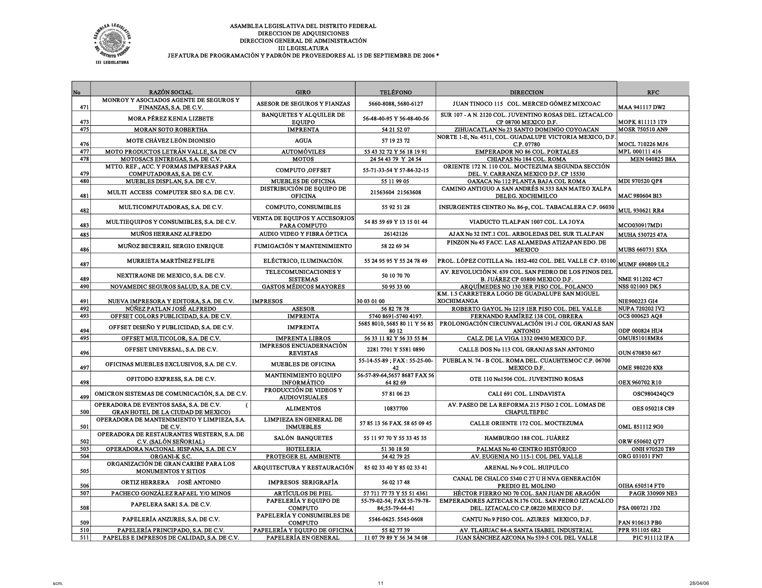ASAMBLEA LEGISLATIVA DEL DISTRITO FEDERAL
DIRECCION DE ADQUISICIONES
DIRECCION GENERAL DE ADMINISTRACIÓN
III LEGISLATURA
JEFATURA DE PROGRAMACIÓN Y PADRÓN DE PROVEEDORES AL 15 DE SEPTIEMBRE DE 2006 *

| No | RAZÓN SOCIAL | GIRO | TELÉFONO | DIRECCION | RFC |
|---|---|---|---|---|---|
| 471 | MONROY Y ASOCIADOS AGENTE DE SEGUROS Y FINANZAS, S.A. DE C.V. | ASESOR DE SEGUROS Y FIANZAS | 5660-8088, 5680-6127 | JUAN TINOCO 115 COL. MERCED GÓMEZ MIXCOAC | MAA 941117 DW2 |
| 473 | MORA PÉREZ KENIA LIZBETE | BANQUETES Y ALQUILER DE EQUIPO | 56-48-40-95 Y 56-48-40-56 | SUR 107 - A N. 2120 COL. JUVENTINO ROSAS DEL. IZTACALCO CP 08700 MEXICO D.F. | MOPK 811113 1T9 |
| 475 | MORAN SOTO ROBERTHA | IMPRENTA | 54 21 52 07 | ZIHUACATLAN No 23 SANTO DOMINGO COYOACAN | MOSR 750510 AN9 |
| 476 | MOTE CHÁVEZ LEÓN DIONISIO | AGUA | 57 19 23 72 | NORTE 1-E, No. 4511, COL. GUADALUPE VICTORIA MEXICO, D.F. C.P. 07780 | MOCL 710226 MJ6 |
| 477 | MOTO PRODUCTOS LETRÁN VALLE, SA DE CV | AUTOMÓVILES | 53 43 32 72 Y 56 18 19 91 | EMPERADOR NO 86 COL. PORTALES | MPL 000111 416 |
| 478 | MOTOSACS ENTREGAS, S.A. DE C.V. | MOTOS | 24 54 43 79 Y 24 54 | CHIAPAS No 184 COL. ROMA | MEN 040825 B8A |
| 479 | MTTO. REF., ACC. Y FORMAS IMPRESAS PARA COMPUTADORAS, S.A. DE C.V. | COMPUTO ,OFFSET | 55-71-33-54 Y 57-84-32-15 | ORIENTE 172 N. 110 COL. MOCTEZUMA SEGUNDA SECCIÓN DEL. V. CARRANZA MEXICO D.F. CP 15530 | |
| 480 | MUEBLES DISPLAN, S.A. DE C.V. | MUEBLES DE OFICINA | 55 11 99 05 | OAXACA No 112 PLANTA BAJA COL ROMA | MDI 970520 QP8 |
| 481 | MULTI ACCESS COMPUTER SEO S.A. DE C.V. | DISTRIBUCIÓN DE EQUIPO DE OFICINA | 21563604 21563608 | CAMINO ANTIGUO A SAN ANDRÉS N.333 SAN MATEO XALPA DELEG. XOCHIMILCO | MAC 980604 BI3 |
| 482 | MULTICOMPUTADORAS, S.A. DE C.V. | COMPUTO, CONSUMIBLES | 55 92 51 28 | INSURGENTES CENTRO No. 86-p, COL. TABACALERA C.P. 06030 | MUL 930621 RR4 |
| 483 | MULTIEQUIPOS Y CONSUMIBLES, S.A. DE C.V. | VENTA DE EQUIPOS Y ACCESORIOS PARA COMPUTO | 54 85 59 69 Y 13 15 01 44 | VIADUCTO TLALPAN 1007 COL. LA JOYA | MCO030917MD1 |
| 485 | MUÑOS HERRANZ ALFREDO | AUDIO VIDEO Y FIBRA ÓPTICA | 26142126 | AJAX No 32 INT.1 COL. ARBOLEDAS DEL SUR TLALPAN | MUHA 530725 47A |
| 486 | MUÑOZ BECERRIL SERGIO ENRIQUE | FUMIGACIÓN Y MANTENIMIENTO | 58 22 69 34 | PINZON No 45 FACC. LAS ALAMEDAS ATIZAPAN EDO. DE MEXICO | MUBS 660731 SXA |
| 487 | MURRIETA MARTÍNEZ FELIPE | ELÉCTRICO, ILUMINACIÓN. | 55 24 95 95 Y 55 24 78 49 | PROL. LÓPEZ COTILLA No. 1852-402 COL. DEL VALLE C.P. 03100 | MUMF 690809 UL2 |
| 489 | NEXTIRAONE DE MEXICO, S.A. DE C.V. | TELECOMUNICACIONES Y SISTEMAS | 50 10 70 70 | AV. REVOLUCIÓN N. 639 COL. SAN PEDRO DE LOS PINOS DEL B. JUÁREZ CP 03800 MEXICO D.F. | NME 911202 4C7 |
| 490 | NOVAMEDIC SEGUROS SALUD, S.A. DE C.V. | GASTOS MÉDICOS MAYORES | 50 95 33 00 | ARQUÍMEDES NO 130 3ER PISO COL. POLANCO | NSS 021003 DK5 |
| 491 | NUEVA IMPRESORA Y EDITORA, S.A. DE C.V. | IMPRESOS | 30 03 01 00 | KM. 1.5 CARRETERA LOGO DE GUADALUPE SAN MIGUEL XOCHIMANGA | NIE900223 GI4 |
| 492 | NÚÑEZ PATLAN JOSÉ ALFREDO | ASESOR | 56 82 78 78 | ROBERTO GAYOL No 1219 1ER PISO COL. DEL VALLE | NUPA 720202 IV2 |
| 493 | OFFSET COLORS PUBLICIDAD, S.A. DE C.V. | IMPRENTA | 5740 8691-5740 4197. | FERNANDO RAMÍREZ 138 COL OBRERA | OCS 000623 AQ8 |
| 494 | OFFSET DISEÑO Y PUBLICIDAD, S.A. DE C.V. | IMPRENTA | 5685 8010, 5685 80 11 Y 56 85 80 12 | PROLONGACIÓN CIRCUNVALACIÓN 191-J COL GRANJAS SAN ANTONIO | ODP 000824 HU4 |
| 495 | OFFSET MULTICOLOR, S.A. DE C.V. | IMPRENTA LIBROS | 56 33 11 82 Y 56 33 55 84 | CALZ. DE LA VIGA 1332 09430 MEXICO D.F. | OMU851018MR6 |
| 496 | OFFSET UNIVERSAL, S.A. DE C.V. | IMPRESOS ENCUADERNACIÓN REVISTAS | 2281 7701 Y 5581 0890 | CALLE DOS No 113 COL GRANJAS SAN ANTONIO | OUN 670830 667 |
| 497 | OFICINAS MUEBLES EXCLUSIVOS, S.A. DE C.V. | MUEBLES DE OFICINA | 55-14-55-89 ; FAX : 55-25-00-42 | PUEBLA N. 74 - B COL. ROMA DEL. CUAUHTEMOC C.P. 06700 MEXICO D.F. | OME 980220 8X8 |
| 498 | OFITODO EXPRESS, S.A. DE C.V. | MANTENIMIENTO EQUIPO INFORMÁTICO | 56-57-89-64,5657 8687 FAX 56 64 82 69 | OTE 110 No1506 COL. JUVENTINO ROSAS | OEX 960702 R10 |
| 499 | OMICRON SISTEMAS DE COMUNICACIÓN, S.A. DE C.V. | PRODUCCIÓN DE VIDEOS Y AUDIOVISUALES | 57 81 06 23 | CALI 691 COL. LINDAVISTA | OSC980424QC9 |
| 500 | OPERADORA DE EVENTOS SASA, S.A. DE C.V. ( GRAN HOTEL DE LA CIUDAD DE MEXICO) | ALIMENTOS | 10837700 | AV. PASEO DE LA REFORMA 215 PISO 2 COL. LOMAS DE CHAPULTEPEC | OES 050218 C89 |
| 501 | OPERADORA DE MANTENIMIENTO Y LIMPIEZA, S.A. DE C.V. | LIMPIEZA EN GENERAL DE INMUEBLES | 57 85 13 56 FAX. 58 65 09 45 | CALLE ORIENTE 172 COL. MOCTEZUMA | OML 851112 9G0 |
| 502 | OPERADORA DE RESTAURANTES WESTERN, S.A. DE C.V. (SALÓN SEÑORIAL) | SALÓN BANQUETES | 55 11 97 70 Y 55 33 45 35 | HAMBURGO 188 COL. JUÁREZ | ORW 650602 QT7 |
| 503 | OPERADORA NACIONAL HISPANA, S.A. DE C.V | HOTELERIA | 51 30 18 50 | PALMAS No 40 CENTRO HISTÓRICO | ONH 970520 T89 |
| 504 | ORGANI-K S.C. | PROTEGER EL AMBIENTE | 54 42 79 25 | AV. EUGENIA NO 115-1 COL DEL VALLE | ORG 031031 FN7 |
| 505 | ORGANIZACIÓN DE GRAN CARIBE PARA LOS MONUMENTOS Y SITIOS | ARQUITECTURA Y RESTAURACIÓN | 85 02 33 40 Y 85 02 33 41 | ARENAL No 9 COL. HUIPULCO | |
| 506 | ORTIZ HERRERA JOSÉ ANTONIO | IMPRESOS SERIGRAFÍA | 56 02 17 48 | CANAL DE CHALCO 5340 C 27 U H NVA GENERACIÓN PREDIO EL MOLINO | OIHA 650514 FT0 |
| 507 | PACHECO GONZÁLEZ RAFAEL Y/O MINOS | ARTÍCULOS DE PIEL | 57 711 77 73 Y 55 51 4361 | HÉCTOR FIERRO NO 70 COL. SAN JUAN DE ARAGÓN | PAGR 330909 NE3 |
| 508 | PAPELERA SARI S.A. DE C.V. | PAPELERÍA Y EQUIPO DE COMPUTO | 55-79-02-54; FAX 55-79-78-84;55-79-64-41 | EMPERADORES AZTECAS N.176 COL. SAN PEDRO IZTACALCO DEL. IZTACALCO C.P.08220 MEXICO D.F. | PSA 000721 JD2 |
| 509 | PAPELERÍA ANZURES, S.A. DE C.V. | PAPELERÍA Y CONSUMIBLES DE COMPUTO | 5546-0625. 5545-0608 | CANTU No 9 PISO COL. AZURES MEXICO, D.F. | PAN 910613 PB0 |
| 510 | PAPELERÍA PRINCIPADO, S.A. DE C.V. | PAPELERÍA Y EQUIPO DE OFICINA | 55 82 77 39 | AV. TLAHUAC 84-A SANTA ISABEL INDUSTRIAL | PPR 931105 6R2 |
| 511 | PAPELES E IMPRESOS DE CALIDAD, S.A. DE C.V. | PAPELERÍA EN GENERAL | 11 07 79 89 Y 56 34 34 08 | JUAN SÁNCHEZ AZCONA No 539-5 COL DEL VALLE | PIC 911112 IFA |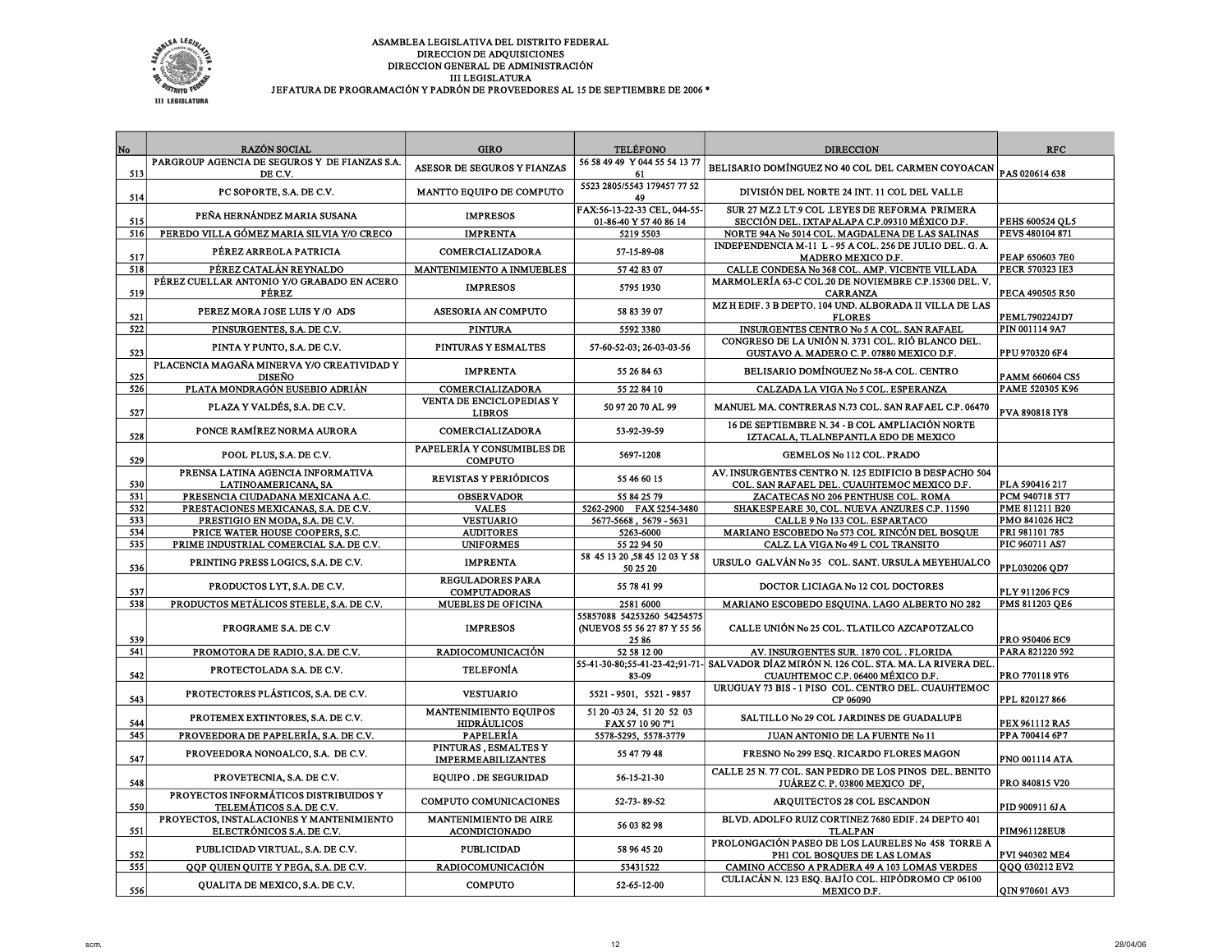ASAMBLEA LEGISLATIVA DEL DISTRITO FEDERAL
DIRECCION DE ADQUISICIONES
DIRECCION GENERAL DE ADMINISTRACIÓN
III LEGISLATURA
JEFATURA DE PROGRAMACIÓN Y PADRÓN DE PROVEEDORES AL 15 DE SEPTIEMBRE DE 2006 *

| No | RAZÓN SOCIAL | GIRO | TELÉFONO | DIRECCION | RFC |
|---|---|---|---|---|---|
| 513 | PARGROUP AGENCIA DE SEGUROS Y DE FIANZAS S.A. DE C.V. | ASESOR DE SEGUROS Y FIANZAS | 56 58 49 49 Y 044 55 54 13 77 61 | BELISARIO DOMÍNGUEZ NO 40 COL DEL CARMEN COYOACAN | PAS 020614 638 |
| 514 | PC SOPORTE, S.A. DE C.V. | MANTTO EQUIPO DE COMPUTO | 5523 2805/5543 179457 77 52 49 | DIVISIÓN DEL NORTE 24 INT. 11 COL DEL VALLE | |
| 515 | PEÑA HERNÁNDEZ MARIA SUSANA | IMPRESOS | FAX:56-13-22-33 CEL, 044-55-01-86-40 Y 57 40 86 14 | SUR 27 MZ.2 LT.9 COL .LEYES DE REFORMA PRIMERA SECCIÓN DEL. IXTAPALAPA C.P.09310 MÉXICO D.F. | PEHS 600524 QL5 |
| 516 | PEREDO VILLA GÓMEZ MARIA SILVIA Y/O CRECO | IMPRENTA | 5219 5503 | NORTE 94A No 5014 COL. MAGDALENA DE LAS SALINAS | PEVS 480104 871 |
| 517 | PÉREZ ARREOLA PATRICIA | COMERCIALIZADORA | 57-15-89-08 | INDEPENDENCIA M-11 L - 95 A COL. 256 DE JULIO DEL. G. A. MADERO MEXICO D.F. | PEAP 650603 7E0 |
| 518 | PÉREZ CATALÁN REYNALDO | MANTENIMIENTO A INMUEBLES | 57 42 83 07 | CALLE CONDESA No 368 COL. AMP. VICENTE VILLADA | PECR 570323 IE3 |
| 519 | PÉREZ CUELLAR ANTONIO Y/O GRABADO EN ACERO PÉREZ | IMPRESOS | 5795 1930 | MARMOLERÍA 63-C COL.20 DE NOVIEMBRE C.P.15300 DEL. V. CARRANZA | PECA 490505 R50 |
| 521 | PEREZ MORA JOSE LUIS Y /O ADS | ASESORIA AN COMPUTO | 58 83 39 07 | MZ H EDIF. 3 B DEPTO. 104 UND. ALBORADA II VILLA DE LAS FLORES | PEML790224JD7 |
| 522 | PINSURGENTES, S.A. DE C.V. | PINTURA | 5592 3380 | INSURGENTES CENTRO No 5 A COL. SAN RAFAEL | PIN 001114 9A7 |
| 523 | PINTA Y PUNTO, S.A. DE C.V. | PINTURAS Y ESMALTES | 57-60-52-03; 26-03-03-56 | CONGRESO DE LA UNIÓN N. 3731 COL. RIÓ BLANCO DEL. GUSTAVO A. MADERO C. P. 07880 MEXICO D.F. | PPU 970320 6F4 |
| 525 | PLACENCIA MAGAÑA MINERVA Y/O CREATIVIDAD Y DISEÑO | IMPRENTA | 55 26 84 63 | BELISARIO DOMÍNGUEZ No 58-A COL. CENTRO | PAMM 660604 CS5 |
| 526 | PLATA MONDRAGÓN EUSEBIO ADRIÁN | COMERCIALIZADORA | 55 22 84 10 | CALZADA LA VIGA No 5 COL. ESPERANZA | PAME 520305 K96 |
| 527 | PLAZA Y VALDÉS, S.A. DE C.V. | VENTA DE ENCICLOPEDIAS Y LIBROS | 50 97 20 70 AL 99 | MANUEL MA. CONTRERAS N.73 COL. SAN RAFAEL C.P. 06470 | PVA 890818 IY8 |
| 528 | PONCE RAMÍREZ NORMA AURORA | COMERCIALIZADORA | 53-92-39-59 | 16 DE SEPTIEMBRE N. 34 - B COL AMPLIACIÓN NORTE IZTACALA, TLALNEPANTLA EDO DE MEXICO | |
| 529 | POOL PLUS, S.A. DE C.V. | PAPELERÍA Y CONSUMIBLES DE COMPUTO | 5697-1208 | GEMELOS No 112 COL. PRADO | |
| 530 | PRENSA LATINA AGENCIA INFORMATIVA LATINOAMERICANA, SA | REVISTAS Y PERIÓDICOS | 55 46 60 15 | AV. INSURGENTES CENTRO N. 125 EDIFICIO B DESPACHO 504 COL. SAN RAFAEL DEL. CUAUHTEMOC MEXICO D.F. | PLA 590416 217 |
| 531 | PRESENCIA CIUDADANA MEXICANA A.C. | OBSERVADOR | 55 84 25 79 | ZACATECAS NO 206 PENTHUSE COL. ROMA | PCM 940718 5T7 |
| 532 | PRESTACIONES MEXICANAS, S.A. DE C.V. | VALES | 5262-2900 FAX 5254-3480 | SHAKESPEARE 30, COL. NUEVA ANZURES C.P. 11590 | PME 811211 B20 |
| 533 | PRESTIGIO EN MODA, S.A. DE C.V. | VESTUARIO | 5677-5668 , 5679 - 5631 | CALLE 9 No 133 COL. ESPARTACO | PMO 841026 HC2 |
| 534 | PRICE WATER HOUSE COOPERS, S.C. | AUDITORES | 5263-6000 | MARIANO ESCOBEDO No 573 COL RINCÓN DEL BOSQUE | PRI 981101 785 |
| 535 | PRIME INDUSTRIAL COMERCIAL S.A. DE C.V. | UNIFORMES | 55 22 94 50 | CALZ. LA VIGA No 49 L COL TRANSITO | PIC 960711 AS7 |
| 536 | PRINTING PRESS LOGICS, S.A. DE C.V. | IMPRENTA | 58 45 13 20 ,58 45 12 03 Y 58 50 25 20 | URSULO GALVÁN No 35 COL. SANT. URSULA MEYEHUALCO | PPL030206 QD7 |
| 537 | PRODUCTOS LYT, S.A. DE C.V. | REGULADORES PARA COMPUTADORAS | 55 78 41 99 | DOCTOR LICIAGA No 12 COL DOCTORES | PLY 911206 FC9 |
| 538 | PRODUCTOS METÁLICOS STEELE, S.A. DE C.V. | MUEBLES DE OFICINA | 2581 6000 | MARIANO ESCOBEDO ESQUINA. LAGO ALBERTO NO 282 | PMS 811203 QE6 |
| 539 | PROGRAME S.A. DE C.V | IMPRESOS | 55857088 54253260 54254575 (NUEVOS 55 56 27 87 Y 55 56 25 86 | CALLE UNIÓN No 25 COL. TLATILCO AZCAPOTZALCO | PRO 950406 EC9 |
| 541 | PROMOTORA DE RADIO, S.A. DE C.V. | RADIOCOMUNICACIÓN | 52 58 12 00 | AV. INSURGENTES SUR. 1870 COL . FLORIDA | PARA 821220 592 |
| 542 | PROTECTOLADA S.A. DE C.V. | TELEFONÍA | 55-41-30-80;55-41-23-42;91-71-83-09 | SALVADOR DÍAZ MIRÓN N. 126 COL. STA. MA. LA RIVERA DEL. CUAUHTEMOC C.P. 06400 MÉXICO D.F. | PRO 770118 9T6 |
| 543 | PROTECTORES PLÁSTICOS, S.A. DE C.V. | VESTUARIO | 5521 - 9501, 5521 - 9857 | URUGUAY 73 BIS - 1 PISO COL. CENTRO DEL. CUAUHTEMOC CP 06090 | PPL 820127 866 |
| 544 | PROTEMEX EXTINTORES, S.A. DE C.V. | MANTENIMIENTO EQUIPOS HIDRÁULICOS | 51 20 -03 24, 51 20 52 03 FAX 57 10 90 7*1 | SALTILLO No 29 COL JARDINES DE GUADALUPE | PEX 961112 RA5 |
| 545 | PROVEEDORA DE PAPELERÍA, S.A. DE C.V. | PAPELERÍA | 5578-5295, 5578-3779 | JUAN ANTONIO DE LA FUENTE No 11 | PPA 700414 6P7 |
| 547 | PROVEEDORA NONOALCO, S.A. DE C.V. | PINTURAS , ESMALTES Y IMPERMEABILIZANTES | 55 47 79 48 | FRESNO No 299 ESQ. RICARDO FLORES MAGON | PNO 001114 ATA |
| 548 | PROVETECNIA, S.A. DE C.V. | EQUIPO . DE SEGURIDAD | 56-15-21-30 | CALLE 25 N. 77 COL. SAN PEDRO DE LOS PINOS DEL. BENITO JUÁREZ C. P. 03800 MEXICO DF, | PRO 840815 V20 |
| 550 | PROYECTOS INFORMÁTICOS DISTRIBUIDOS Y TELEMÁTICOS S.A. DE C.V. | COMPUTO COMUNICACIONES | 52-73- 89-52 | ARQUITECTOS 28 COL ESCANDON | PID 900911 6JA |
| 551 | PROYECTOS, INSTALACIONES Y MANTENIMIENTO ELECTRÓNICOS S.A. DE C.V. | MANTENIMIENTO DE AIRE ACONDICIONADO | 56 03 82 98 | BLVD. ADOLFO RUIZ CORTINEZ 7680 EDIF. 24 DEPTO 401 TLALPAN | PIM961128EU8 |
| 552 | PUBLICIDAD VIRTUAL, S.A. DE C.V. | PUBLICIDAD | 58 96 45 20 | PROLONGACIÓN PASEO DE LOS LAURELES No 458 TORRE A PH1 COL BOSQUES DE LAS LOMAS | PVI 940302 ME4 |
| 555 | QQP QUIEN QUITE Y PEGA, S.A. DE C.V. | RADIOCOMUNICACIÓN | 53431522 | CAMINO ACCESO A PRADERA 49 A 103 LOMAS VERDES | QQQ 030212 EV2 |
| 556 | QUALITA DE MEXICO, S.A. DE C.V. | COMPUTO | 52-65-12-00 | CULIACÁN N. 123 ESQ. BAJÍO COL. HIPÓDROMO CP 06100 MEXICO D.F. | QIN 970601 AV3 |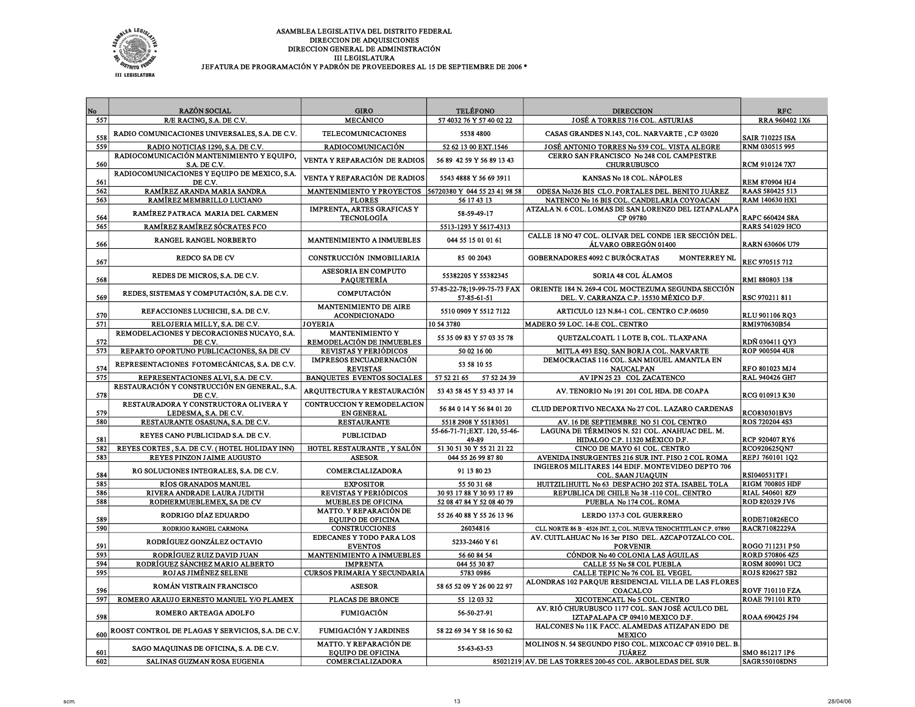ASAMBLEA LEGISLATIVA DEL DISTRITO FEDERAL
DIRECCION DE ADQUISICIONES
DIRECCION GENERAL DE ADMINISTRACIÓN
III LEGISLATURA
JEFATURA DE PROGRAMACIÓN Y PADRÓN DE PROVEEDORES AL 15 DE SEPTIEMBRE DE 2006 *

| No | RAZÓN SOCIAL | GIRO | TELÉFONO | DIRECCION | RFC |
|---|---|---|---|---|---|
| 557 | R/E RACING, S.A. DE C.V. | MECÁNICO | 57 4032 76 Y 57 40 02 22 | JOSÉ A TORRES 716 COL. ASTURIAS | RRA 960402 1X6 |
| 558 | RADIO COMUNICACIONES UNIVERSALES, S.A. DE C.V. | TELECOMUNICACIONES | 5538 4800 | CASAS GRANDES N.143, COL. NARVARTE , C.P 03020 | SAIR 710225 ISA |
| 559 | RADIO NOTICIAS 1290, S.A. DE C.V. | RADIOCOMUNICACIÓN | 52 62 13 00 EXT.1546 | JOSÉ ANTONIO TORRES No 539 COL. VISTA ALEGRE | RNM 030515 995 |
| 560 | RADIOCOMUNICACIÓN MANTENIMIENTO Y EQUIPO, S.A. DE C.V. | VENTA Y REPARACIÓN DE RADIOS | 56 89 42 59 Y 56 89 13 43 | CERRO SAN FRANCISCO No 248 COL CAMPESTRE CHURRUBUSCO | RCM 910124 7X7 |
| 561 | RADIOCOMUNICACIONES Y EQUIPO DE MEXICO, S.A. DE C.V. | VENTA Y REPARACIÓN DE RADIOS | 5543 4888 Y 56 69 3911 | KANSAS No 18 COL. NÁPOLES | REM 870904 HJ4 |
| 562 | RAMÍREZ ARANDA MARIA SANDRA | MANTENIMIENTO Y PROYECTOS | 56720380 Y 044 55 23 41 98 58 | ODESA No326 BIS CLO. PORTALES DEL. BENITO JUÁREZ | RAAS 580425 513 |
| 563 | RAMÍREZ MEMBRILLO LUCIANO | FLORES | 56 17 43 13 | NATENCO No 16 BIS COL. CANDELARIA COYOACAN | RAM 140630 HX1 |
| 564 | RAMÍREZ PATRACA MARIA DEL CARMEN | IMPRENTA, ARTES GRAFICAS Y TECNOLOGÍA | 58-59-49-17 | ATZALA N. 6 COL. LOMAS DE SAN LORENZO DEL IZTAPALAPA CP 09780 | RAPC 660424 S8A |
| 565 | RAMÍREZ RAMÍREZ SÓCRATES FCO | | 5513-1293 Y 5617-4313 | | RARS 541029 HCO |
| 566 | RANGEL RANGEL NORBERTO | MANTENIMIENTO A INMUEBLES | 044 55 15 01 01 61 | CALLE 18 NO 47 COL. OLIVAR DEL CONDE 1ER SECCIÓN DEL. ÁLVARO OBREGÓN 01400 | RARN 630606 U79 |
| 567 | REDCO SA DE CV | CONSTRUCCIÓN INMOBILIARIA | 85 00 2043 | GOBERNADORES 4092 C BURÓCRATAS MONTERREY NL | REC 970515 712 |
| 568 | REDES DE MICROS, S.A. DE C.V. | ASESORIA EN COMPUTO PAQUETERÍA | 55382205 Y 55382345 | SORIA 48 COL ÁLAMOS | RMI 880803 138 |
| 569 | REDES, SISTEMAS Y COMPUTACIÓN, S.A. DE C.V. | COMPUTACIÓN | 57-85-22-78;19-99-75-73 FAX 57-85-61-51 | ORIENTE 184 N. 269-4 COL MOCTEZUMA SEGUNDA SECCIÓN DEL. V. CARRANZA C.P. 15530 MÉXICO D.F. | RSC 970211 811 |
| 570 | REFACCIONES LUCHICHI, S.A. DE C.V. | MANTENIMIENTO DE AIRE ACONDICIONADO | 5510 0909 Y 5512 7122 | ARTICULO 123 N.84-1 COL. CENTRO C.P.06050 | RLU 901106 RQ3 |
| 571 | RELOJERIA MILLY, S.A. DE C.V. | JOYERIA | 10 54 3780 | MADERO 59 LOC. 14-E COL. CENTRO | RMI970630B54 |
| 572 | REMODELACIONES Y DECORACIONES NUCAYO, S.A. DE C.V. | MANTENIMIENTO Y REMODELACIÓN DE INMUEBLES | 55 35 09 83 Y 57 03 35 78 | QUETZALCOATL 1 LOTE B, COL. TLAXPANA | RDÑ 030411 QY3 |
| 573 | REPARTO OPORTUNO PUBLICACIONES, SA DE CV | REVISTAS Y PERIÓDICOS | 50 02 16 00 | MITLA 493 ESQ. SAN BORJA COL. NARVARTE | ROP 900504 4U8 |
| 574 | REPRESENTACIONES FOTOMECÁNICAS, S.A. DE C.V. | IMPRESOS ENCUADERNACIÓN REVISTAS | 53 58 10 55 | DEMOCRACIAS 116 COL. SAN MIGUEL AMANTLA EN NAUCALPAN | RFO 801023 MJ4 |
| 575 | REPRESENTACIONES ALVI, S.A. DE C.V. | BANQUETES EVENTOS SOCIALES | 57 52 21 65 57 52 24 39 | AV IPN 25 23 COL ZACATENCO | RAL 940426 GH7 |
| 578 | RESTAURACIÓN Y CONSTRUCCIÓN EN GENERAL, S.A. DE C.V. | ARQUITECTURA Y RESTAURACIÓN | 53 43 58 45 Y 53 43 37 14 | AV. TENORIO No 191 201 COL HDA. DE COAPA | RCG 010913 K30 |
| 579 | RESTAURADORA Y CONSTRUCTORA OLIVERA Y LEDESMA, S.A. DE C.V. | CONTRUCCION Y REMODELACION EN GENERAL | 56 84 0 14 Y 56 84 01 20 | CLUD DEPORTIVO NECAXA No 27 COL. LAZARO CARDENAS | RCO830301BV5 |
| 580 | RESTAURANTE OSASUNA, S.A. DE C.V. | RESTAURANTE | 5518 2908 Y 55183051 | AV. 16 DE SEPTIEMBRE NO 51 COL CENTRO | ROS 720204 4S3 |
| 581 | REYES CANO PUBLICIDAD S.A. DE C.V. | PUBLICIDAD | 55-66-71-71;EXT. 120, 55-46-49-89 | LAGUNA DE TÉRMINOS N. 521 COL. ANAHUAC DEL. M. HIDALGO C.P. 11320 MÉXICO D.F. | RCP 920407 RY6 |
| 582 | REYES CORTES , S.A. DE C.V. ( HOTEL HOLIDAY INN) | HOTEL RESTAURANTE , Y SALÓN | 51 30 51 30 Y 55 21 21 22 | CINCO DE MAYO 61 COL. CENTRO | RCO920625QN7 |
| 583 | REYES PINZON JAIME AUGUSTO | ASESOR | 044 55 26 99 87 80 | AVENIDA INSURGENTES 216 SUR INT. PISO 2 COL ROMA | REPJ 760101 1Q2 |
| 584 | RG SOLUCIONES INTEGRALES, S.A. DE C.V. | COMERCIALIZADORA | 91 13 80 23 | INGIEROS MILITARES 144 EDIF. MONTEVIDEO DEPTO 706 COL. SAAN JUAQUIN | RSI040531TF1 |
| 585 | RÍOS GRANADOS MANUEL | EXPOSITOR | 55 50 31 68 | HUITZILIHUITL No 63 DESPACHO 202 STA. ISABEL TOLA | RIGM 700805 HDF |
| 586 | RIVERA ANDRADE LAURA JUDITH | REVISTAS Y PERIÓDICOS | 30 93 17 88 Y 30 93 17 89 | REPUBLICA DE CHILE No 38 -110 COL. CENTRO | RIAL 540601 8Z9 |
| 588 | RODHERMUEBLEMEX, SA DE CV | MUEBLES DE OFICINA | 52 08 47 84 Y 52 08 40 79 | PUEBLA No 174 COL. ROMA | ROD 820329 JV6 |
| 589 | RODRIGO DÍAZ EDUARDO | MATTO. Y REPARACIÓN DE EQUIPO DE OFICINA | 55 26 40 88 Y 55 26 13 96 | LERDO 137-3 COL GUERRERO | RODE710826ECO |
| 590 | RODRIGO RANGEL CARMONA | CONSTRUCCIONES | 26034816 | CLL NORTE 86 B - 4526 INT. 2, COL. NUEVA TENOCHTITLAN C.P. 07890 | RACR71082229A |
| 591 | RODRÍGUEZ GONZÁLEZ OCTAVIO | EDECANES Y TODO PARA LOS EVENTOS | 5233-2460 Y 61 | AV. CUITLAHUAC No 16 3er PISO DEL. AZCAPOTZALCO COL. PORVENIR | ROGO 711231 P50 |
| 593 | RODRÍGUEZ RUIZ DAVID JUAN | MANTENIMIENTO A INMUEBLES | 56 60 84 54 | CÓNDOR No 40 COLONIA LAS ÁGUILAS | RORD 570806 4Z5 |
| 594 | RODRÍGUEZ SÁNCHEZ MARIO ALBERTO | IMPRENTA | 044 55 30 87 | CALLE 55 No 58 COL PUEBLA | ROSM 800901 UC2 |
| 595 | ROJAS JIMÉNEZ SELENE | CURSOS PRIMARIA Y SECUNDARIA | 5783 0986 | CALLE TEPIC No 76 COL EL VEGEL | ROJS 820627 5B2 |
| 596 | ROMÁN VISTRAIN FRANCISCO | ASESOR | 58 65 52 09 Y 26 00 22 97 | ALONDRAS 102 PARQUE RESIDENCIAL VILLA DE LAS FLORES COACALCO | ROVF 710110 FZA |
| 597 | ROMERO ARAUJO ERNESTO MANUEL Y/O PLAMEX | PLACAS DE BRONCE | 55 12 03 32 | XICOTENCATL No 5 COL. CENTRO | ROAE 791101 RT0 |
| 598 | ROMERO ARTEAGA ADOLFO | FUMIGACIÓN | 56-50-27-91 | AV. RIÓ CHURUBUSCO 1177 COL. SAN JOSÉ ACULCO DEL IZTAPALAPA CP 09410 MEXICO D.F. | ROAA 690425 J94 |
| 600 | ROOST CONTROL DE PLAGAS Y SERVICIOS, S.A. DE C.V. | FUMIGACIÓN Y JARDINES | 58 22 69 34 Y 58 16 50 62 | HALCONES No 11K FACC. ALAMEDAS ATIZAPAN EDO DE MEXICO | |
| 601 | SAGO MAQUINAS DE OFICINA, S. A. DE C.V. | MATTO. Y REPARACIÓN DE EQUIPO DE OFICINA | 55-63-63-53 | MOLINOS N. 54 SEGUNDO PISO COL. MIXCOAC CP 03910 DEL. B. JUÁREZ | SMO 861217 1P6 |
| 602 | SALINAS GUZMAN ROSA EUGENIA | COMERCIALIZADORA | 85021219 | AV. DE LAS TORRES 200-65 COL. ARBOLEDAS DEL SUR | SAGR550108DN5 |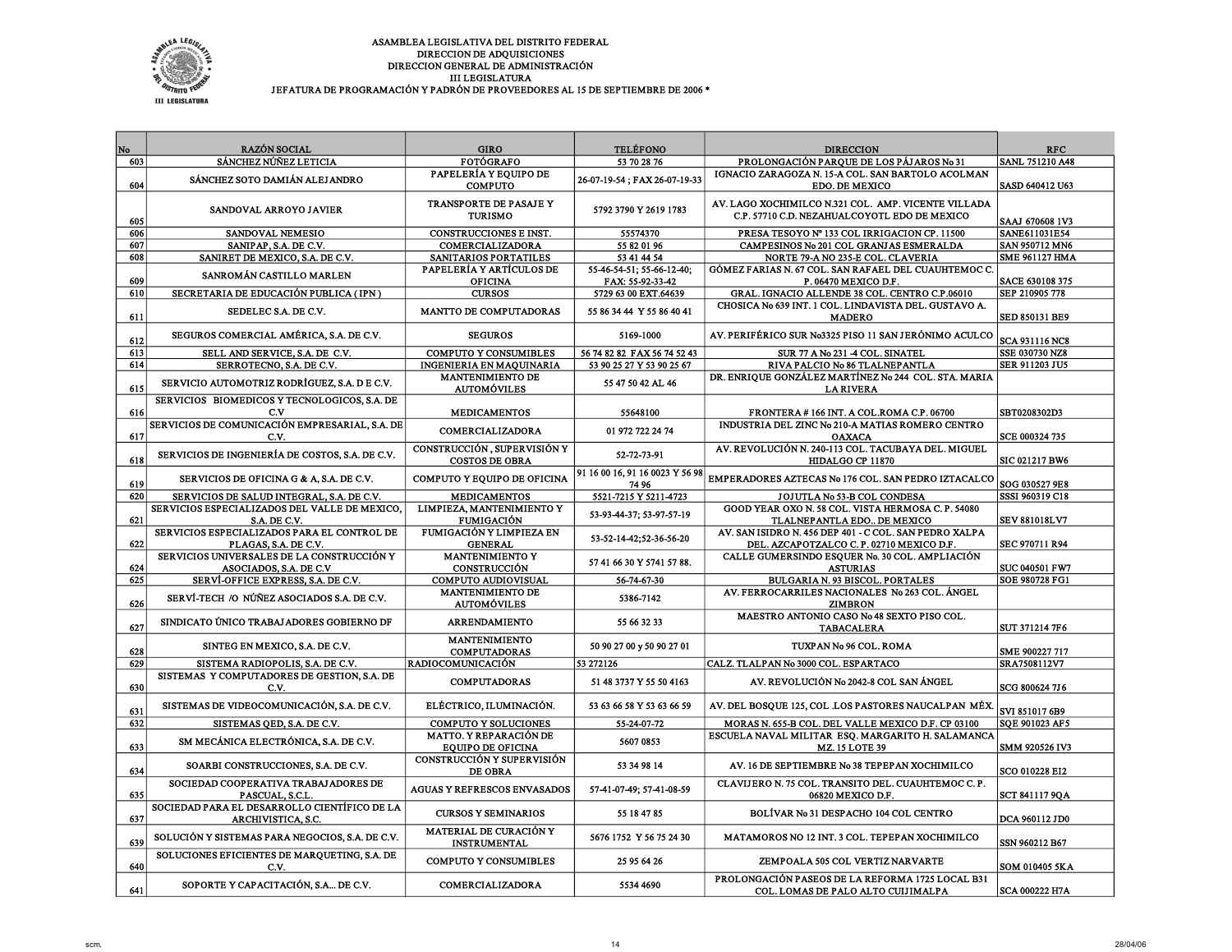ASAMBLEA LEGISLATIVA DEL DISTRITO FEDERAL
DIRECCION DE ADQUISICIONES
DIRECCION GENERAL DE ADMINISTRACIÓN
III LEGISLATURA
JEFATURA DE PROGRAMACIÓN Y PADRÓN DE PROVEEDORES AL 15 DE SEPTIEMBRE DE 2006 *

| No | RAZÓN SOCIAL | GIRO | TELÉFONO | DIRECCION | RFC |
|---|---|---|---|---|---|
| 603 | SÁNCHEZ NÚÑEZ LETICIA | FOTÓGRAFO | 53 70 28 76 | PROLONGACIÓN PARQUE DE LOS PÁJAROS No 31 | SANL 751210 A48 |
| 604 | SÁNCHEZ SOTO DAMIÁN ALEJANDRO | PAPELERÍA Y EQUIPO DE COMPUTO | 26-07-19-54 ; FAX 26-07-19-33 | IGNACIO ZARAGOZA N. 15-A COL. SAN BARTOLO ACOLMAN EDO. DE MEXICO | SASD 640412 U63 |
| 605 | SANDOVAL ARROYO JAVIER | TRANSPORTE DE PASAJE Y TURISMO | 5792 3790 Y 2619 1783 | AV. LAGO XOCHIMILCO N.321 COL. AMP. VICENTE VILLADA C.P. 57710 C.D. NEZAHUALCOYOTL EDO DE MEXICO | SAAJ 670608 1V3 |
| 606 | SANDOVAL NEMESIO | CONSTRUCCIONES E INST. | 55574370 | PRESA TESOYO Nº 133 COL IRRIGACION CP. 11500 | SANE611031E54 |
| 607 | SANIPAP, S.A. DE C.V. | COMERCIALIZADORA | 55 82 01 96 | CAMPESINOS No 201 COL GRANJAS ESMERALDA | SAN 950712 MN6 |
| 608 | SANIRET DE MEXICO, S.A. DE C.V. | SANITARIOS PORTATILES | 53 41 44 54 | NORTE 79-A NO 235-E COL. CLAVERIA | SME 961127 HMA |
| 609 | SANROMÁN CASTILLO MARLEN | PAPELERÍA Y ARTÍCULOS DE OFICINA | 55-46-54-51; 55-66-12-40; FAX: 55-92-33-42 | GÓMEZ FARIAS N. 67 COL. SAN RAFAEL DEL CUAUHTEMOC C. P. 06470 MEXICO D.F. | SACE 630108 375 |
| 610 | SECRETARIA DE EDUCACIÓN PUBLICA ( IPN ) | CURSOS | 5729 63 00 EXT.64639 | GRAL. IGNACIO ALLENDE 38 COL. CENTRO C.P.06010 | SEP 210905 778 |
| 611 | SEDELEC S.A. DE C.V. | MANTTO DE COMPUTADORAS | 55 86 34 44 Y 55 86 40 41 | CHOSICA No 639 INT. 1 COL. LINDAVISTA DEL. GUSTAVO A. MADERO | SED 850131 BE9 |
| 612 | SEGUROS COMERCIAL AMÉRICA, S.A. DE C.V. | SEGUROS | 5169-1000 | AV. PERIFÉRICO SUR No3325 PISO 11 SAN JERÓNIMO ACULCO | SCA 931116 NC8 |
| 613 | SELL AND SERVICE, S.A. DE C.V. | COMPUTO Y CONSUMIBLES | 56 74 82 82 FAX 56 74 52 43 | SUR 77 A No 231 -4 COL. SINATEL | SSE 030730 NZ8 |
| 614 | SERROTECNO, S.A. DE C.V. | INGENIERIA EN MAQUINARIA | 53 90 25 27 Y 53 90 25 67 | RIVA PALCIO No 86 TLALNEPANTLA | SER 911203 JU5 |
| 615 | SERVICIO AUTOMOTRIZ RODRÍGUEZ, S.A. D E C.V. | MANTENIMIENTO DE AUTOMÓVILES | 55 47 50 42 AL 46 | DR. ENRIQUE GONZÁLEZ MARTÍNEZ No 244 COL. STA. MARIA LA RIVERA | |
| 616 | SERVICIOS BIOMEDICOS Y TECNOLOGICOS, S.A. DE C.V | MEDICAMENTOS | 55648100 | FRONTERA # 166 INT. A COL.ROMA C.P. 06700 | SBT0208302D3 |
| 617 | SERVICIOS DE COMUNICACIÓN EMPRESARIAL, S.A. DE C.V. | COMERCIALIZADORA | 01 972 722 24 74 | INDUSTRIA DEL ZINC No 210-A MATIAS ROMERO CENTRO OAXACA | SCE 000324 735 |
| 618 | SERVICIOS DE INGENIERÍA DE COSTOS, S.A. DE C.V. | CONSTRUCCIÓN , SUPERVISIÓN Y COSTOS DE OBRA | 52-72-73-91 | AV. REVOLUCIÓN N. 240-113 COL. TACUBAYA DEL. MIGUEL HIDALGO CP 11870 | SIC 021217 BW6 |
| 619 | SERVICIOS DE OFICINA G & A, S.A. DE C.V. | COMPUTO Y EQUIPO DE OFICINA | 91 16 00 16, 91 16 0023 Y 56 98 74 96 | EMPERADORES AZTECAS No 176 COL. SAN PEDRO IZTACALCO | SOG 030527 9E8 |
| 620 | SERVICIOS DE SALUD INTEGRAL, S.A. DE C.V. | MEDICAMENTOS | 5521-7215 Y 5211-4723 | JOJUTLA No 53-B COL CONDESA | SSSI 960319 C18 |
| 621 | SERVICIOS ESPECIALIZADOS DEL VALLE DE MEXICO, S.A. DE C.V. | LIMPIEZA, MANTENIMIENTO Y FUMIGACIÓN | 53-93-44-37; 53-97-57-19 | GOOD YEAR OXO N. 58 COL. VISTA HERMOSA C. P. 54080 TLALNEPANTLA EDO.. DE MEXICO | SEV 881018LV7 |
| 622 | SERVICIOS ESPECIALIZADOS PARA EL CONTROL DE PLAGAS, S.A. DE C.V. | FUMIGACIÓN Y LIMPIEZA EN GENERAL | 53-52-14-42;52-36-56-20 | AV. SAN ISIDRO N. 456 DEP 401 - C COL. SAN PEDRO XALPA DEL. AZCAPOTZALCO C. P. 02710 MEXICO D.F. | SEC 970711 R94 |
| 624 | SERVICIOS UNIVERSALES DE LA CONSTRUCCIÓN Y ASOCIADOS, S.A. DE C.V | MANTENIMIENTO Y CONSTRUCCIÓN | 57 41 66 30 Y 5741 57 88. | CALLE GUMERSINDO ESQUER No. 30 COL. AMPLIACIÓN ASTURIAS | SUC 040501 FW7 |
| 625 | SERVÍ-OFFICE EXPRESS, S.A. DE C.V. | COMPUTO AUDIOVISUAL | 56-74-67-30 | BULGARIA N. 93 BISCOL. PORTALES | SOE 980728 FG1 |
| 626 | SERVÍ-TECH /O NÚÑEZ ASOCIADOS S.A. DE C.V. | MANTENIMIENTO DE AUTOMÓVILES | 5386-7142 | AV. FERROCARRILES NACIONALES No 263 COL. ÁNGEL ZIMBRON | |
| 627 | SINDICATO ÚNICO TRABAJADORES GOBIERNO DF | ARRENDAMIENTO | 55 66 32 33 | MAESTRO ANTONIO CASO No 48 SEXTO PISO COL. TABACALERA | SUT 371214 7F6 |
| 628 | SINTEG EN MEXICO, S.A. DE C.V. | MANTENIMIENTO COMPUTADORAS | 50 90 27 00 y 50 90 27 01 | TUXPAN No 96 COL. ROMA | SME 900227 717 |
| 629 | SISTEMA RADIOPOLIS, S.A. DE C.V. | RADIOCOMUNICACIÓN | 53 272126 | CALZ. TLALPAN No 3000 COL. ESPARTACO | SRA7508112V7 |
| 630 | SISTEMAS Y COMPUTADORES DE GESTION, S.A. DE C.V. | COMPUTADORAS | 51 48 3737 Y 55 50 4163 | AV. REVOLUCIÓN No 2042-8 COL SAN ÁNGEL | SCG 800624 7J6 |
| 631 | SISTEMAS DE VIDEOCOMUNICACIÓN, S.A. DE C.V. | ELÉCTRICO, ILUMINACIÓN. | 53 63 66 58 Y 53 63 66 59 | AV. DEL BOSQUE 125, COL .LOS PASTORES NAUCALPAN MÉX. | SVI 851017 6B9 |
| 632 | SISTEMAS QED, S.A. DE C.V. | COMPUTO Y SOLUCIONES | 55-24-07-72 | MORAS N. 655-B COL. DEL VALLE MEXICO D.F. CP 03100 | SQE 901023 AF5 |
| 633 | SM MECÁNICA ELECTRÓNICA, S.A. DE C.V. | MATTO. Y REPARACIÓN DE EQUIPO DE OFICINA | 5607 0853 | ESCUELA NAVAL MILITAR ESQ. MARGARITO H. SALAMANCA MZ. 15 LOTE 39 | SMM 920526 IV3 |
| 634 | SOARBI CONSTRUCCIONES, S.A. DE C.V. | CONSTRUCCIÓN Y SUPERVISIÓN DE OBRA | 53 34 98 14 | AV. 16 DE SEPTIEMBRE No 38 TEPEPAN XOCHIMILCO | SCO 010228 EI2 |
| 635 | SOCIEDAD COOPERATIVA TRABAJADORES DE PASCUAL, S.C.L. | AGUAS Y REFRESCOS ENVASADOS | 57-41-07-49; 57-41-08-59 | CLAVIJERO N. 75 COL. TRANSITO DEL. CUAUHTEMOC C. P. 06820 MEXICO D.F. | SCT 841117 9QA |
| 637 | SOCIEDAD PARA EL DESARROLLO CIENTÍFICO DE LA ARCHIVISTICA, S.C. | CURSOS Y SEMINARIOS | 55 18 47 85 | BOLÍVAR No 31 DESPACHO 104 COL CENTRO | DCA 960112 JD0 |
| 639 | SOLUCIÓN Y SISTEMAS PARA NEGOCIOS, S.A. DE C.V. | MATERIAL DE CURACIÓN Y INSTRUMENTAL | 5676 1752 Y 56 75 24 30 | MATAMOROS NO 12 INT. 3 COL. TEPEPAN XOCHIMILCO | SSN 960212 B67 |
| 640 | SOLUCIONES EFICIENTES DE MARQUETING, S.A. DE C.V. | COMPUTO Y CONSUMIBLES | 25 95 64 26 | ZEMPOALA 505 COL VERTIZ NARVARTE | SOM 010405 5KA |
| 641 | SOPORTE Y CAPACITACIÓN, S.A... DE C.V. | COMERCIALIZADORA | 5534 4690 | PROLONGACIÓN PASEOS DE LA REFORMA 1725 LOCAL B31 COL. LOMAS DE PALO ALTO CUIJIMALPA | SCA 000222 H7A |

scm. 28/04/06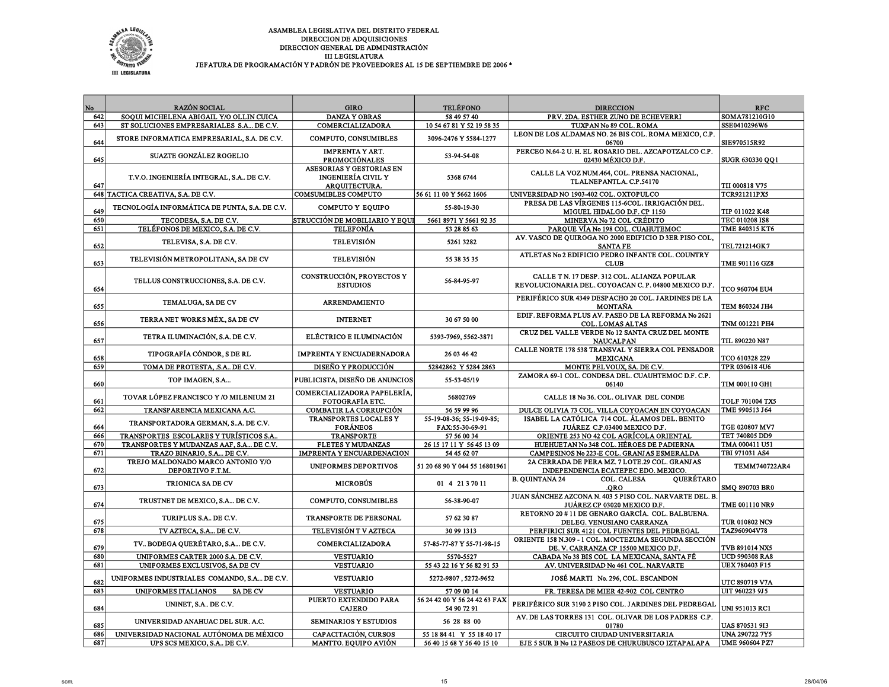ASAMBLEA LEGISLATIVA DEL DISTRITO FEDERAL
DIRECCION DE ADQUISICIONES
DIRECCION GENERAL DE ADMINISTRACIÓN
III LEGISLATURA
JEFATURA DE PROGRAMACIÓN Y PADRÓN DE PROVEEDORES AL 15 DE SEPTIEMBRE DE 2006 *

| No | RAZÓN SOCIAL | GIRO | TELÉFONO | DIRECCION | RFC |
|---|---|---|---|---|---|
| 642 | SOQUI MICHELENA ABIGAIL Y/O OLLIN CUICA | DANZA Y OBRAS | 58 49 57 40 | PRV. 2DA. ESTHER ZUNO DE ECHEVERRI | SOMA781210G10 |
| 643 | ST SOLUCIONES EMPRESARIALES S.A... DE C.V. | COMERCIALIZADORA | 10 54 67 81 Y 52 19 58 35 | TUXPAN No 89 COL. ROMA | SSE0410296W6 |
| 644 | STORE INFORMATICA EMPRESARIAL, S.A. DE C.V. | COMPUTO, CONSUMIBLES | 3096-2476 Y 5584-1277 | LEON DE LOS ALDAMAS NO. 26 BIS COL. ROMA MEXICO, C.P. 06700 | SIE970515R92 |
| 645 | SUAZTE GONZÁLEZ ROGELIO | IMPRENTA Y ART. PROMOCIÓNALES | 53-94-54-08 | PERCEO N.64-2 U. H. EL ROSARIO DEL. AZCAPOTZALCO C.P. 02430 MÉXICO D.F. | SUGR 630330 QQ1 |
| 647 | T.V.O. INGENIERÍA INTEGRAL, S.A.. DE C.V. | ASESORIAS Y GESTORIAS EN INGENIERÍA CIVIL Y ARQUITECTURA. | 5368 6744 | CALLE LA VOZ NUM.464, COL. PRENSA NACIONAL, TLALNEPANTLA. C.P.54170 | TII 000818 V75 |
| 648 | TACTICA CREATIVA, S.A. DE C.V. | COMSUMIBLES COMPUTO | 56 61 11 00 Y 5662 1606 | UNIVERSIDAD NO 1903-402 COL. OXTOPULCO | TCR921211PX5 |
| 649 | TECNOLOGÍA INFORMÁTICA DE PUNTA, S.A. DE C.V. | COMPUTO Y EQUIPO | 55-80-19-30 | PRESA DE LAS VÍRGENES 115-6COL. IRRIGACIÓN DEL. MIGUEL HIDALGO D.F. CP 1150 | TIP 011022 K48 |
| 650 | TECODESA, S.A. DE C.V. | STRUCCIÓN DE MOBILIARIO Y EQUI | 5661 8971 Y 5661 92 35 | MINERVA No 72 COL CRÉDITO | TEC 010208 IS8 |
| 651 | TELÉFONOS DE MEXICO, S.A. DE C.V. | TELEFONÍA | 53 28 85 63 | PARQUE VÍA No 198 COL. CUAHUTEMOC | TME 840315 KT6 |
| 652 | TELEVISA, S.A. DE C.V. | TELEVISIÓN | 5261 3282 | AV. VASCO DE QUIROGA NO 2000 EDIFICIO D 3ER PISO COL, SANTA FE | TEL721214GK7 |
| 653 | TELEVISIÓN METROPOLITANA, SA DE CV | TELEVISIÓN | 55 38 35 35 | ATLETAS No 2 EDIFICIO PEDRO INFANTE COL. COUNTRY CLUB | TME 901116 GZ8 |
| 654 | TELLUS CONSTRUCCIONES, S.A. DE C.V. | CONSTRUCCIÓN, PROYECTOS Y ESTUDIOS | 56-84-95-97 | CALLE T N. 17 DESP. 312 COL. ALIANZA POPULAR REVOLUCIONARIA DEL. COYOACAN C. P. 04800 MEXICO D.F. | TCO 960704 EU4 |
| 655 | TEMALUGA, SA DE CV | ARRENDAMIENTO | | PERIFÉRICO SUR 4349 DESPACHO 20 COL. JARDINES DE LA MONTAÑA | TEM 860324 JH4 |
| 656 | TERRA NET WORKS MÉX., SA DE CV | INTERNET | 30 67 50 00 | EDIF. REFORMA PLUS AV. PASEO DE LA REFORMA No 2621 COL. LOMAS ALTAS | TNM 001221 PH4 |
| 657 | TETRA ILUMINACIÓN, S.A. DE C.V. | ELÉCTRICO E ILUMINACIÓN | 5393-7969, 5562-3871 | CRUZ DEL VALLE VERDE No 12 SANTA CRUZ DEL MONTE NAUCALPAN | TIL 890220 N87 |
| 658 | TIPOGRAFÍA CÓNDOR, S DE RL | IMPRENTA Y ENCUADERNADORA | 26 03 46 42 | CALLE NORTE 178 538 TRANSVAL Y SIERRA COL PENSADOR MEXICANA | TCO 610328 229 |
| 659 | TOMA DE PROTESTA, .S.A.. DE C.V. | DISEÑO Y PRODUCCIÓN | 52842862 Y 5284 2863 | MONTE PELVOUX, SA. DE C.V. | TPR 030618 4U6 |
| 660 | TOP IMAGEN, S.A... | PUBLICISTA, DISEÑO DE ANUNCIOS | 55-53-05/19 | ZAMORA 69-1 COL. CONDESA DEL. CUAUHTEMOC D.F. C.P. 06140 | TIM 000110 GH1 |
| 661 | TOVAR LÓPEZ FRANCISCO Y /O MILENIUM 21 | COMERCIALIZADORA PAPELERÍA, FOTOGRAFÍA ETC. | 56802769 | CALLE 18 No 36. COL. OLIVAR DEL CONDE | TOLF 701004 TX5 |
| 662 | TRANSPARENCIA MEXICANA A.C. | COMBATIR LA CORRUPCIÓN | 56 59 99 96 | DULCE OLIVIA 73 COL. VILLA COYOACAN EN COYOACAN | TME 990513 J64 |
| 664 | TRANSPORTADORA GERMAN, S..A. DE C.V. | TRANSPORTES LOCALES Y FORÁNEOS | 55-19-08-36; 55-19-09-85; FAX:55-30-69-91 | ISABEL LA CATÓLICA 714 COL. ÁLAMOS DEL. BENITO JUÁREZ C.P.03400 MEXICO D.F. | TGE 020807 MV7 |
| 666 | TRANSPORTES ESCOLARES Y TURÍSTICOS S.A.. | TRANSPORTE | 57 56 00 34 | ORIENTE 253 NO 42 COL AGRÍCOLA ORIENTAL | TET 740805 DD9 |
| 670 | TRANSPORTES Y MUDANZAS AAF, S.A... DE C.V. | FLETES Y MUDANZAS | 26 15 17 11 Y 56 45 13 09 | HUEHUETAN No 348 COL. HÉROES DE PADIERNA | TMA 000411 U51 |
| 671 | TRAZO BINARIO, S.A... DE C.V. | IMPRENTA Y ENCUARDENACION | 54 45 62 07 | CAMPESINOS No 223-E COL. GRANJAS ESMERALDA | TBI 971031 AS4 |
| 672 | TREJO MALDONADO MARCO ANTONIO Y/O DEPORTIVO F.T.M. | UNIFORMES DEPORTIVOS | 51 20 68 90 Y 044 55 16801961 | 2A CERRADA DE PERA MZ. 7 LOTE.29 COL. GRANJAS INDEPENDENCIA ECATEPEC EDO. MEXICO. | TEMM740722AR4 |
| 673 | TRIONICA SA DE CV | MICROBÚS | 01 4 21 3 70 11 | B. QUINTANA 24 COL. CALESA QUERÉTARO .QRO | SMQ 890703 BR0 |
| 674 | TRUSTNET DE MEXICO, S.A... DE C.V. | COMPUTO, CONSUMIBLES | 56-38-90-07 | JUAN SÁNCHEZ AZCONA N. 403 5 PISO COL. NARVARTE DEL. B. JUÁREZ CP 03020 MEXICO D.F. | TME 001110 NR9 |
| 675 | TURIPLUS S.A.. DE C.V. | TRANSPORTE DE PERSONAL | 57 62 30 87 | RETORNO 20 # 11 DE GENARO GARCÍA. COL. BALBUENA. DELEG. VENUSIANO CARRANZA | TUR 010802 NC9 |
| 678 | TV AZTECA, S.A... DE C.V. | TELEVISIÓN T V AZTECA | 30 99 1313 | PERFIRICI SUR 4121 COL FUENTES DEL PEDREGAL | TAZ960904V78 |
| 679 | TV.. BODEGA QUERÉTARO, S.A... DE C.V. | COMERCIALIZADORA | 57-85-77-87 Y 55-71-98-15 | ORIENTE 158 N.309 - 1 COL. MOCTEZUMA SEGUNDA SECCIÓN DE. V. CARRANZA CP 15500 MEXICO D.F. | TVB 891014 NX5 |
| 680 | UNIFORMES CARTER 2000 S.A. DE C.V. | VESTUARIO | 5570-5527 | CABADA No 38 BIS COL LA MEXICANA, SANTA FÉ | UCD 990308 RA8 |
| 681 | UNIFORMES EXCLUSIVOS, SA DE CV | VESTUARIO | 55 43 22 16 Y 56 82 91 53 | AV. UNIVERSIDAD No 461 COL. NARVARTE | UEX 780403 F15 |
| 682 | UNIFORMES INDUSTRIALES COMANDO, S.A... DE C.V. | VESTUARIO | 5272-9807 , 5272-9652 | JOSÉ MARTI No. 296, COL. ESCANDON | UTC 890719 V7A |
| 683 | UNIFORMES ITALIANOS SA DE CV | VESTUARIO | 57 09 00 14 | FR. TERESA DE MIER 42-902 COL CENTRO | UIT 960223 9J5 |
| 684 | UNINET, S.A.. DE C.V. | PUERTO EXTENDIDO PARA CAJERO | 56 24 42 00 Y 56 24 42 63 FAX 54 90 72 91 | PERIFÉRICO SUR 3190 2 PISO COL. JARDINES DEL PEDREGAL | UNI 951013 RC1 |
| 685 | UNIVERSIDAD ANAHUAC DEL SUR. A.C. | SEMINARIOS Y ESTUDIOS | 56 28 88 00 | AV. DE LAS TORRES 131 COL. OLIVAR DE LOS PADRES C.P. 01780 | UAS 870531 9I3 |
| 686 | UNIVERSIDAD NACIONAL AUTÓNOMA DE MÉXICO | CAPACITACIÓN, CURSOS | 55 18 84 41 Y 55 18 40 17 | CIRCUITO CIUDAD UNIVERSITARIA | UNA 290722 7Y5 |
| 687 | UPS SCS MEXICO, S.A.. DE C.V. | MANTTO. EQUIPO AVIÓN | 56 40 15 68 Y 56 40 15 10 | EJE 5 SUR B No 12 PASEOS DE CHURUBUSCO IZTAPALAPA | UME 960604 PZ7 |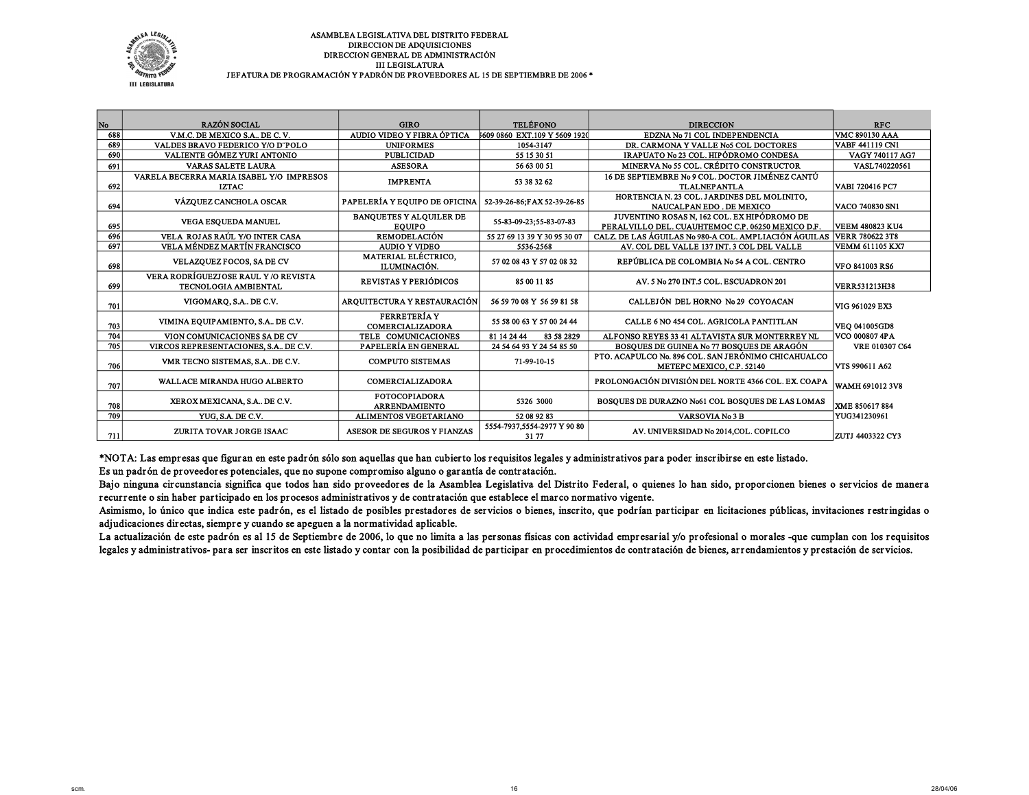ASAMBLEA LEGISLATIVA DEL DISTRITO FEDERAL
DIRECCION DE ADQUISICIONES
DIRECCION GENERAL DE ADMINISTRACIÓN
III LEGISLATURA
JEFATURA DE PROGRAMACIÓN Y PADRÓN DE PROVEEDORES AL 15 DE SEPTIEMBRE DE 2006 *

| No | RAZÓN SOCIAL | GIRO | TELÉFONO | DIRECCION | RFC |
|---|---|---|---|---|---|
| 688 | V.M.C. DE MEXICO S.A.. DE C. V. | AUDIO VIDEO Y FIBRA ÓPTICA | 5609 0860 EXT.109 Y 5609 1920 | EDZNA No 71 COL INDEPENDENCIA | VMC 890130 AAA |
| 689 | VALDES BRAVO FEDERICO Y/O D"POLO | UNIFORMES | 1054-3147 | DR. CARMONA Y VALLE No5 COL DOCTORES | VABF 441119 CN1 |
| 690 | VALIENTE GÓMEZ YURI ANTONIO | PUBLICIDAD | 55 15 30 51 | IRAPUATO No 23 COL. HIPÓDROMO CONDESA | VAGY 740117 AG7 |
| 691 | VARAS SALETE LAURA | ASESORA | 56 63 00 51 | MINERVA No 55 COL. CRÉDITO CONSTRUCTOR | VASL740220561 |
| 692 | VARELA BECERRA MARIA ISABEL Y/O IMPRESOS IZTAC | IMPRENTA | 53 38 32 62 | 16 DE SEPTIEMBRE No 9 COL. DOCTOR JIMÉNEZ CANTÚ TLALNEPANTLA | VABI 720416 PC7 |
| 694 | VÁZQUEZ CANCHOLA OSCAR | PAPELERÍA Y EQUIPO DE OFICINA | 52-39-26-86;FAX 52-39-26-85 | HORTENCIA N. 23 COL. JARDINES DEL MOLINITO, NAUCALPAN EDO . DE MEXICO | VACO 740830 SN1 |
| 695 | VEGA ESQUEDA MANUEL | BANQUETES Y ALQUILER DE EQUIPO | 55-83-09-23;55-83-07-83 | JUVENTINO ROSAS N, 162 COL. EX HIPÓDROMO DE PERALVILLO DEL. CUAUHTEMOC C.P. 06250 MEXICO D.F. | VEEM 480823 KU4 |
| 696 | VELA ROJAS RAÚL Y/O INTER CASA | REMODELACIÓN | 55 27 69 13 39 Y 30 95 30 07 | CALZ. DE LAS ÁGUILAS No 980-A COL. AMPLIACIÓN ÁGUILAS | VERR 780622 3T8 |
| 697 | VELA MÉNDEZ MARTÍN FRANCISCO | AUDIO Y VIDEO | 5536-2568 | AV. COL DEL VALLE 137 INT. 3 COL DEL VALLE | VEMM 611105 KX7 |
| 698 | VELAZQUEZ FOCOS, SA DE CV | MATERIAL ELÉCTRICO, ILUMINACIÓN. | 57 02 08 43 Y 57 02 08 32 | REPÚBLICA DE COLOMBIA No 54 A COL. CENTRO | VFO 841003 RS6 |
| 699 | VERA RODRÍGUEZJOSE RAUL Y /O REVISTA TECNOLOGIA AMBIENTAL | REVISTAS Y PERIÓDICOS | 85 00 11 85 | AV. 5 No 270 INT.5 COL. ESCUADRON 201 | VERR531213H38 |
| 701 | VIGOMARQ, S.A.. DE C.V. | ARQUITECTURA Y RESTAURACIÓN | 56 59 70 08 Y 56 59 81 58 | CALLEJÓN DEL HORNO No 29 COYOACAN | VIG 961029 EX3 |
| 703 | VIMINA EQUIPAMIENTO, S.A.. DE C.V. | FERRETERÍA Y COMERCIALIZADORA | 55 58 00 63 Y 57 00 24 44 | CALLE 6 NO 454 COL. AGRICOLA PANTITLAN | VEQ 041005GD8 |
| 704 | VION COMUNICACIONES SA DE CV | TELE COMUNICACIONES | 81 14 24 44 83 58 2829 | ALFONSO REYES 33 41 ALTAVISTA SUR MONTERREY NL | VCO 000807 4PA |
| 705 | VIRCOS REPRESENTACIONES, S.A.. DE C.V. | PAPELERÍA EN GENERAL | 24 54 64 93 Y 24 54 85 50 | BOSQUES DE GUINEA No 77 BOSQUES DE ARAGÓN | VRE 010307 C64 |
| 706 | VMR TECNO SISTEMAS, S.A.. DE C.V. | COMPUTO SISTEMAS | 71-99-10-15 | PTO. ACAPULCO No. 896 COL. SAN JERÓNIMO CHICAHUALCO METEPC MEXICO, C.P. 52140 | VTS 990611 A62 |
| 707 | WALLACE MIRANDA HUGO ALBERTO | COMERCIALIZADORA | | PROLONGACIÓN DIVISIÓN DEL NORTE 4366 COL. EX. COAPA | WAMH 691012 3V8 |
| 708 | XEROX MEXICANA, S.A.. DE C.V. | FOTOCOPIADORA ARRENDAMIENTO | 5326 3000 | BOSQUES DE DURAZNO No61 COL BOSQUES DE LAS LOMAS | XME 850617 884 |
| 709 | YUG, S.A. DE C.V. | ALIMENTOS VEGETARIANO | 52 08 92 83 | VARSOVIA No 3 B | YUG341230961 |
| 711 | ZURITA TOVAR JORGE ISAAC | ASESOR DE SEGUROS Y FIANZAS | 5554-7937,5554-2977 Y 90 80 31 77 | AV. UNIVERSIDAD No 2014,COL. COPILCO | ZUTJ 4403322 CY3 |

*NOTA: Las empresas que figuran en este padrón sólo son aquellas que han cubierto los requisitos legales y administrativos para poder inscribirse en este listado.
Es un padrón de proveedores potenciales, que no supone compromiso alguno o garantía de contratación.
Bajo ninguna circunstancia significa que todos han sido proveedores de la Asamblea Legislativa del Distrito Federal, o quienes lo han sido, proporcionen bienes o servicios de manera recurrente o sin haber participado en los procesos administrativos y de contratación que establece el marco normativo vigente.
Asimismo, lo único que indica este padrón, es el listado de posibles prestadores de servicios o bienes, inscrito, que podrían participar en licitaciones públicas, invitaciones restringidas o adjudicaciones directas, siempre y cuando se apeguen a la normatividad aplicable.
La actualización de este padrón es al 15 de Septiembre de 2006, lo que no limita a las personas físicas con actividad empresarial y/o profesional o morales -que cumplan con los requisitos legales y administrativos- para ser inscritos en este listado y contar con la posibilidad de participar en procedimientos de contratación de bienes, arrendamientos y prestación de servicios.